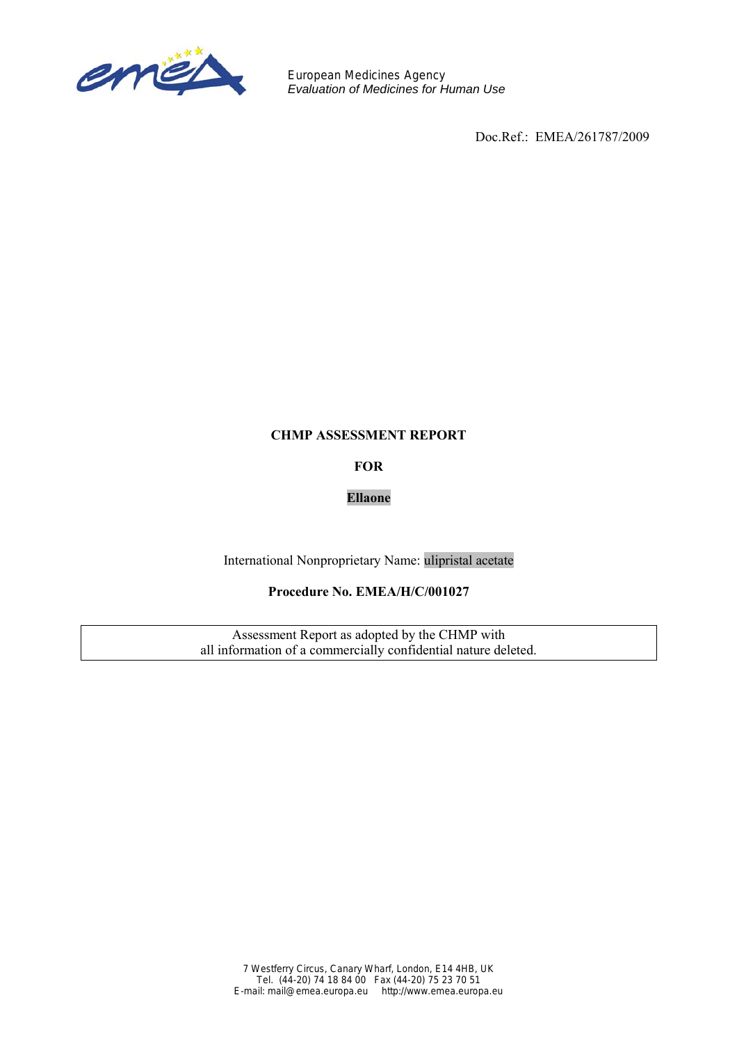European Medicines Agency
*Evaluation of Medicines for Human Use*

Doc.Ref.: EMEA/261787/2009

**CHMP ASSESSMENT REPORT**

**FOR**

**Ellaone**

International Nonproprietary Name: ulipristal acetate

**Procedure No. EMEA/H/C/001027**

Assessment Report as adopted by the CHMP with all information of a commercially confidential nature deleted.

7 Westferry Circus, Canary Wharf, London, E14 4HB, UK
Tel. (44-20) 74 18 84 00 Fax (44-20) 75 23 70 51
E-mail: mail@emea.europa.eu http://www.emea.europa.eu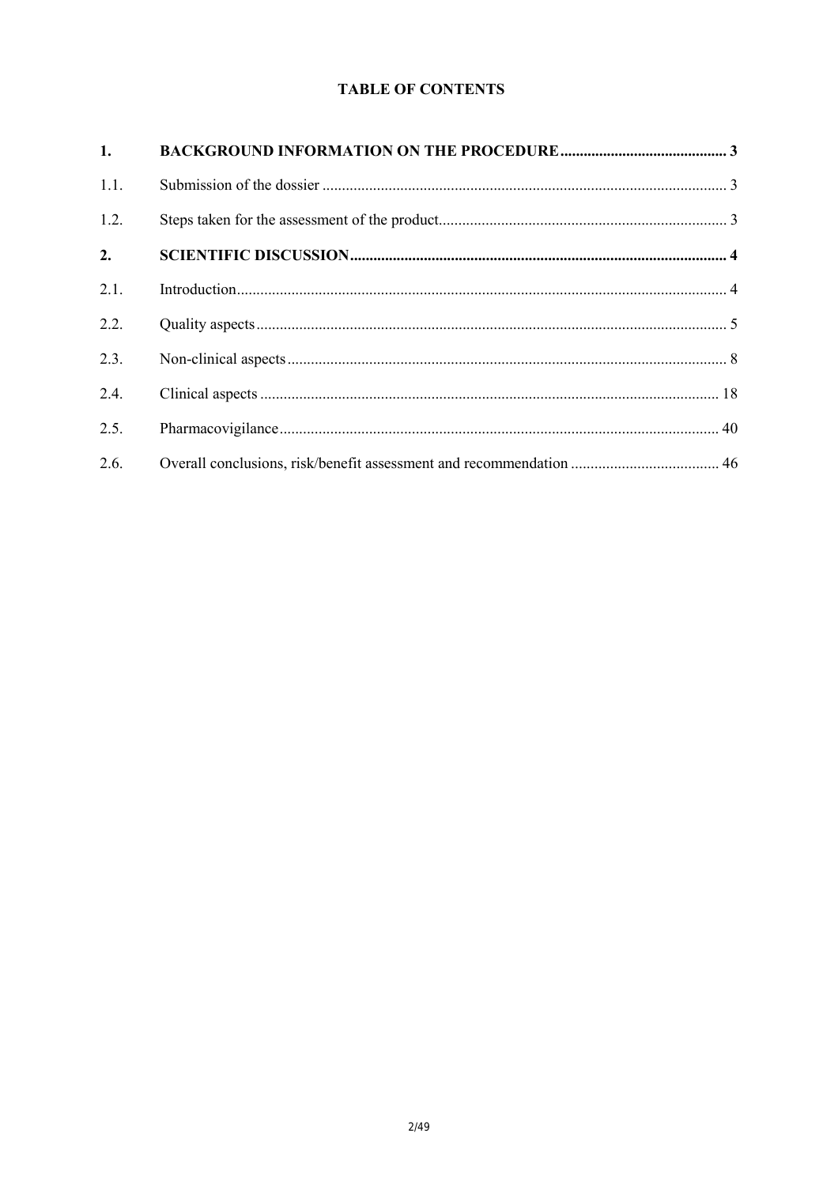**TABLE OF CONTENTS**

| | | |
|---|---|---|
| **1.** | **BACKGROUND INFORMATION ON THE PROCEDURE** | **3** |
| 1.1. | Submission of the dossier | 3 |
| 1.2. | Steps taken for the assessment of the product | 3 |
| **2.** | **SCIENTIFIC DISCUSSION** | **4** |
| 2.1. | Introduction | 4 |
| 2.2. | Quality aspects | 5 |
| 2.3. | Non-clinical aspects | 8 |
| 2.4. | Clinical aspects | 18 |
| 2.5. | Pharmacovigilance | 40 |
| 2.6. | Overall conclusions, risk/benefit assessment and recommendation | 46 |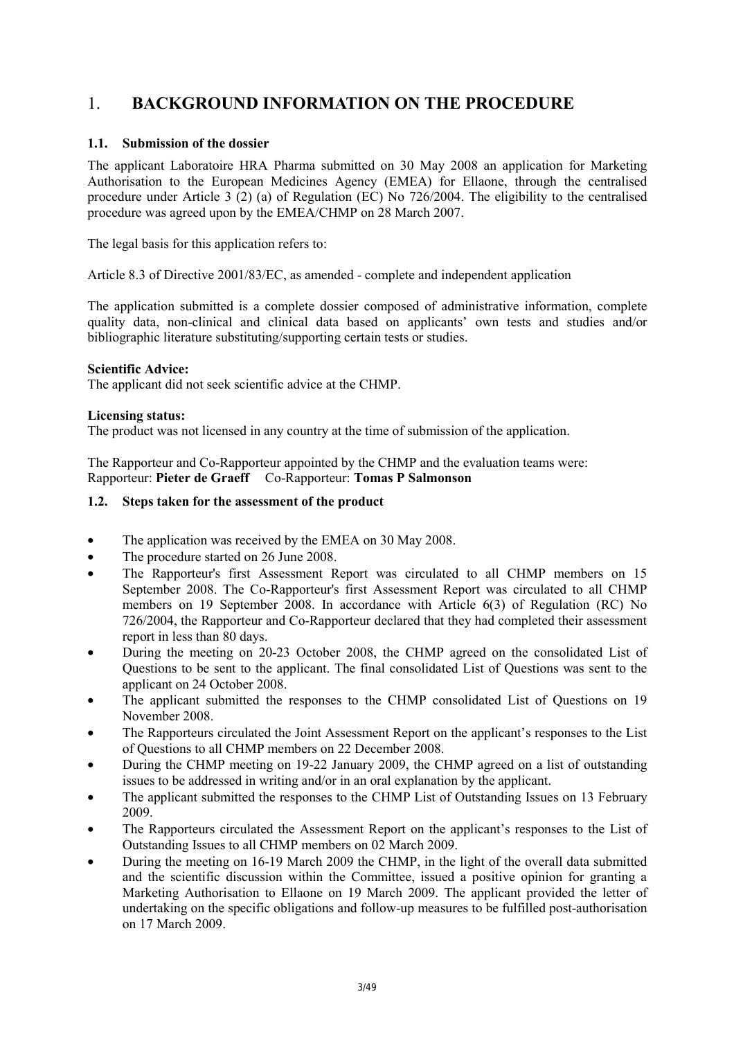# 1. BACKGROUND INFORMATION ON THE PROCEDURE

## 1.1. Submission of the dossier

The applicant Laboratoire HRA Pharma submitted on 30 May 2008 an application for Marketing Authorisation to the European Medicines Agency (EMEA) for Ellaone, through the centralised procedure under Article 3 (2) (a) of Regulation (EC) No 726/2004. The eligibility to the centralised procedure was agreed upon by the EMEA/CHMP on 28 March 2007.

The legal basis for this application refers to:

Article 8.3 of Directive 2001/83/EC, as amended - complete and independent application

The application submitted is a complete dossier composed of administrative information, complete quality data, non-clinical and clinical data based on applicants' own tests and studies and/or bibliographic literature substituting/supporting certain tests or studies.

**Scientific Advice:**
The applicant did not seek scientific advice at the CHMP.

**Licensing status:**
The product was not licensed in any country at the time of submission of the application.

The Rapporteur and Co-Rapporteur appointed by the CHMP and the evaluation teams were:
Rapporteur: **Pieter de Graeff** Co-Rapporteur: **Tomas P Salmonson**

## 1.2. Steps taken for the assessment of the product

- The application was received by the EMEA on 30 May 2008.
- The procedure started on 26 June 2008.
- The Rapporteur's first Assessment Report was circulated to all CHMP members on 15 September 2008. The Co-Rapporteur's first Assessment Report was circulated to all CHMP members on 19 September 2008. In accordance with Article 6(3) of Regulation (RC) No 726/2004, the Rapporteur and Co-Rapporteur declared that they had completed their assessment report in less than 80 days.
- During the meeting on 20-23 October 2008, the CHMP agreed on the consolidated List of Questions to be sent to the applicant. The final consolidated List of Questions was sent to the applicant on 24 October 2008.
- The applicant submitted the responses to the CHMP consolidated List of Questions on 19 November 2008.
- The Rapporteurs circulated the Joint Assessment Report on the applicant's responses to the List of Questions to all CHMP members on 22 December 2008.
- During the CHMP meeting on 19-22 January 2009, the CHMP agreed on a list of outstanding issues to be addressed in writing and/or in an oral explanation by the applicant.
- The applicant submitted the responses to the CHMP List of Outstanding Issues on 13 February 2009.
- The Rapporteurs circulated the Assessment Report on the applicant's responses to the List of Outstanding Issues to all CHMP members on 02 March 2009.
- During the meeting on 16-19 March 2009 the CHMP, in the light of the overall data submitted and the scientific discussion within the Committee, issued a positive opinion for granting a Marketing Authorisation to Ellaone on 19 March 2009. The applicant provided the letter of undertaking on the specific obligations and follow-up measures to be fulfilled post-authorisation on 17 March 2009.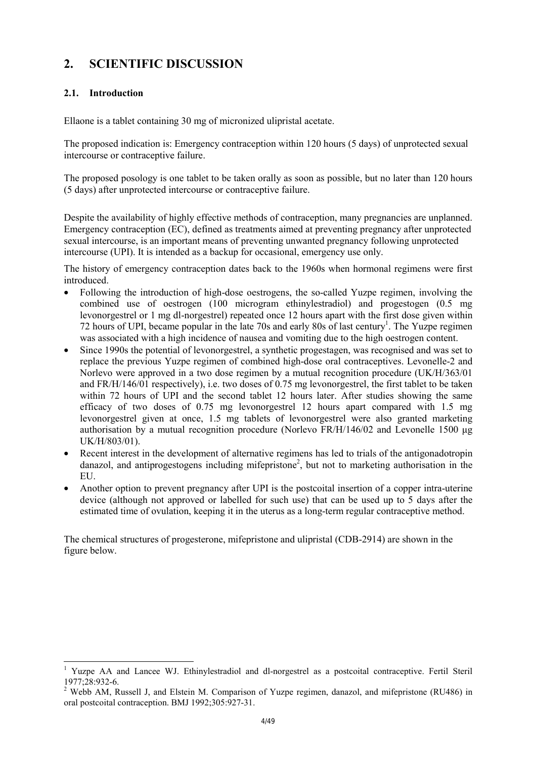## 2. SCIENTIFIC DISCUSSION

### 2.1. Introduction

Ellaone is a tablet containing 30 mg of micronized ulipristal acetate.

The proposed indication is: Emergency contraception within 120 hours (5 days) of unprotected sexual intercourse or contraceptive failure.

The proposed posology is one tablet to be taken orally as soon as possible, but no later than 120 hours (5 days) after unprotected intercourse or contraceptive failure.

Despite the availability of highly effective methods of contraception, many pregnancies are unplanned. Emergency contraception (EC), defined as treatments aimed at preventing pregnancy after unprotected sexual intercourse, is an important means of preventing unwanted pregnancy following unprotected intercourse (UPI). It is intended as a backup for occasional, emergency use only.

The history of emergency contraception dates back to the 1960s when hormonal regimens were first introduced.

- Following the introduction of high-dose oestrogens, the so-called Yuzpe regimen, involving the combined use of oestrogen (100 microgram ethinylestradiol) and progestogen (0.5 mg levonorgestrel or 1 mg dl-norgestrel) repeated once 12 hours apart with the first dose given within 72 hours of UPI, became popular in the late 70s and early 80s of last century[1]. The Yuzpe regimen was associated with a high incidence of nausea and vomiting due to the high oestrogen content.
- Since 1990s the potential of levonorgestrel, a synthetic progestagen, was recognised and was set to replace the previous Yuzpe regimen of combined high-dose oral contraceptives. Levonelle-2 and Norlevo were approved in a two dose regimen by a mutual recognition procedure (UK/H/363/01 and FR/H/146/01 respectively), i.e. two doses of 0.75 mg levonorgestrel, the first tablet to be taken within 72 hours of UPI and the second tablet 12 hours later. After studies showing the same efficacy of two doses of 0.75 mg levonorgestrel 12 hours apart compared with 1.5 mg levonorgestrel given at once, 1.5 mg tablets of levonorgestrel were also granted marketing authorisation by a mutual recognition procedure (Norlevo FR/H/146/02 and Levonelle 1500 µg UK/H/803/01).
- Recent interest in the development of alternative regimens has led to trials of the antigonadotropin danazol, and antiprogestogens including mifepristone[2], but not to marketing authorisation in the EU.
- Another option to prevent pregnancy after UPI is the postcoital insertion of a copper intra-uterine device (although not approved or labelled for such use) that can be used up to 5 days after the estimated time of ovulation, keeping it in the uterus as a long-term regular contraceptive method.

The chemical structures of progesterone, mifepristone and ulipristal (CDB-2914) are shown in the figure below.

[1] Yuzpe AA and Lancee WJ. Ethinylestradiol and dl-norgestrel as a postcoital contraceptive. Fertil Steril 1977;28:932-6.

[2] Webb AM, Russell J, and Elstein M. Comparison of Yuzpe regimen, danazol, and mifepristone (RU486) in oral postcoital contraception. BMJ 1992;305:927-31.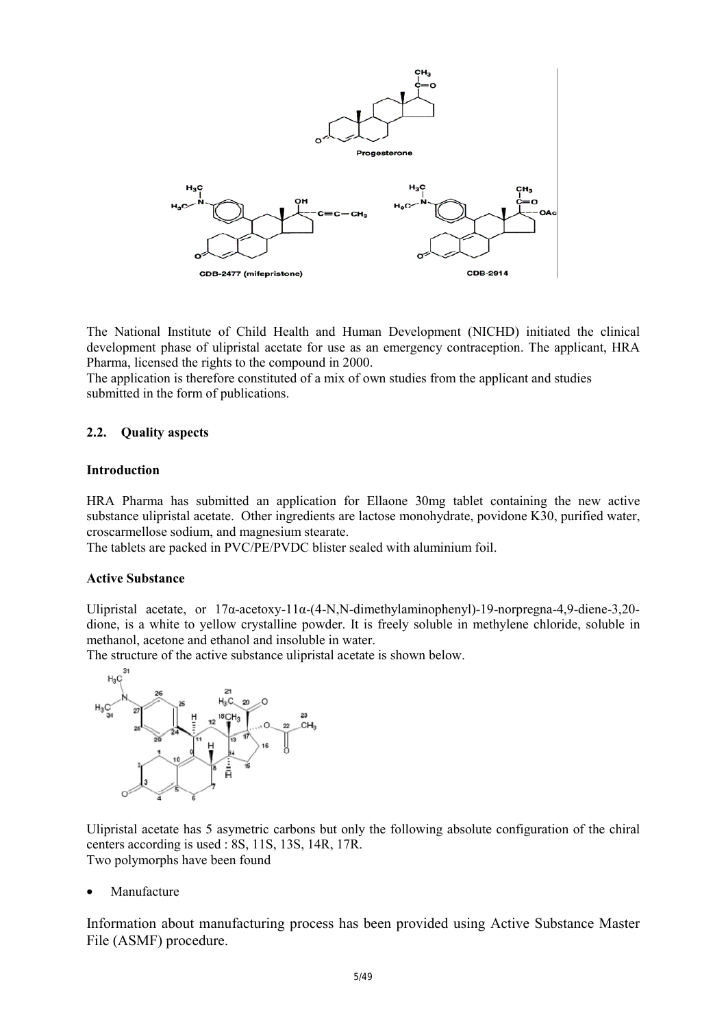The National Institute of Child Health and Human Development (NICHD) initiated the clinical development phase of ulipristal acetate for use as an emergency contraception. The applicant, HRA Pharma, licensed the rights to the compound in 2000.
The application is therefore constituted of a mix of own studies from the applicant and studies submitted in the form of publications.

### 2.2. Quality aspects

#### Introduction

HRA Pharma has submitted an application for Ellaone 30mg tablet containing the new active substance ulipristal acetate. Other ingredients are lactose monohydrate, povidone K30, purified water, croscarmellose sodium, and magnesium stearate.
The tablets are packed in PVC/PE/PVDC blister sealed with aluminium foil.

#### Active Substance

Ulipristal acetate, or 17α-acetoxy-11α-(4-N,N-dimethylaminophenyl)-19-norpregna-4,9-diene-3,20-dione, is a white to yellow crystalline powder. It is freely soluble in methylene chloride, soluble in methanol, acetone and ethanol and insoluble in water.
The structure of the active substance ulipristal acetate is shown below.

Ulipristal acetate has 5 asymetric carbons but only the following absolute configuration of the chiral centers according is used : 8S, 11S, 13S, 14R, 17R.
Two polymorphs have been found

- Manufacture

Information about manufacturing process has been provided using Active Substance Master File (ASMF) procedure.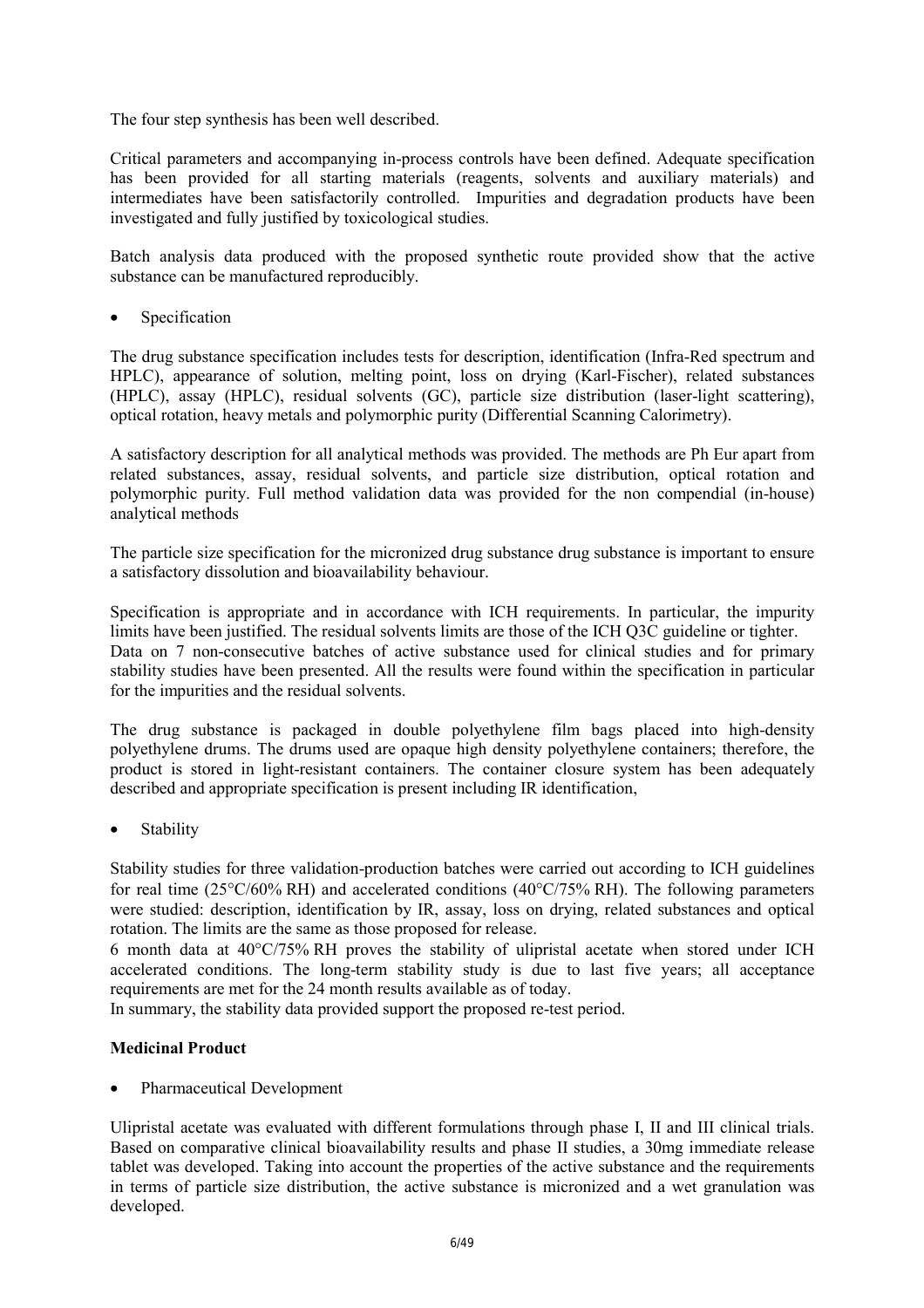The four step synthesis has been well described.

Critical parameters and accompanying in-process controls have been defined. Adequate specification has been provided for all starting materials (reagents, solvents and auxiliary materials) and intermediates have been satisfactorily controlled. Impurities and degradation products have been investigated and fully justified by toxicological studies.

Batch analysis data produced with the proposed synthetic route provided show that the active substance can be manufactured reproducibly.

- Specification

The drug substance specification includes tests for description, identification (Infra-Red spectrum and HPLC), appearance of solution, melting point, loss on drying (Karl-Fischer), related substances (HPLC), assay (HPLC), residual solvents (GC), particle size distribution (laser-light scattering), optical rotation, heavy metals and polymorphic purity (Differential Scanning Calorimetry).

A satisfactory description for all analytical methods was provided. The methods are Ph Eur apart from related substances, assay, residual solvents, and particle size distribution, optical rotation and polymorphic purity. Full method validation data was provided for the non compendial (in-house) analytical methods

The particle size specification for the micronized drug substance drug substance is important to ensure a satisfactory dissolution and bioavailability behaviour.

Specification is appropriate and in accordance with ICH requirements. In particular, the impurity limits have been justified. The residual solvents limits are those of the ICH Q3C guideline or tighter. Data on 7 non-consecutive batches of active substance used for clinical studies and for primary stability studies have been presented. All the results were found within the specification in particular for the impurities and the residual solvents.

The drug substance is packaged in double polyethylene film bags placed into high-density polyethylene drums. The drums used are opaque high density polyethylene containers; therefore, the product is stored in light-resistant containers. The container closure system has been adequately described and appropriate specification is present including IR identification,

- Stability

Stability studies for three validation-production batches were carried out according to ICH guidelines for real time (25°C/60% RH) and accelerated conditions (40°C/75% RH). The following parameters were studied: description, identification by IR, assay, loss on drying, related substances and optical rotation. The limits are the same as those proposed for release.

6 month data at 40°C/75% RH proves the stability of ulipristal acetate when stored under ICH accelerated conditions. The long-term stability study is due to last five years; all acceptance requirements are met for the 24 month results available as of today.

In summary, the stability data provided support the proposed re-test period.

**Medicinal Product**

- Pharmaceutical Development

Ulipristal acetate was evaluated with different formulations through phase I, II and III clinical trials. Based on comparative clinical bioavailability results and phase II studies, a 30mg immediate release tablet was developed. Taking into account the properties of the active substance and the requirements in terms of particle size distribution, the active substance is micronized and a wet granulation was developed.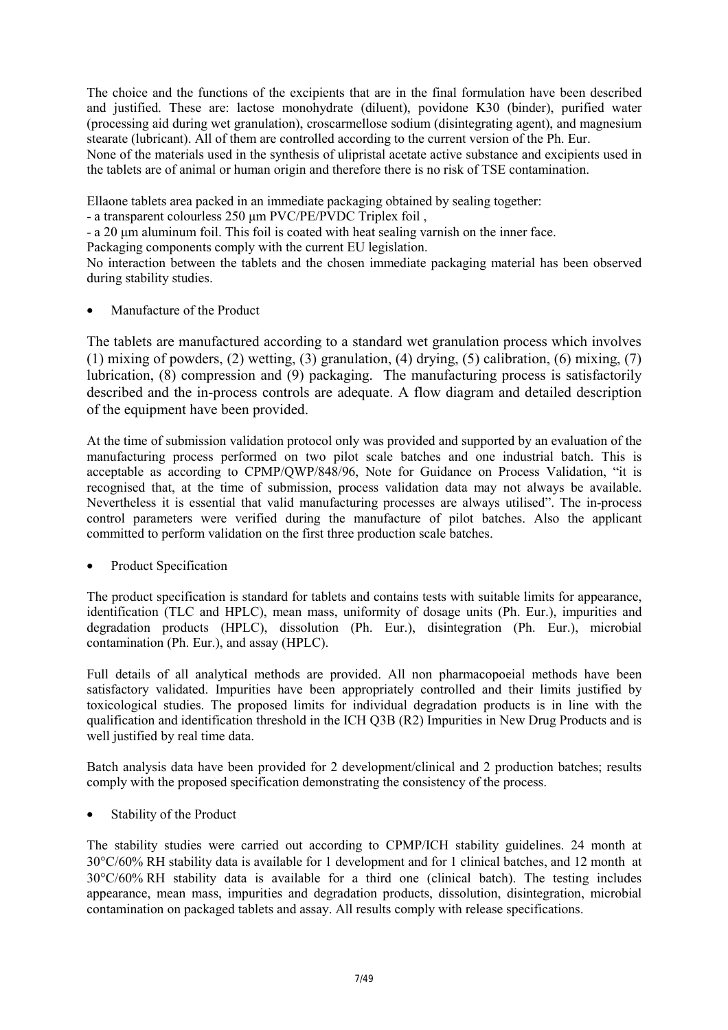The choice and the functions of the excipients that are in the final formulation have been described and justified. These are: lactose monohydrate (diluent), povidone K30 (binder), purified water (processing aid during wet granulation), croscarmellose sodium (disintegrating agent), and magnesium stearate (lubricant). All of them are controlled according to the current version of the Ph. Eur.
None of the materials used in the synthesis of ulipristal acetate active substance and excipients used in the tablets are of animal or human origin and therefore there is no risk of TSE contamination.

Ellaone tablets area packed in an immediate packaging obtained by sealing together:
- a transparent colourless 250 µm PVC/PE/PVDC Triplex foil ,
- a 20 µm aluminum foil. This foil is coated with heat sealing varnish on the inner face.
Packaging components comply with the current EU legislation.
No interaction between the tablets and the chosen immediate packaging material has been observed during stability studies.

- Manufacture of the Product

The tablets are manufactured according to a standard wet granulation process which involves (1) mixing of powders, (2) wetting, (3) granulation, (4) drying, (5) calibration, (6) mixing, (7) lubrication, (8) compression and (9) packaging. The manufacturing process is satisfactorily described and the in-process controls are adequate. A flow diagram and detailed description of the equipment have been provided.

At the time of submission validation protocol only was provided and supported by an evaluation of the manufacturing process performed on two pilot scale batches and one industrial batch. This is acceptable as according to CPMP/QWP/848/96, Note for Guidance on Process Validation, "it is recognised that, at the time of submission, process validation data may not always be available. Nevertheless it is essential that valid manufacturing processes are always utilised". The in-process control parameters were verified during the manufacture of pilot batches. Also the applicant committed to perform validation on the first three production scale batches.

- Product Specification

The product specification is standard for tablets and contains tests with suitable limits for appearance, identification (TLC and HPLC), mean mass, uniformity of dosage units (Ph. Eur.), impurities and degradation products (HPLC), dissolution (Ph. Eur.), disintegration (Ph. Eur.), microbial contamination (Ph. Eur.), and assay (HPLC).

Full details of all analytical methods are provided. All non pharmacopoeial methods have been satisfactory validated. Impurities have been appropriately controlled and their limits justified by toxicological studies. The proposed limits for individual degradation products is in line with the qualification and identification threshold in the ICH Q3B (R2) Impurities in New Drug Products and is well justified by real time data.

Batch analysis data have been provided for 2 development/clinical and 2 production batches; results comply with the proposed specification demonstrating the consistency of the process.

- Stability of the Product

The stability studies were carried out according to CPMP/ICH stability guidelines. 24 month at 30°C/60% RH stability data is available for 1 development and for 1 clinical batches, and 12 month at 30°C/60% RH stability data is available for a third one (clinical batch). The testing includes appearance, mean mass, impurities and degradation products, dissolution, disintegration, microbial contamination on packaged tablets and assay. All results comply with release specifications.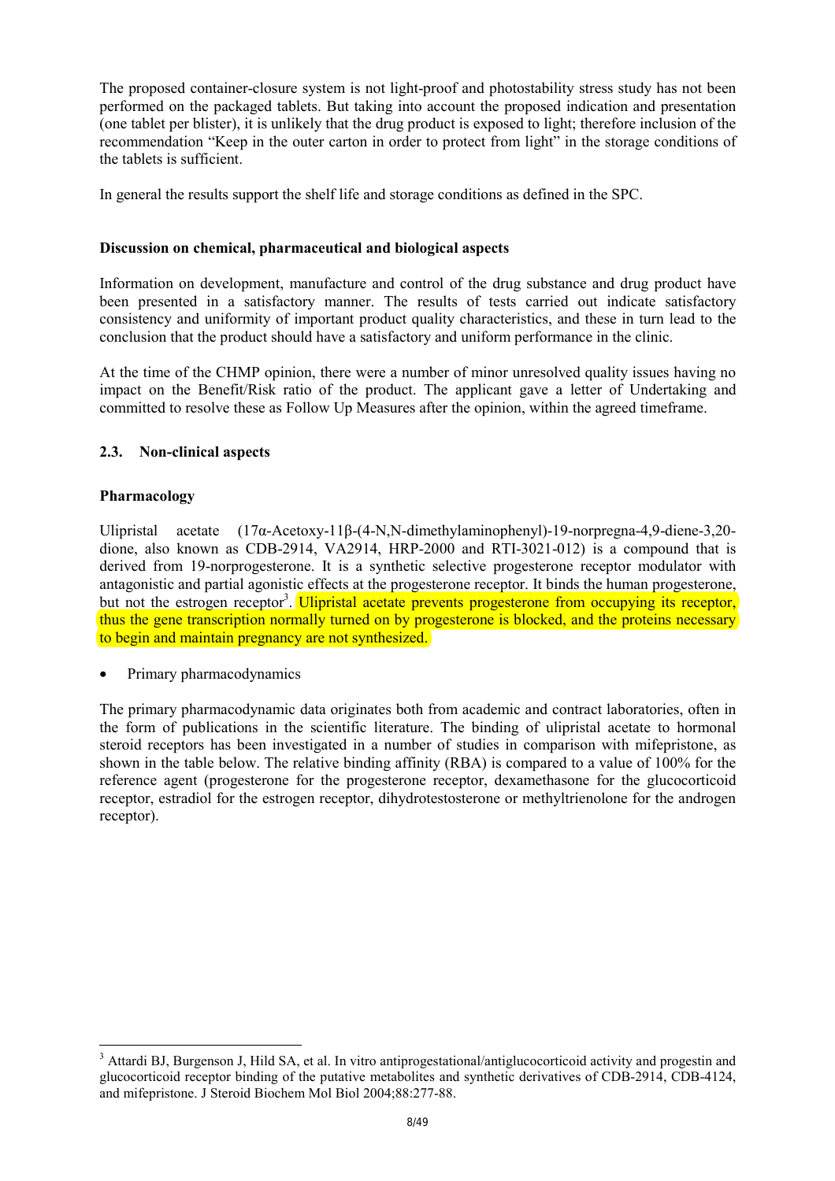The proposed container-closure system is not light-proof and photostability stress study has not been performed on the packaged tablets. But taking into account the proposed indication and presentation (one tablet per blister), it is unlikely that the drug product is exposed to light; therefore inclusion of the recommendation "Keep in the outer carton in order to protect from light" in the storage conditions of the tablets is sufficient.

In general the results support the shelf life and storage conditions as defined in the SPC.

**Discussion on chemical, pharmaceutical and biological aspects**

Information on development, manufacture and control of the drug substance and drug product have been presented in a satisfactory manner. The results of tests carried out indicate satisfactory consistency and uniformity of important product quality characteristics, and these in turn lead to the conclusion that the product should have a satisfactory and uniform performance in the clinic.

At the time of the CHMP opinion, there were a number of minor unresolved quality issues having no impact on the Benefit/Risk ratio of the product. The applicant gave a letter of Undertaking and committed to resolve these as Follow Up Measures after the opinion, within the agreed timeframe.

## 2.3. Non-clinical aspects

**Pharmacology**

Ulipristal acetate (17α-Acetoxy-11β-(4-N,N-dimethylaminophenyl)-19-norpregna-4,9-diene-3,20-dione, also known as CDB-2914, VA2914, HRP-2000 and RTI-3021-012) is a compound that is derived from 19-norprogesterone. It is a synthetic selective progesterone receptor modulator with antagonistic and partial agonistic effects at the progesterone receptor. It binds the human progesterone, but not the estrogen receptor[3]. Ulipristal acetate prevents progesterone from occupying its receptor, thus the gene transcription normally turned on by progesterone is blocked, and the proteins necessary to begin and maintain pregnancy are not synthesized.

- Primary pharmacodynamics

The primary pharmacodynamic data originates both from academic and contract laboratories, often in the form of publications in the scientific literature. The binding of ulipristal acetate to hormonal steroid receptors has been investigated in a number of studies in comparison with mifepristone, as shown in the table below. The relative binding affinity (RBA) is compared to a value of 100% for the reference agent (progesterone for the progesterone receptor, dexamethasone for the glucocorticoid receptor, estradiol for the estrogen receptor, dihydrotestosterone or methyltrienolone for the androgen receptor).

[3] Attardi BJ, Burgenson J, Hild SA, et al. In vitro antiprogestational/antiglucocorticoid activity and progestin and glucocorticoid receptor binding of the putative metabolites and synthetic derivatives of CDB-2914, CDB-4124, and mifepristone. J Steroid Biochem Mol Biol 2004;88:277-88.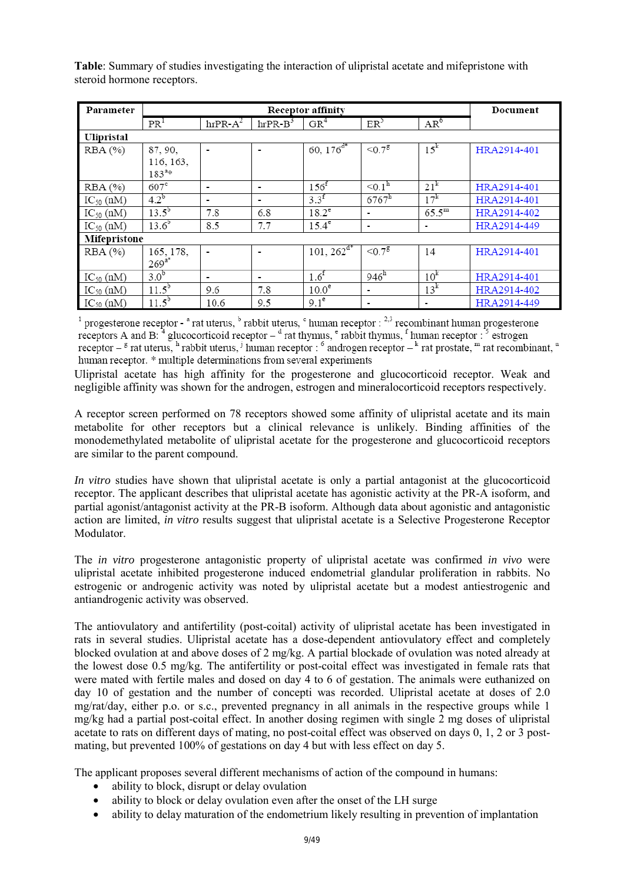**Table**: Summary of studies investigating the interaction of ulipristal acetate and mifepristone with steroid hormone receptors.

| Parameter | Receptor affinity | | | | | | Document |
|---|---|---|---|---|---|---|---|
| | PR[1] | hrPR-A[2] | hrPR-B[3] | GR[4] | ER[5] | AR[6] | |
| **Ulipristal** | | | | | | | |
| RBA (%) | 87, 90, 116, 163, 183[a*] | - | - | 60, 176[d*] | <0.7[g] | 15[k] | HRA2914-401 |
| RBA (%) | 607[c] | - | - | 156[f] | <0.1[h] | 21[k] | HRA2914-401 |
| $IC_{50}$ (nM) | 4.2[b] | - | - | 3.3[f] | 6767[h] | 17[k] | HRA2914-401 |
| $IC_{50}$ (nM) | 13.5[b] | 7.8 | 6.8 | 18.2[e] | - | 65.5[m] | HRA2914-402 |
| $IC_{50}$ (nM) | 13.6[b] | 8.5 | 7.7 | 15.4[e] | - | - | HRA2914-449 |
| **Mifepristone** | | | | | | | |
| RBA (%) | 165, 178, 269[a*] | - | - | 101, 262[d*] | <0.7[g] | 14 | HRA2914-401 |
| $IC_{50}$ (nM) | 3.0[b] | - | - | 1.6[f] | 946[h] | 10[k] | HRA2914-401 |
| $IC_{50}$ (nM) | 11.5[b] | 9.6 | 7.8 | 10.0[e] | - | 13[k] | HRA2914-402 |
| $IC_{50}$ (nM) | 11.5[b] | 10.6 | 9.5 | 9.1[e] | - | - | HRA2914-449 |

[1] progesterone receptor - [a] rat uterus, [b] rabbit uterus, [c] human receptor : [2,3] recombinant human progesterone receptors A and B: [4] glucocorticoid receptor – [d] rat thymus, [e] rabbit thymus, [f] human receptor : [5] estrogen receptor – [g] rat uterus, [h] rabbit uterus, [j] human receptor : [6] androgen receptor – [k] rat prostate, [m] rat recombinant, [n] human receptor. * multiple determinations from several experiments

Ulipristal acetate has high affinity for the progesterone and glucocorticoid receptor. Weak and negligible affinity was shown for the androgen, estrogen and mineralocorticoid receptors respectively.

A receptor screen performed on 78 receptors showed some affinity of ulipristal acetate and its main metabolite for other receptors but a clinical relevance is unlikely. Binding affinities of the monodemethylated metabolite of ulipristal acetate for the progesterone and glucocorticoid receptors are similar to the parent compound.

*In vitro* studies have shown that ulipristal acetate is only a partial antagonist at the glucocorticoid receptor. The applicant describes that ulipristal acetate has agonistic activity at the PR-A isoform, and partial agonist/antagonist activity at the PR-B isoform. Although data about agonistic and antagonistic action are limited, *in vitro* results suggest that ulipristal acetate is a Selective Progesterone Receptor Modulator.

The *in vitro* progesterone antagonistic property of ulipristal acetate was confirmed *in vivo* were ulipristal acetate inhibited progesterone induced endometrial glandular proliferation in rabbits. No estrogenic or androgenic activity was noted by ulipristal acetate but a modest antiestrogenic and antiandrogenic activity was observed.

The antiovulatory and antifertility (post-coital) activity of ulipristal acetate has been investigated in rats in several studies. Ulipristal acetate has a dose-dependent antiovulatory effect and completely blocked ovulation at and above doses of 2 mg/kg. A partial blockade of ovulation was noted already at the lowest dose 0.5 mg/kg. The antifertility or post-coital effect was investigated in female rats that were mated with fertile males and dosed on day 4 to 6 of gestation. The animals were euthanized on day 10 of gestation and the number of concepti was recorded. Ulipristal acetate at doses of 2.0 mg/rat/day, either p.o. or s.c., prevented pregnancy in all animals in the respective groups while 1 mg/kg had a partial post-coital effect. In another dosing regimen with single 2 mg doses of ulipristal acetate to rats on different days of mating, no post-coital effect was observed on days 0, 1, 2 or 3 post-mating, but prevented 100% of gestations on day 4 but with less effect on day 5.

The applicant proposes several different mechanisms of action of the compound in humans:

- ability to block, disrupt or delay ovulation
- ability to block or delay ovulation even after the onset of the LH surge
- ability to delay maturation of the endometrium likely resulting in prevention of implantation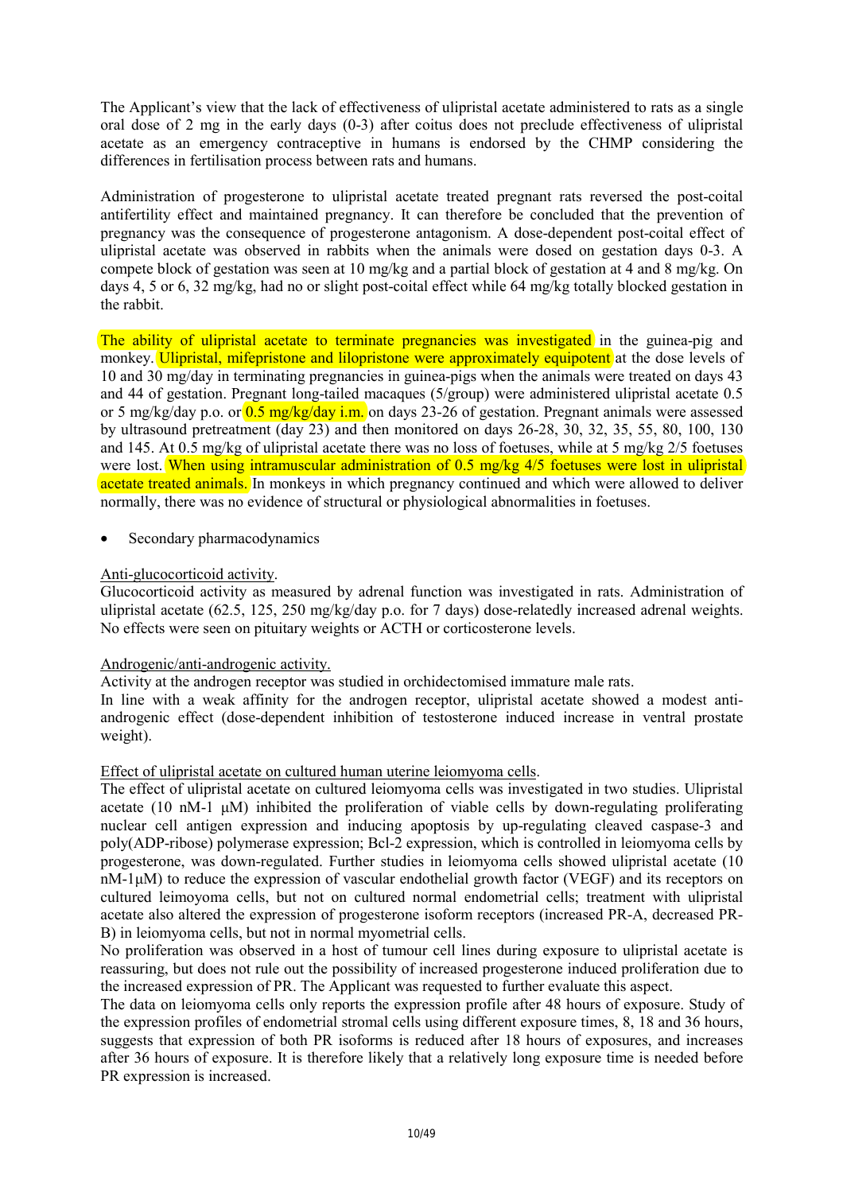The Applicant's view that the lack of effectiveness of ulipristal acetate administered to rats as a single oral dose of 2 mg in the early days (0-3) after coitus does not preclude effectiveness of ulipristal acetate as an emergency contraceptive in humans is endorsed by the CHMP considering the differences in fertilisation process between rats and humans.

Administration of progesterone to ulipristal acetate treated pregnant rats reversed the post-coital antifertility effect and maintained pregnancy. It can therefore be concluded that the prevention of pregnancy was the consequence of progesterone antagonism. A dose-dependent post-coital effect of ulipristal acetate was observed in rabbits when the animals were dosed on gestation days 0-3. A compete block of gestation was seen at 10 mg/kg and a partial block of gestation at 4 and 8 mg/kg. On days 4, 5 or 6, 32 mg/kg, had no or slight post-coital effect while 64 mg/kg totally blocked gestation in the rabbit.

The ability of ulipristal acetate to terminate pregnancies was investigated in the guinea-pig and monkey. Ulipristal, mifepristone and lilopristone were approximately equipotent at the dose levels of 10 and 30 mg/day in terminating pregnancies in guinea-pigs when the animals were treated on days 43 and 44 of gestation. Pregnant long-tailed macaques (5/group) were administered ulipristal acetate 0.5 or 5 mg/kg/day p.o. or 0.5 mg/kg/day i.m. on days 23-26 of gestation. Pregnant animals were assessed by ultrasound pretreatment (day 23) and then monitored on days 26-28, 30, 32, 35, 55, 80, 100, 130 and 145. At 0.5 mg/kg of ulipristal acetate there was no loss of foetuses, while at 5 mg/kg 2/5 foetuses were lost. When using intramuscular administration of 0.5 mg/kg 4/5 foetuses were lost in ulipristal acetate treated animals. In monkeys in which pregnancy continued and which were allowed to deliver normally, there was no evidence of structural or physiological abnormalities in foetuses.

- Secondary pharmacodynamics

Anti-glucocorticoid activity.

Glucocorticoid activity as measured by adrenal function was investigated in rats. Administration of ulipristal acetate (62.5, 125, 250 mg/kg/day p.o. for 7 days) dose-relatedly increased adrenal weights. No effects were seen on pituitary weights or ACTH or corticosterone levels.

Androgenic/anti-androgenic activity.

Activity at the androgen receptor was studied in orchidectomised immature male rats.
In line with a weak affinity for the androgen receptor, ulipristal acetate showed a modest anti-androgenic effect (dose-dependent inhibition of testosterone induced increase in ventral prostate weight).

Effect of ulipristal acetate on cultured human uterine leiomyoma cells.

The effect of ulipristal acetate on cultured leiomyoma cells was investigated in two studies. Ulipristal acetate (10 nM-1 μM) inhibited the proliferation of viable cells by down-regulating proliferating nuclear cell antigen expression and inducing apoptosis by up-regulating cleaved caspase-3 and poly(ADP-ribose) polymerase expression; Bcl-2 expression, which is controlled in leiomyoma cells by progesterone, was down-regulated. Further studies in leiomyoma cells showed ulipristal acetate (10 nM-1μM) to reduce the expression of vascular endothelial growth factor (VEGF) and its receptors on cultured leimoyoma cells, but not on cultured normal endometrial cells; treatment with ulipristal acetate also altered the expression of progesterone isoform receptors (increased PR-A, decreased PR-B) in leiomyoma cells, but not in normal myometrial cells.
No proliferation was observed in a host of tumour cell lines during exposure to ulipristal acetate is reassuring, but does not rule out the possibility of increased progesterone induced proliferation due to the increased expression of PR. The Applicant was requested to further evaluate this aspect.
The data on leiomyoma cells only reports the expression profile after 48 hours of exposure. Study of the expression profiles of endometrial stromal cells using different exposure times, 8, 18 and 36 hours, suggests that expression of both PR isoforms is reduced after 18 hours of exposures, and increases after 36 hours of exposure. It is therefore likely that a relatively long exposure time is needed before PR expression is increased.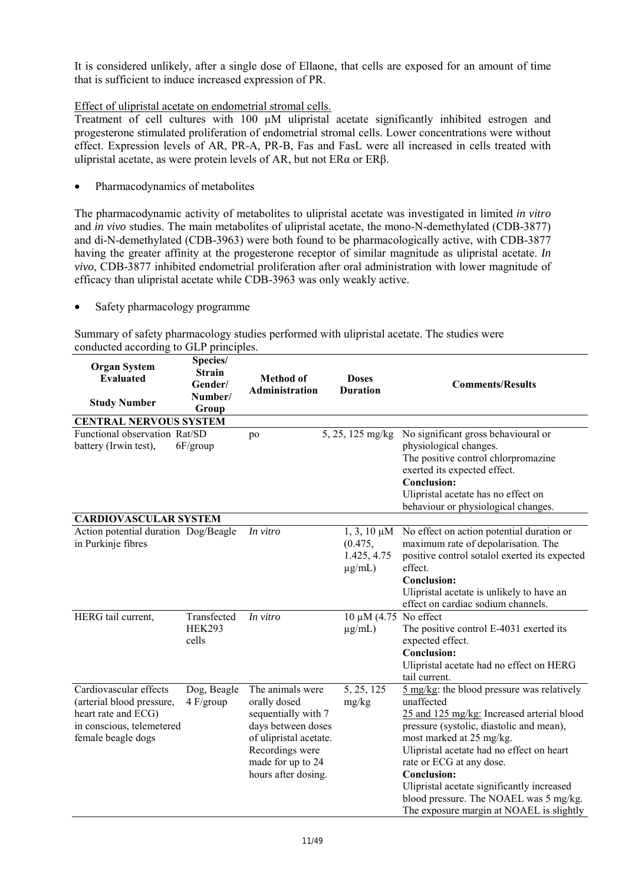It is considered unlikely, after a single dose of Ellaone, that cells are exposed for an amount of time that is sufficient to induce increased expression of PR.

Effect of ulipristal acetate on endometrial stromal cells.

Treatment of cell cultures with 100 µM ulipristal acetate significantly inhibited estrogen and progesterone stimulated proliferation of endometrial stromal cells. Lower concentrations were without effect. Expression levels of AR, PR-A, PR-B, Fas and FasL were all increased in cells treated with ulipristal acetate, as were protein levels of AR, but not ERα or ERβ.

- Pharmacodynamics of metabolites

The pharmacodynamic activity of metabolites to ulipristal acetate was investigated in limited *in vitro* and *in vivo* studies. The main metabolites of ulipristal acetate, the mono-N-demethylated (CDB-3877) and di-N-demethylated (CDB-3963) were both found to be pharmacologically active, with CDB-3877 having the greater affinity at the progesterone receptor of similar magnitude as ulipristal acetate. *In vivo*, CDB-3877 inhibited endometrial proliferation after oral administration with lower magnitude of efficacy than ulipristal acetate while CDB-3963 was only weakly active.

- Safety pharmacology programme

Summary of safety pharmacology studies performed with ulipristal acetate. The studies were conducted according to GLP principles.

| Organ System Evaluated<br>Study Number | Species/ Strain Gender/ Number/ Group | Method of Administration | Doses Duration | Comments/Results |
|---|---|---|---|---|
| **CENTRAL NERVOUS SYSTEM** | | | | |
| Functional observation battery (Irwin test), | Rat/SD 6F/group | po | 5, 25, 125 mg/kg | No significant gross behavioural or physiological changes.<br>The positive control chlorpromazine exerted its expected effect.<br>**Conclusion:**<br>Ulipristal acetate has no effect on behaviour or physiological changes. |
| **CARDIOVASCULAR SYSTEM** | | | | |
| Action potential duration in Purkinje fibres | Dog/Beagle | *In vitro* | 1, 3, 10 µM (0.475, 1.425, 4.75 µg/mL) | No effect on action potential duration or maximum rate of depolarisation. The positive control sotalol exerted its expected effect.<br>**Conclusion:**<br>Ulipristal acetate is unlikely to have an effect on cardiac sodium channels. |
| HERG tail current, | Transfected HEK293 cells | *In vitro* | 10 µM (4.75 µg/mL) | No effect<br>The positive control E-4031 exerted its expected effect.<br>**Conclusion:**<br>Ulipristal acetate had no effect on HERG tail current. |
| Cardiovascular effects (arterial blood pressure, heart rate and ECG) in conscious, telemetered female beagle dogs | Dog, Beagle 4 F/group | The animals were orally dosed sequentially with 7 days between doses of ulipristal acetate. Recordings were made for up to 24 hours after dosing. | 5, 25, 125 mg/kg | <u>5 mg/kg</u>: the blood pressure was relatively unaffected<br><u>25 and 125 mg/kg:</u> Increased arterial blood pressure (systolic, diastolic and mean), most marked at 25 mg/kg.<br>Ulipristal acetate had no effect on heart rate or ECG at any dose.<br>**Conclusion:**<br>Ulipristal acetate significantly increased blood pressure. The NOAEL was 5 mg/kg. The exposure margin at NOAEL is slightly |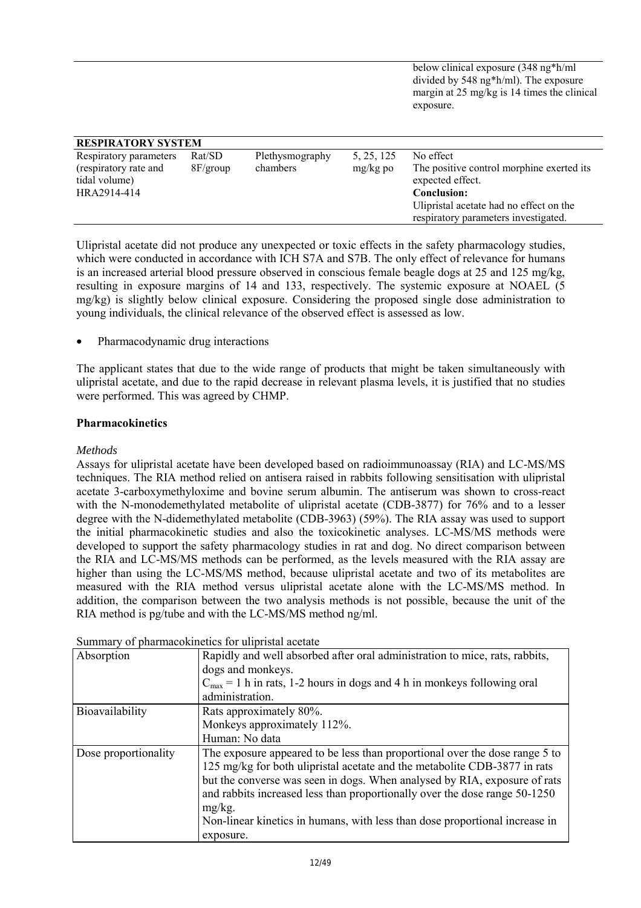| | | | | below clinical exposure (348 ng*h/ml divided by 548 ng*h/ml). The exposure margin at 25 mg/kg is 14 times the clinical exposure. |
|---|---|---|---|---|

| **RESPIRATORY SYSTEM** | | | | |
|---|---|---|---|---|
| Respiratory parameters (respiratory rate and tidal volume) HRA2914-414 | Rat/SD 8F/group | Plethysmography chambers | 5, 25, 125 mg/kg po | No effect The positive control morphine exerted its expected effect. **Conclusion:** Ulipristal acetate had no effect on the respiratory parameters investigated. |

Ulipristal acetate did not produce any unexpected or toxic effects in the safety pharmacology studies, which were conducted in accordance with ICH S7A and S7B. The only effect of relevance for humans is an increased arterial blood pressure observed in conscious female beagle dogs at 25 and 125 mg/kg, resulting in exposure margins of 14 and 133, respectively. The systemic exposure at NOAEL (5 mg/kg) is slightly below clinical exposure. Considering the proposed single dose administration to young individuals, the clinical relevance of the observed effect is assessed as low.

- Pharmacodynamic drug interactions

The applicant states that due to the wide range of products that might be taken simultaneously with ulipristal acetate, and due to the rapid decrease in relevant plasma levels, it is justified that no studies were performed. This was agreed by CHMP.

**Pharmacokinetics**

*Methods*

Assays for ulipristal acetate have been developed based on radioimmunoassay (RIA) and LC-MS/MS techniques. The RIA method relied on antisera raised in rabbits following sensitisation with ulipristal acetate 3-carboxymethyloxime and bovine serum albumin. The antiserum was shown to cross-react with the N-monodemethylated metabolite of ulipristal acetate (CDB-3877) for 76% and to a lesser degree with the N-didemethylated metabolite (CDB-3963) (59%). The RIA assay was used to support the initial pharmacokinetic studies and also the toxicokinetic analyses. LC-MS/MS methods were developed to support the safety pharmacology studies in rat and dog. No direct comparison between the RIA and LC-MS/MS methods can be performed, as the levels measured with the RIA assay are higher than using the LC-MS/MS method, because ulipristal acetate and two of its metabolites are measured with the RIA method versus ulipristal acetate alone with the LC-MS/MS method. In addition, the comparison between the two analysis methods is not possible, because the unit of the RIA method is pg/tube and with the LC-MS/MS method ng/ml.

Summary of pharmacokinetics for ulipristal acetate

| | |
|---|---|
| Absorption | Rapidly and well absorbed after oral administration to mice, rats, rabbits, dogs and monkeys. $C_{max}$ = 1 h in rats, 1-2 hours in dogs and 4 h in monkeys following oral administration. |
| Bioavailability | Rats approximately 80%. Monkeys approximately 112%. Human: No data |
| Dose proportionality | The exposure appeared to be less than proportional over the dose range 5 to 125 mg/kg for both ulipristal acetate and the metabolite CDB-3877 in rats but the converse was seen in dogs. When analysed by RIA, exposure of rats and rabbits increased less than proportionally over the dose range 50-1250 mg/kg. Non-linear kinetics in humans, with less than dose proportional increase in exposure. |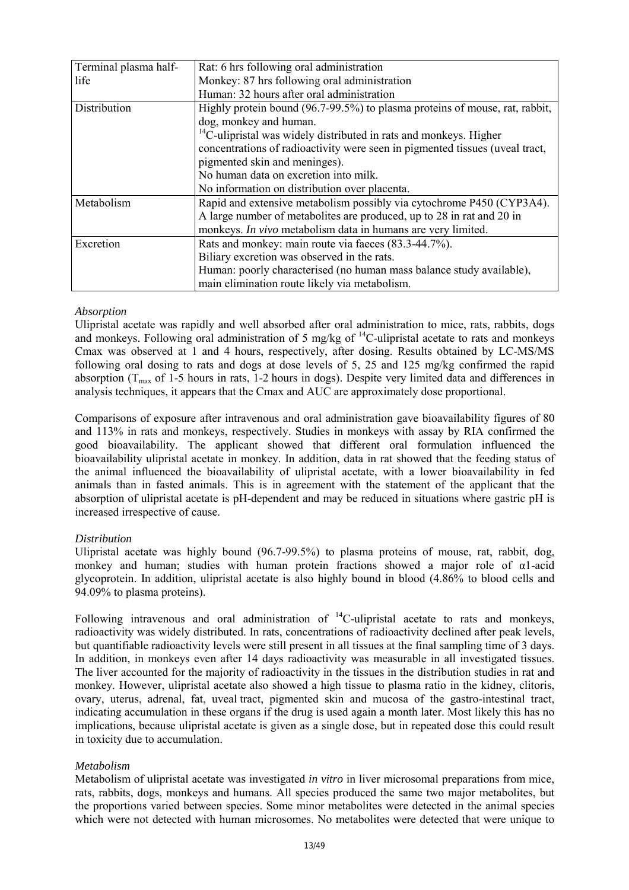| Terminal plasma half-life | Rat: 6 hrs following oral administration<br>Monkey: 87 hrs following oral administration<br>Human: 32 hours after oral administration |
|---|---|
| Distribution | Highly protein bound (96.7-99.5%) to plasma proteins of mouse, rat, rabbit, dog, monkey and human.<br>$^{14}$C-ulipristal was widely distributed in rats and monkeys. Higher concentrations of radioactivity were seen in pigmented tissues (uveal tract, pigmented skin and meninges).<br>No human data on excretion into milk.<br>No information on distribution over placenta. |
| Metabolism | Rapid and extensive metabolism possibly via cytochrome P450 (CYP3A4).<br>A large number of metabolites are produced, up to 28 in rat and 20 in monkeys. *In vivo* metabolism data in humans are very limited. |
| Excretion | Rats and monkey: main route via faeces (83.3-44.7%).<br>Biliary excretion was observed in the rats.<br>Human: poorly characterised (no human mass balance study available), main elimination route likely via metabolism. |

*Absorption*

Ulipristal acetate was rapidly and well absorbed after oral administration to mice, rats, rabbits, dogs and monkeys. Following oral administration of 5 mg/kg of $^{14}$C-ulipristal acetate to rats and monkeys Cmax was observed at 1 and 4 hours, respectively, after dosing. Results obtained by LC-MS/MS following oral dosing to rats and dogs at dose levels of 5, 25 and 125 mg/kg confirmed the rapid absorption ($T_{max}$ of 1-5 hours in rats, 1-2 hours in dogs). Despite very limited data and differences in analysis techniques, it appears that the Cmax and AUC are approximately dose proportional.

Comparisons of exposure after intravenous and oral administration gave bioavailability figures of 80 and 113% in rats and monkeys, respectively. Studies in monkeys with assay by RIA confirmed the good bioavailability. The applicant showed that different oral formulation influenced the bioavailability ulipristal acetate in monkey. In addition, data in rat showed that the feeding status of the animal influenced the bioavailability of ulipristal acetate, with a lower bioavailability in fed animals than in fasted animals. This is in agreement with the statement of the applicant that the absorption of ulipristal acetate is pH-dependent and may be reduced in situations where gastric pH is increased irrespective of cause.

*Distribution*

Ulipristal acetate was highly bound (96.7-99.5%) to plasma proteins of mouse, rat, rabbit, dog, monkey and human; studies with human protein fractions showed a major role of α1-acid glycoprotein. In addition, ulipristal acetate is also highly bound in blood (4.86% to blood cells and 94.09% to plasma proteins).

Following intravenous and oral administration of $^{14}$C-ulipristal acetate to rats and monkeys, radioactivity was widely distributed. In rats, concentrations of radioactivity declined after peak levels, but quantifiable radioactivity levels were still present in all tissues at the final sampling time of 3 days. In addition, in monkeys even after 14 days radioactivity was measurable in all investigated tissues. The liver accounted for the majority of radioactivity in the tissues in the distribution studies in rat and monkey. However, ulipristal acetate also showed a high tissue to plasma ratio in the kidney, clitoris, ovary, uterus, adrenal, fat, uveal tract, pigmented skin and mucosa of the gastro-intestinal tract, indicating accumulation in these organs if the drug is used again a month later. Most likely this has no implications, because ulipristal acetate is given as a single dose, but in repeated dose this could result in toxicity due to accumulation.

*Metabolism*

Metabolism of ulipristal acetate was investigated *in vitro* in liver microsomal preparations from mice, rats, rabbits, dogs, monkeys and humans. All species produced the same two major metabolites, but the proportions varied between species. Some minor metabolites were detected in the animal species which were not detected with human microsomes. No metabolites were detected that were unique to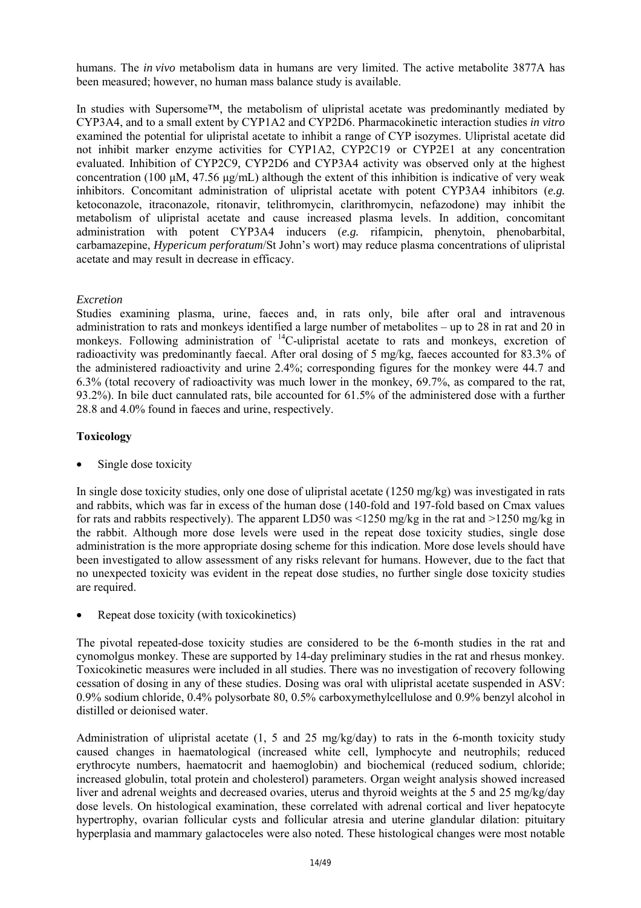humans. The *in vivo* metabolism data in humans are very limited. The active metabolite 3877A has been measured; however, no human mass balance study is available.

In studies with Supersome™, the metabolism of ulipristal acetate was predominantly mediated by CYP3A4, and to a small extent by CYP1A2 and CYP2D6. Pharmacokinetic interaction studies *in vitro* examined the potential for ulipristal acetate to inhibit a range of CYP isozymes. Ulipristal acetate did not inhibit marker enzyme activities for CYP1A2, CYP2C19 or CYP2E1 at any concentration evaluated. Inhibition of CYP2C9, CYP2D6 and CYP3A4 activity was observed only at the highest concentration (100 µM, 47.56 µg/mL) although the extent of this inhibition is indicative of very weak inhibitors. Concomitant administration of ulipristal acetate with potent CYP3A4 inhibitors (*e.g.* ketoconazole, itraconazole, ritonavir, telithromycin, clarithromycin, nefazodone) may inhibit the metabolism of ulipristal acetate and cause increased plasma levels. In addition, concomitant administration with potent CYP3A4 inducers (*e.g.* rifampicin, phenytoin, phenobarbital, carbamazepine, *Hypericum perforatum*/St John's wort) may reduce plasma concentrations of ulipristal acetate and may result in decrease in efficacy.

*Excretion*

Studies examining plasma, urine, faeces and, in rats only, bile after oral and intravenous administration to rats and monkeys identified a large number of metabolites – up to 28 in rat and 20 in monkeys. Following administration of $^{14}$C-ulipristal acetate to rats and monkeys, excretion of radioactivity was predominantly faecal. After oral dosing of 5 mg/kg, faeces accounted for 83.3% of the administered radioactivity and urine 2.4%; corresponding figures for the monkey were 44.7 and 6.3% (total recovery of radioactivity was much lower in the monkey, 69.7%, as compared to the rat, 93.2%). In bile duct cannulated rats, bile accounted for 61.5% of the administered dose with a further 28.8 and 4.0% found in faeces and urine, respectively.

**Toxicology**

- Single dose toxicity

In single dose toxicity studies, only one dose of ulipristal acetate (1250 mg/kg) was investigated in rats and rabbits, which was far in excess of the human dose (140-fold and 197-fold based on Cmax values for rats and rabbits respectively). The apparent LD50 was <1250 mg/kg in the rat and >1250 mg/kg in the rabbit. Although more dose levels were used in the repeat dose toxicity studies, single dose administration is the more appropriate dosing scheme for this indication. More dose levels should have been investigated to allow assessment of any risks relevant for humans. However, due to the fact that no unexpected toxicity was evident in the repeat dose studies, no further single dose toxicity studies are required.

- Repeat dose toxicity (with toxicokinetics)

The pivotal repeated-dose toxicity studies are considered to be the 6-month studies in the rat and cynomolgus monkey. These are supported by 14-day preliminary studies in the rat and rhesus monkey. Toxicokinetic measures were included in all studies. There was no investigation of recovery following cessation of dosing in any of these studies. Dosing was oral with ulipristal acetate suspended in ASV: 0.9% sodium chloride, 0.4% polysorbate 80, 0.5% carboxymethylcellulose and 0.9% benzyl alcohol in distilled or deionised water.

Administration of ulipristal acetate (1, 5 and 25 mg/kg/day) to rats in the 6-month toxicity study caused changes in haematological (increased white cell, lymphocyte and neutrophils; reduced erythrocyte numbers, haematocrit and haemoglobin) and biochemical (reduced sodium, chloride; increased globulin, total protein and cholesterol) parameters. Organ weight analysis showed increased liver and adrenal weights and decreased ovaries, uterus and thyroid weights at the 5 and 25 mg/kg/day dose levels. On histological examination, these correlated with adrenal cortical and liver hepatocyte hypertrophy, ovarian follicular cysts and follicular atresia and uterine glandular dilation: pituitary hyperplasia and mammary galactoceles were also noted. These histological changes were most notable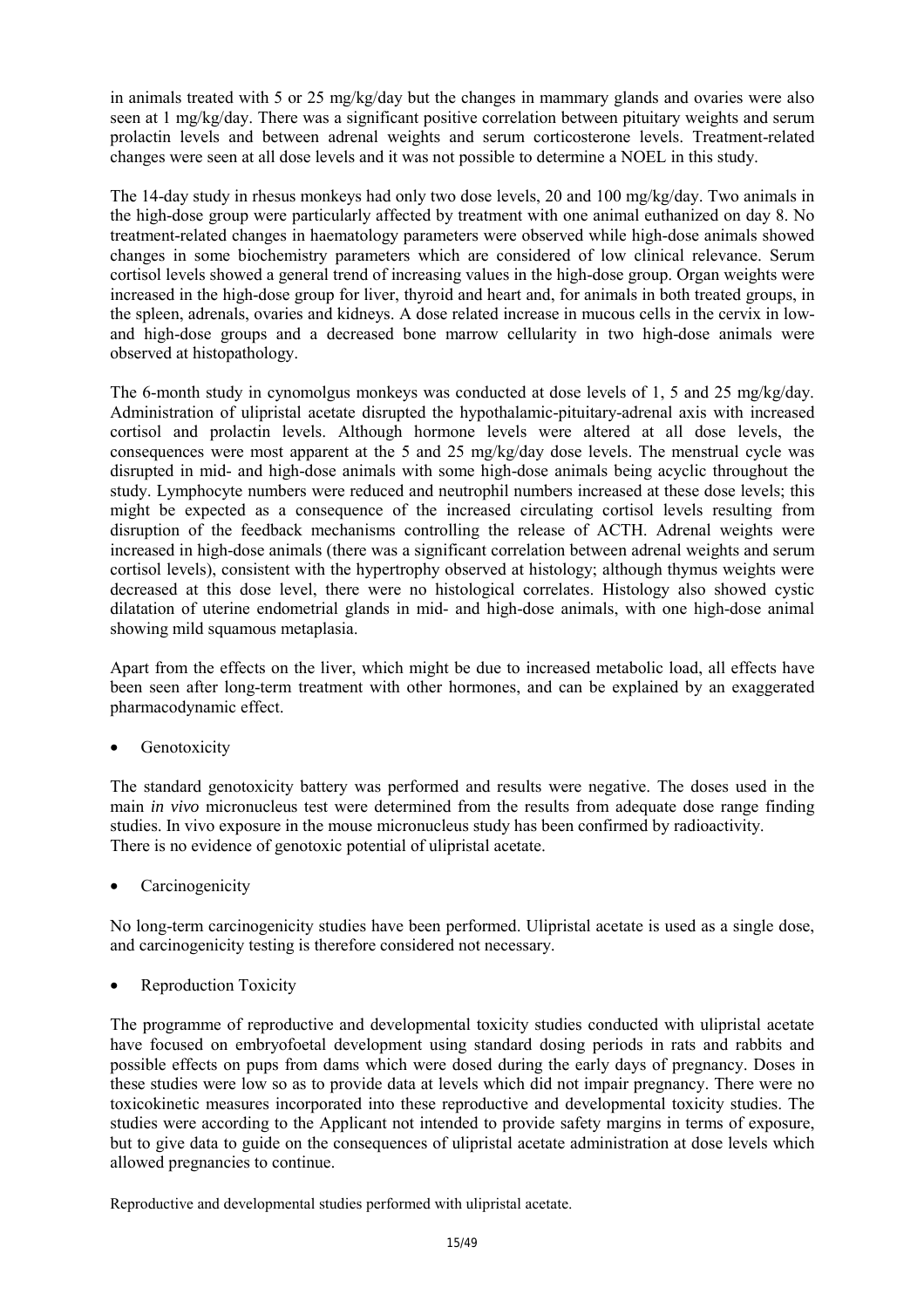in animals treated with 5 or 25 mg/kg/day but the changes in mammary glands and ovaries were also seen at 1 mg/kg/day. There was a significant positive correlation between pituitary weights and serum prolactin levels and between adrenal weights and serum corticosterone levels. Treatment-related changes were seen at all dose levels and it was not possible to determine a NOEL in this study.

The 14-day study in rhesus monkeys had only two dose levels, 20 and 100 mg/kg/day. Two animals in the high-dose group were particularly affected by treatment with one animal euthanized on day 8. No treatment-related changes in haematology parameters were observed while high-dose animals showed changes in some biochemistry parameters which are considered of low clinical relevance. Serum cortisol levels showed a general trend of increasing values in the high-dose group. Organ weights were increased in the high-dose group for liver, thyroid and heart and, for animals in both treated groups, in the spleen, adrenals, ovaries and kidneys. A dose related increase in mucous cells in the cervix in low- and high-dose groups and a decreased bone marrow cellularity in two high-dose animals were observed at histopathology.

The 6-month study in cynomolgus monkeys was conducted at dose levels of 1, 5 and 25 mg/kg/day. Administration of ulipristal acetate disrupted the hypothalamic-pituitary-adrenal axis with increased cortisol and prolactin levels. Although hormone levels were altered at all dose levels, the consequences were most apparent at the 5 and 25 mg/kg/day dose levels. The menstrual cycle was disrupted in mid- and high-dose animals with some high-dose animals being acyclic throughout the study. Lymphocyte numbers were reduced and neutrophil numbers increased at these dose levels; this might be expected as a consequence of the increased circulating cortisol levels resulting from disruption of the feedback mechanisms controlling the release of ACTH. Adrenal weights were increased in high-dose animals (there was a significant correlation between adrenal weights and serum cortisol levels), consistent with the hypertrophy observed at histology; although thymus weights were decreased at this dose level, there were no histological correlates. Histology also showed cystic dilatation of uterine endometrial glands in mid- and high-dose animals, with one high-dose animal showing mild squamous metaplasia.

Apart from the effects on the liver, which might be due to increased metabolic load, all effects have been seen after long-term treatment with other hormones, and can be explained by an exaggerated pharmacodynamic effect.

- Genotoxicity

The standard genotoxicity battery was performed and results were negative. The doses used in the main *in vivo* micronucleus test were determined from the results from adequate dose range finding studies. In vivo exposure in the mouse micronucleus study has been confirmed by radioactivity.
There is no evidence of genotoxic potential of ulipristal acetate.

- Carcinogenicity

No long-term carcinogenicity studies have been performed. Ulipristal acetate is used as a single dose, and carcinogenicity testing is therefore considered not necessary.

- Reproduction Toxicity

The programme of reproductive and developmental toxicity studies conducted with ulipristal acetate have focused on embryofoetal development using standard dosing periods in rats and rabbits and possible effects on pups from dams which were dosed during the early days of pregnancy. Doses in these studies were low so as to provide data at levels which did not impair pregnancy. There were no toxicokinetic measures incorporated into these reproductive and developmental toxicity studies. The studies were according to the Applicant not intended to provide safety margins in terms of exposure, but to give data to guide on the consequences of ulipristal acetate administration at dose levels which allowed pregnancies to continue.

Reproductive and developmental studies performed with ulipristal acetate.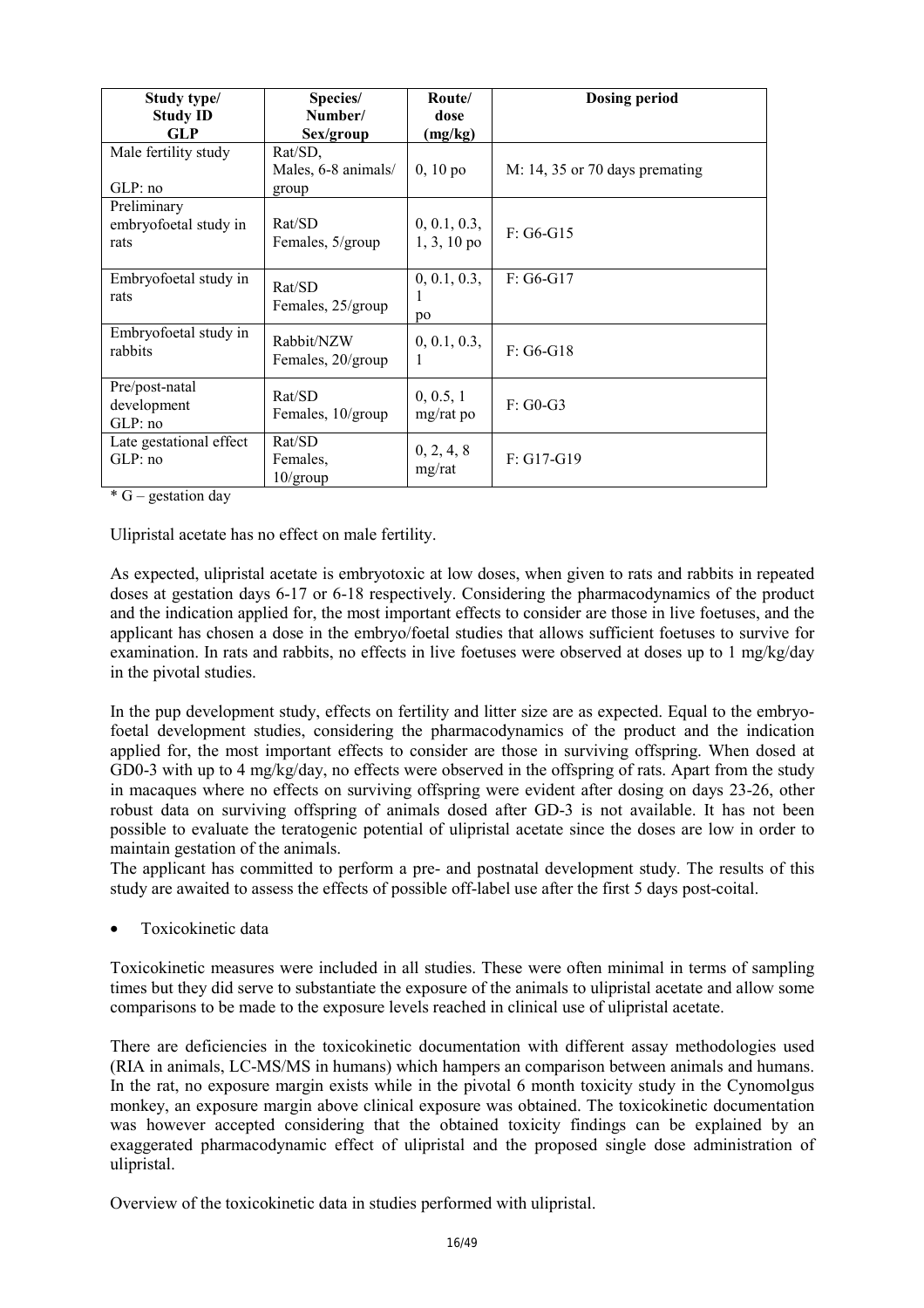| Study type/ Study ID GLP | Species/ Number/ Sex/group | Route/ dose (mg/kg) | Dosing period |
| --- | --- | --- | --- |
| Male fertility study<br><br>GLP: no | Rat/SD, Males, 6-8 animals/ group | 0, 10 po | M: 14, 35 or 70 days premating |
| Preliminary embryofoetal study in rats | Rat/SD Females, 5/group | 0, 0.1, 0.3, 1, 3, 10 po | F: G6-G15 |
| Embryofoetal study in rats | Rat/SD Females, 25/group | 0, 0.1, 0.3, 1 po | F: G6-G17 |
| Embryofoetal study in rabbits | Rabbit/NZW Females, 20/group | 0, 0.1, 0.3, 1 | F: G6-G18 |
| Pre/post-natal development GLP: no | Rat/SD Females, 10/group | 0, 0.5, 1 mg/rat po | F: G0-G3 |
| Late gestational effect GLP: no | Rat/SD Females, 10/group | 0, 2, 4, 8 mg/rat | F: G17-G19 |

* G – gestation day

Ulipristal acetate has no effect on male fertility.

As expected, ulipristal acetate is embryotoxic at low doses, when given to rats and rabbits in repeated doses at gestation days 6-17 or 6-18 respectively. Considering the pharmacodynamics of the product and the indication applied for, the most important effects to consider are those in live foetuses, and the applicant has chosen a dose in the embryo/foetal studies that allows sufficient foetuses to survive for examination. In rats and rabbits, no effects in live foetuses were observed at doses up to 1 mg/kg/day in the pivotal studies.

In the pup development study, effects on fertility and litter size are as expected. Equal to the embryo-foetal development studies, considering the pharmacodynamics of the product and the indication applied for, the most important effects to consider are those in surviving offspring. When dosed at GD0-3 with up to 4 mg/kg/day, no effects were observed in the offspring of rats. Apart from the study in macaques where no effects on surviving offspring were evident after dosing on days 23-26, other robust data on surviving offspring of animals dosed after GD-3 is not available. It has not been possible to evaluate the teratogenic potential of ulipristal acetate since the doses are low in order to maintain gestation of the animals.
The applicant has committed to perform a pre- and postnatal development study. The results of this study are awaited to assess the effects of possible off-label use after the first 5 days post-coital.

- Toxicokinetic data

Toxicokinetic measures were included in all studies. These were often minimal in terms of sampling times but they did serve to substantiate the exposure of the animals to ulipristal acetate and allow some comparisons to be made to the exposure levels reached in clinical use of ulipristal acetate.

There are deficiencies in the toxicokinetic documentation with different assay methodologies used (RIA in animals, LC-MS/MS in humans) which hampers an comparison between animals and humans. In the rat, no exposure margin exists while in the pivotal 6 month toxicity study in the Cynomolgus monkey, an exposure margin above clinical exposure was obtained. The toxicokinetic documentation was however accepted considering that the obtained toxicity findings can be explained by an exaggerated pharmacodynamic effect of ulipristal and the proposed single dose administration of ulipristal.

Overview of the toxicokinetic data in studies performed with ulipristal.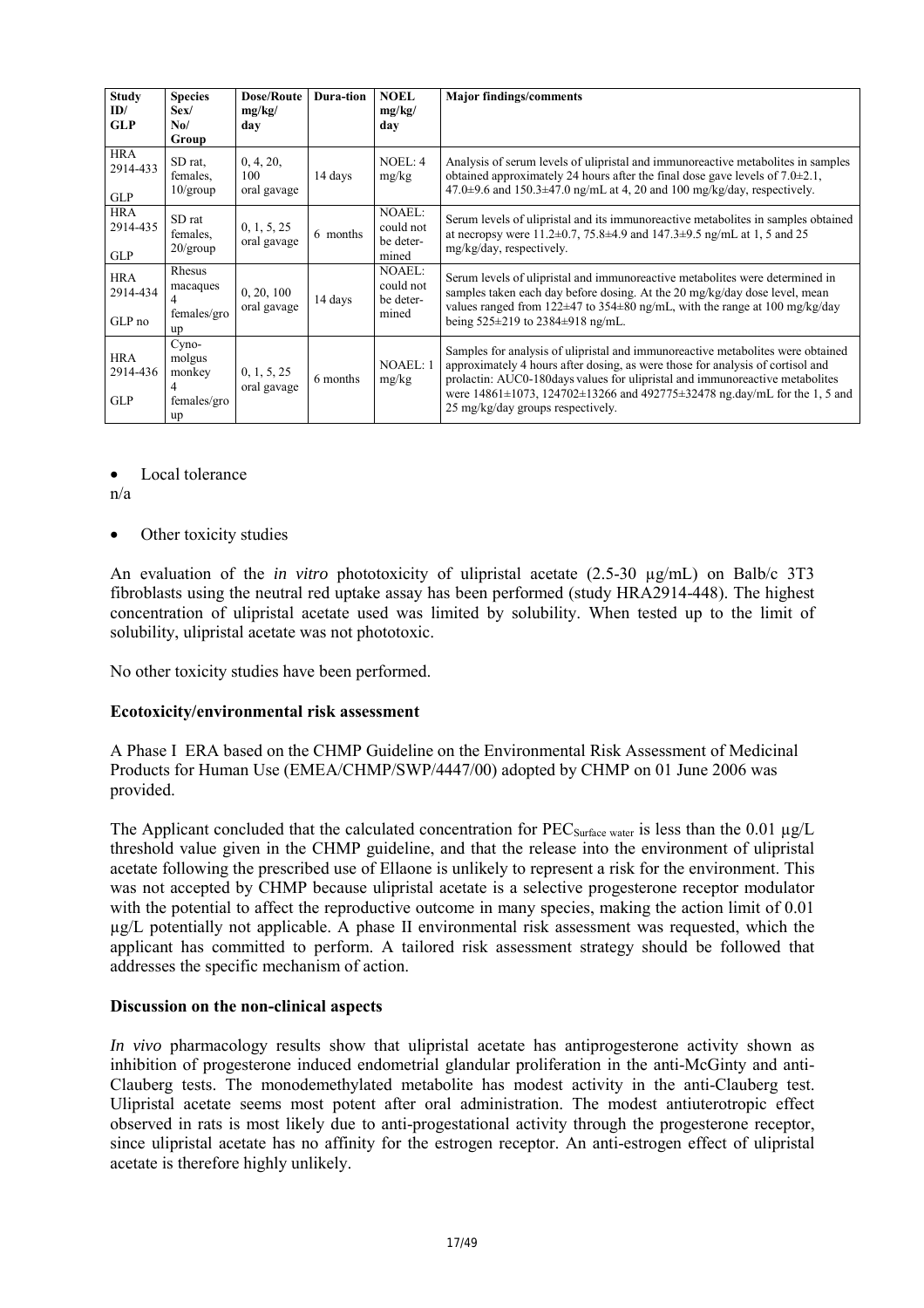| Study ID/ GLP | Species Sex/ No/ Group | Dose/Route mg/kg/ day | Dura-tion | NOEL mg/kg/ day | Major findings/comments |
|---|---|---|---|---|---|
| HRA 2914-433 GLP | SD rat, females, 10/group | 0, 4, 20, 100 oral gavage | 14 days | NOEL: 4 mg/kg | Analysis of serum levels of ulipristal and immunoreactive metabolites in samples obtained approximately 24 hours after the final dose gave levels of 7.0±2.1, 47.0±9.6 and 150.3±47.0 ng/mL at 4, 20 and 100 mg/kg/day, respectively. |
| HRA 2914-435 GLP | SD rat females, 20/group | 0, 1, 5, 25 oral gavage | 6 months | NOAEL: could not be deter-mined | Serum levels of ulipristal and its immunoreactive metabolites in samples obtained at necropsy were 11.2±0.7, 75.8±4.9 and 147.3±9.5 ng/mL at 1, 5 and 25 mg/kg/day, respectively. |
| HRA 2914-434 GLP no | Rhesus macaques 4 females/group | 0, 20, 100 oral gavage | 14 days | NOAEL: could not be deter-mined | Serum levels of ulipristal and immunoreactive metabolites were determined in samples taken each day before dosing. At the 20 mg/kg/day dose level, mean values ranged from 122±47 to 354±80 ng/mL, with the range at 100 mg/kg/day being 525±219 to 2384±918 ng/mL. |
| HRA 2914-436 GLP | Cyno-molgus monkey 4 females/group | 0, 1, 5, 25 oral gavage | 6 months | NOAEL: 1 mg/kg | Samples for analysis of ulipristal and immunoreactive metabolites were obtained approximately 4 hours after dosing, as were those for analysis of cortisol and prolactin: AUC0-180days values for ulipristal and immunoreactive metabolites were 14861±1073, 124702±13266 and 492775±32478 ng.day/mL for the 1, 5 and 25 mg/kg/day groups respectively. |

- Local tolerance

n/a

- Other toxicity studies

An evaluation of the *in vitro* phototoxicity of ulipristal acetate (2.5-30 µg/mL) on Balb/c 3T3 fibroblasts using the neutral red uptake assay has been performed (study HRA2914-448). The highest concentration of ulipristal acetate used was limited by solubility. When tested up to the limit of solubility, ulipristal acetate was not phototoxic.

No other toxicity studies have been performed.

**Ecotoxicity/environmental risk assessment**

A Phase I ERA based on the CHMP Guideline on the Environmental Risk Assessment of Medicinal Products for Human Use (EMEA/CHMP/SWP/4447/00) adopted by CHMP on 01 June 2006 was provided.

The Applicant concluded that the calculated concentration for $PEC_{Surface\ water}$ is less than the 0.01 µg/L threshold value given in the CHMP guideline, and that the release into the environment of ulipristal acetate following the prescribed use of Ellaone is unlikely to represent a risk for the environment. This was not accepted by CHMP because ulipristal acetate is a selective progesterone receptor modulator with the potential to affect the reproductive outcome in many species, making the action limit of 0.01 µg/L potentially not applicable. A phase II environmental risk assessment was requested, which the applicant has committed to perform. A tailored risk assessment strategy should be followed that addresses the specific mechanism of action.

**Discussion on the non-clinical aspects**

*In vivo* pharmacology results show that ulipristal acetate has antiprogesterone activity shown as inhibition of progesterone induced endometrial glandular proliferation in the anti-McGinty and anti-Clauberg tests. The monodemethylated metabolite has modest activity in the anti-Clauberg test. Ulipristal acetate seems most potent after oral administration. The modest antiuterotropic effect observed in rats is most likely due to anti-progestational activity through the progesterone receptor, since ulipristal acetate has no affinity for the estrogen receptor. An anti-estrogen effect of ulipristal acetate is therefore highly unlikely.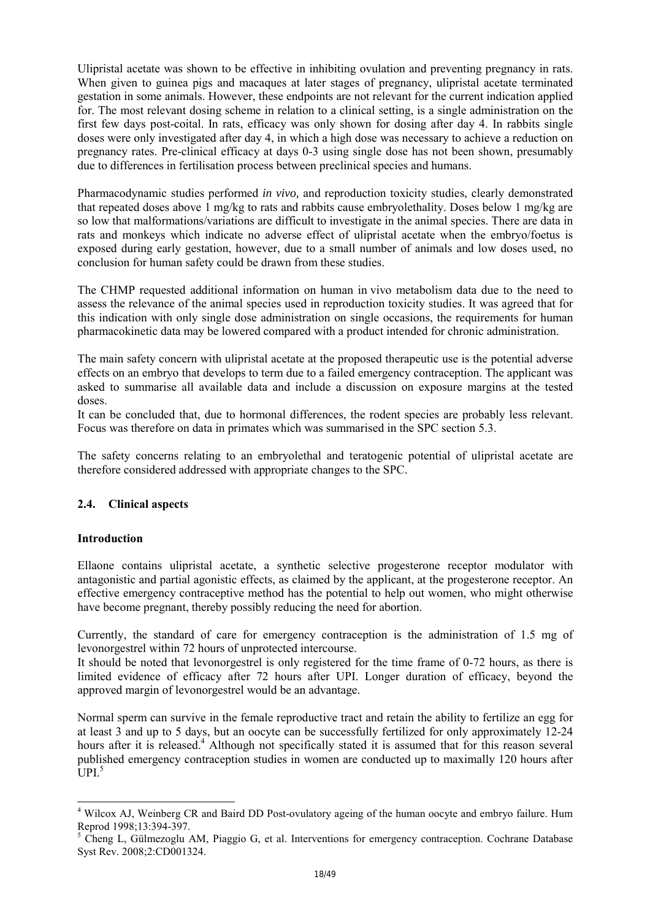Ulipristal acetate was shown to be effective in inhibiting ovulation and preventing pregnancy in rats. When given to guinea pigs and macaques at later stages of pregnancy, ulipristal acetate terminated gestation in some animals. However, these endpoints are not relevant for the current indication applied for. The most relevant dosing scheme in relation to a clinical setting, is a single administration on the first few days post-coital. In rats, efficacy was only shown for dosing after day 4. In rabbits single doses were only investigated after day 4, in which a high dose was necessary to achieve a reduction on pregnancy rates. Pre-clinical efficacy at days 0-3 using single dose has not been shown, presumably due to differences in fertilisation process between preclinical species and humans.

Pharmacodynamic studies performed *in vivo,* and reproduction toxicity studies, clearly demonstrated that repeated doses above 1 mg/kg to rats and rabbits cause embryolethality. Doses below 1 mg/kg are so low that malformations/variations are difficult to investigate in the animal species. There are data in rats and monkeys which indicate no adverse effect of ulipristal acetate when the embryo/foetus is exposed during early gestation, however, due to a small number of animals and low doses used, no conclusion for human safety could be drawn from these studies.

The CHMP requested additional information on human in vivo metabolism data due to the need to assess the relevance of the animal species used in reproduction toxicity studies. It was agreed that for this indication with only single dose administration on single occasions, the requirements for human pharmacokinetic data may be lowered compared with a product intended for chronic administration.

The main safety concern with ulipristal acetate at the proposed therapeutic use is the potential adverse effects on an embryo that develops to term due to a failed emergency contraception. The applicant was asked to summarise all available data and include a discussion on exposure margins at the tested doses.
It can be concluded that, due to hormonal differences, the rodent species are probably less relevant. Focus was therefore on data in primates which was summarised in the SPC section 5.3.

The safety concerns relating to an embryolethal and teratogenic potential of ulipristal acetate are therefore considered addressed with appropriate changes to the SPC.

## 2.4. Clinical aspects

### Introduction

Ellaone contains ulipristal acetate, a synthetic selective progesterone receptor modulator with antagonistic and partial agonistic effects, as claimed by the applicant, at the progesterone receptor. An effective emergency contraceptive method has the potential to help out women, who might otherwise have become pregnant, thereby possibly reducing the need for abortion.

Currently, the standard of care for emergency contraception is the administration of 1.5 mg of levonorgestrel within 72 hours of unprotected intercourse.
It should be noted that levonorgestrel is only registered for the time frame of 0-72 hours, as there is limited evidence of efficacy after 72 hours after UPI. Longer duration of efficacy, beyond the approved margin of levonorgestrel would be an advantage.

Normal sperm can survive in the female reproductive tract and retain the ability to fertilize an egg for at least 3 and up to 5 days, but an oocyte can be successfully fertilized for only approximately 12-24 hours after it is released.[4] Although not specifically stated it is assumed that for this reason several published emergency contraception studies in women are conducted up to maximally 120 hours after UPI.[5]

---

[4] Wilcox AJ, Weinberg CR and Baird DD Post-ovulatory ageing of the human oocyte and embryo failure. Hum Reprod 1998;13:394-397.

[5] Cheng L, Gülmezoglu AM, Piaggio G, et al. Interventions for emergency contraception. Cochrane Database Syst Rev. 2008;2:CD001324.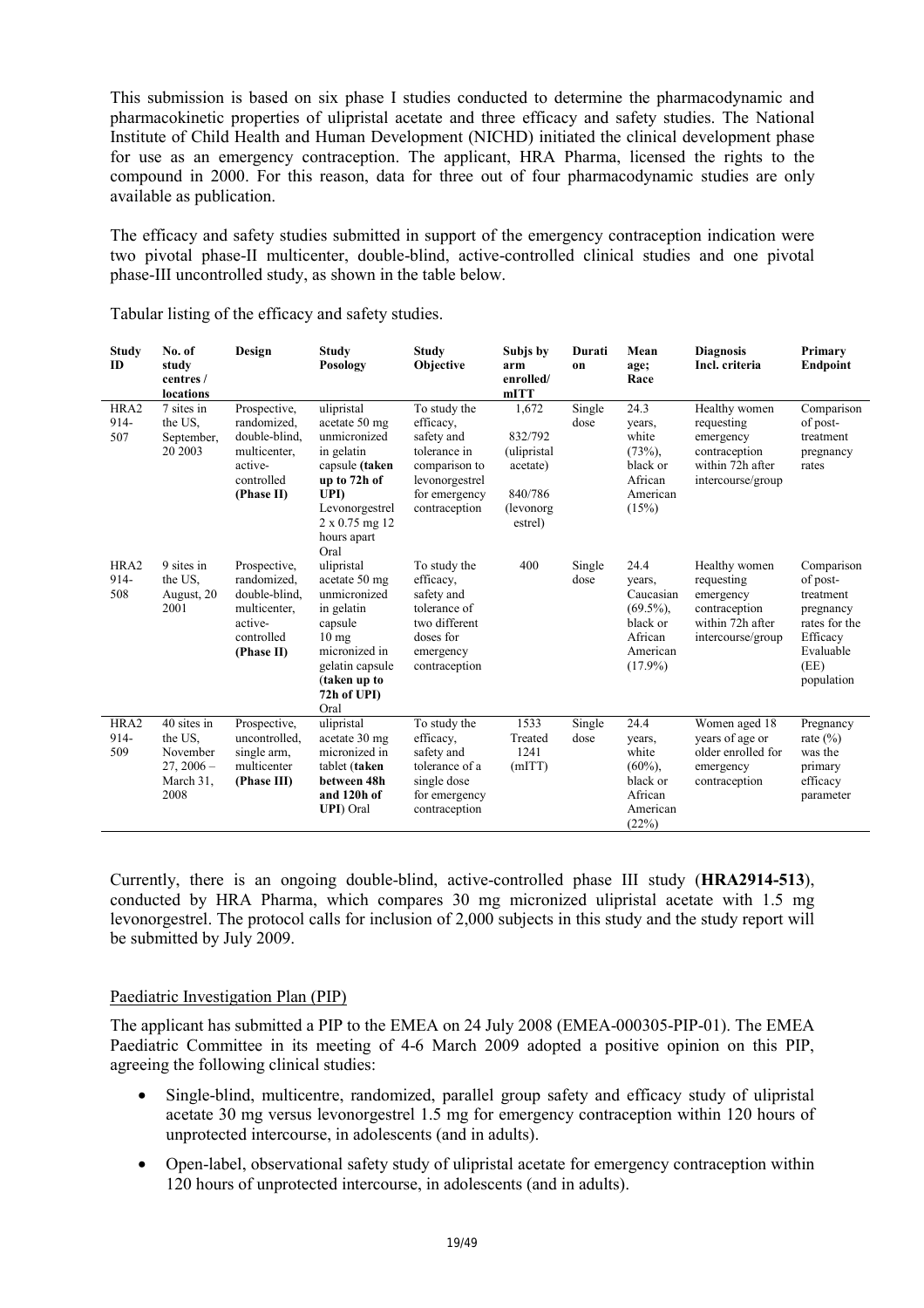This submission is based on six phase I studies conducted to determine the pharmacodynamic and pharmacokinetic properties of ulipristal acetate and three efficacy and safety studies. The National Institute of Child Health and Human Development (NICHD) initiated the clinical development phase for use as an emergency contraception. The applicant, HRA Pharma, licensed the rights to the compound in 2000. For this reason, data for three out of four pharmacodynamic studies are only available as publication.

The efficacy and safety studies submitted in support of the emergency contraception indication were two pivotal phase-II multicenter, double-blind, active-controlled clinical studies and one pivotal phase-III uncontrolled study, as shown in the table below.

Tabular listing of the efficacy and safety studies.

| Study ID | No. of study centres / locations | Design | Study Posology | Study Objective | Subjs by arm enrolled/ mITT | Duration | Mean age; Race | Diagnosis Incl. criteria | Primary Endpoint |
|---|---|---|---|---|---|---|---|---|---|
| HRA2 914-507 | 7 sites in the US, September, 20 2003 | Prospective, randomized, double-blind, multicenter, active-controlled **(Phase II)** | ulipristal acetate 50 mg unmicronized in gelatin capsule **(taken up to 72h of UPI)** Levonorgestrel 2 x 0.75 mg 12 hours apart Oral | To study the efficacy, safety and tolerance in comparison to levonorgestrel for emergency contraception | 1,672<br>832/792 (ulipristal acetate)<br>840/786 (levonorgestrel) | Single dose | 24.3 years, white (73%), black or African American (15%) | Healthy women requesting emergency contraception within 72h after intercourse/group | Comparison of post-treatment pregnancy rates |
| HRA2 914-508 | 9 sites in the US, August, 20 2001 | Prospective, randomized, double-blind, multicenter, active-controlled **(Phase II)** | ulipristal acetate 50 mg unmicronized in gelatin capsule 10 mg micronized in gelatin capsule **(taken up to 72h of UPI)** Oral | To study the efficacy, safety and tolerance of two different doses for emergency contraception | 400 | Single dose | 24.4 years, Caucasian (69.5%), black or African American (17.9%) | Healthy women requesting emergency contraception within 72h after intercourse/group | Comparison of post-treatment pregnancy rates for the Efficacy Evaluable (EE) population |
| HRA2 914-509 | 40 sites in the US, November 27, 2006 – March 31, 2008 | Prospective, uncontrolled, single arm, multicenter **(Phase III)** | ulipristal acetate 30 mg micronized in tablet **(taken between 48h and 120h of UPI)** Oral | To study the efficacy, safety and tolerance of a single dose for emergency contraception | 1533 Treated<br>1241 (mITT) | Single dose | 24.4 years, white (60%), black or African American (22%) | Women aged 18 years of age or older enrolled for emergency contraception | Pregnancy rate (%) was the primary efficacy parameter |

Currently, there is an ongoing double-blind, active-controlled phase III study (**HRA2914-513**), conducted by HRA Pharma, which compares 30 mg micronized ulipristal acetate with 1.5 mg levonorgestrel. The protocol calls for inclusion of 2,000 subjects in this study and the study report will be submitted by July 2009.

## Paediatric Investigation Plan (PIP)

The applicant has submitted a PIP to the EMEA on 24 July 2008 (EMEA-000305-PIP-01). The EMEA Paediatric Committee in its meeting of 4-6 March 2009 adopted a positive opinion on this PIP, agreeing the following clinical studies:

- Single-blind, multicentre, randomized, parallel group safety and efficacy study of ulipristal acetate 30 mg versus levonorgestrel 1.5 mg for emergency contraception within 120 hours of unprotected intercourse, in adolescents (and in adults).
- Open-label, observational safety study of ulipristal acetate for emergency contraception within 120 hours of unprotected intercourse, in adolescents (and in adults).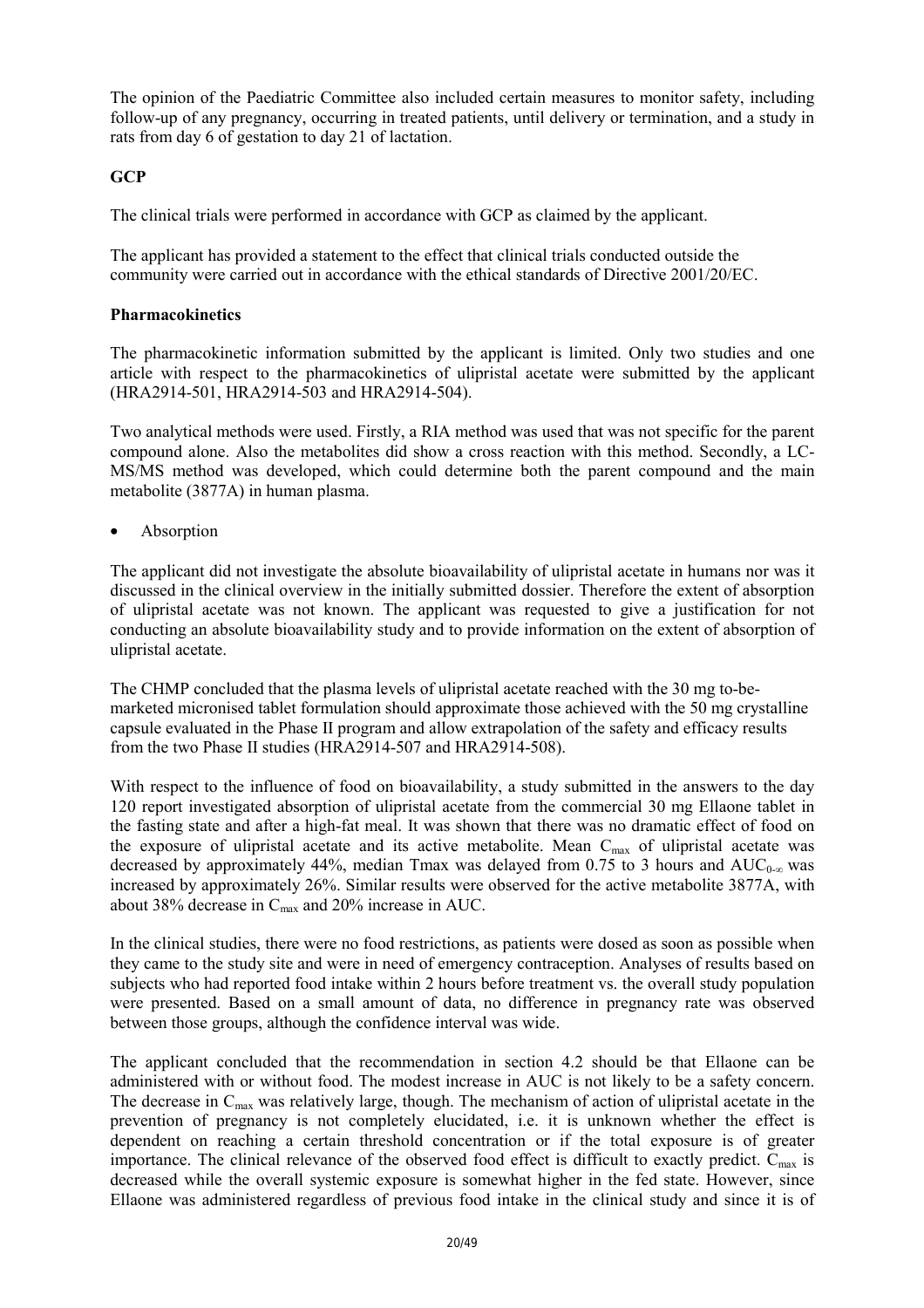The opinion of the Paediatric Committee also included certain measures to monitor safety, including follow-up of any pregnancy, occurring in treated patients, until delivery or termination, and a study in rats from day 6 of gestation to day 21 of lactation.

**GCP**

The clinical trials were performed in accordance with GCP as claimed by the applicant.

The applicant has provided a statement to the effect that clinical trials conducted outside the community were carried out in accordance with the ethical standards of Directive 2001/20/EC.

**Pharmacokinetics**

The pharmacokinetic information submitted by the applicant is limited. Only two studies and one article with respect to the pharmacokinetics of ulipristal acetate were submitted by the applicant (HRA2914-501, HRA2914-503 and HRA2914-504).

Two analytical methods were used. Firstly, a RIA method was used that was not specific for the parent compound alone. Also the metabolites did show a cross reaction with this method. Secondly, a LC-MS/MS method was developed, which could determine both the parent compound and the main metabolite (3877A) in human plasma.

- Absorption

The applicant did not investigate the absolute bioavailability of ulipristal acetate in humans nor was it discussed in the clinical overview in the initially submitted dossier. Therefore the extent of absorption of ulipristal acetate was not known. The applicant was requested to give a justification for not conducting an absolute bioavailability study and to provide information on the extent of absorption of ulipristal acetate.

The CHMP concluded that the plasma levels of ulipristal acetate reached with the 30 mg to-be-marketed micronised tablet formulation should approximate those achieved with the 50 mg crystalline capsule evaluated in the Phase II program and allow extrapolation of the safety and efficacy results from the two Phase II studies (HRA2914-507 and HRA2914-508).

With respect to the influence of food on bioavailability, a study submitted in the answers to the day 120 report investigated absorption of ulipristal acetate from the commercial 30 mg Ellaone tablet in the fasting state and after a high-fat meal. It was shown that there was no dramatic effect of food on the exposure of ulipristal acetate and its active metabolite. Mean $C_{max}$ of ulipristal acetate was decreased by approximately 44%, median Tmax was delayed from 0.75 to 3 hours and $AUC_{0-\infty}$ was increased by approximately 26%. Similar results were observed for the active metabolite 3877A, with about 38% decrease in $C_{max}$ and 20% increase in AUC.

In the clinical studies, there were no food restrictions, as patients were dosed as soon as possible when they came to the study site and were in need of emergency contraception. Analyses of results based on subjects who had reported food intake within 2 hours before treatment vs. the overall study population were presented. Based on a small amount of data, no difference in pregnancy rate was observed between those groups, although the confidence interval was wide.

The applicant concluded that the recommendation in section 4.2 should be that Ellaone can be administered with or without food. The modest increase in AUC is not likely to be a safety concern. The decrease in $C_{max}$ was relatively large, though. The mechanism of action of ulipristal acetate in the prevention of pregnancy is not completely elucidated, i.e. it is unknown whether the effect is dependent on reaching a certain threshold concentration or if the total exposure is of greater importance. The clinical relevance of the observed food effect is difficult to exactly predict. $C_{max}$ is decreased while the overall systemic exposure is somewhat higher in the fed state. However, since Ellaone was administered regardless of previous food intake in the clinical study and since it is of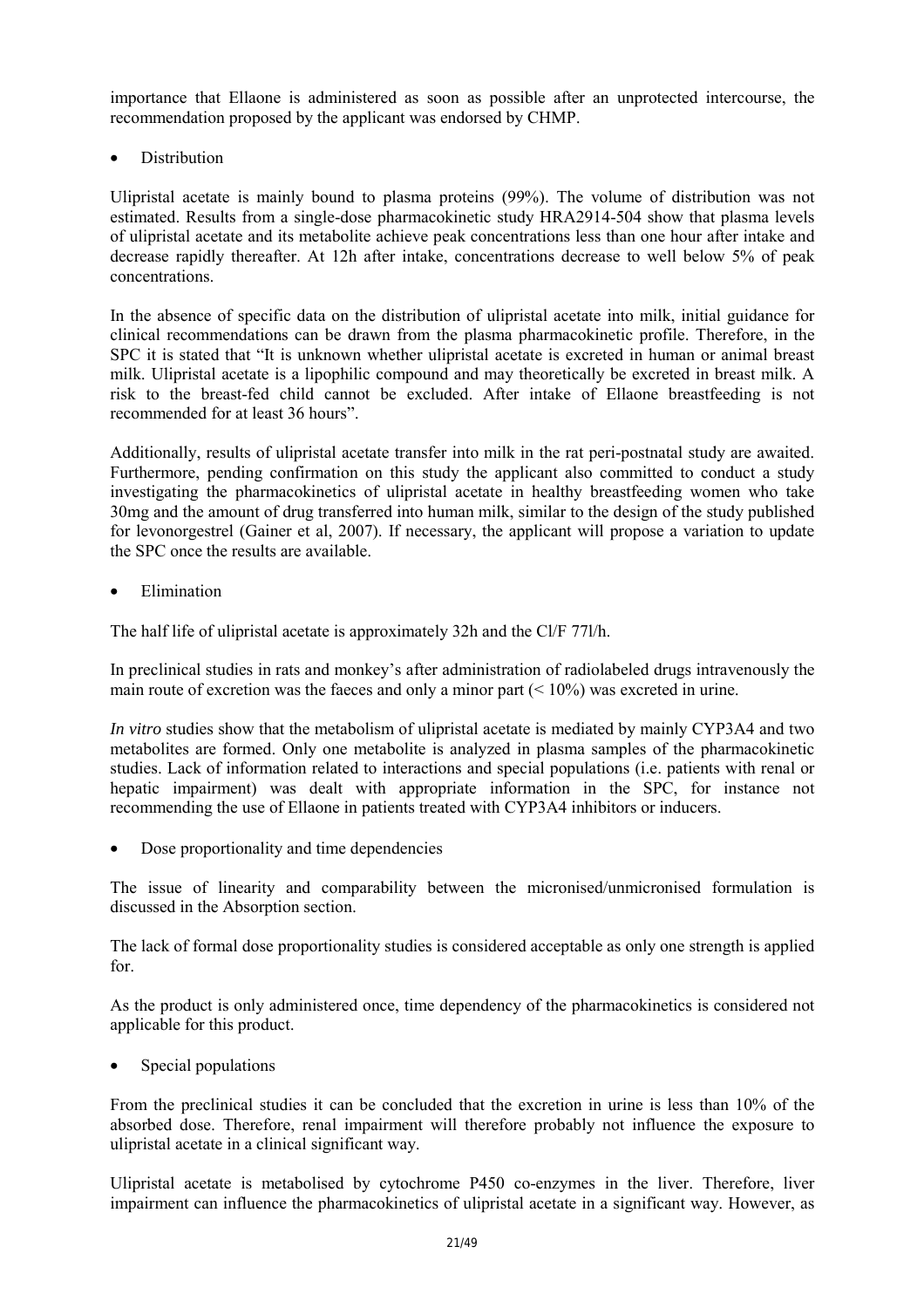importance that Ellaone is administered as soon as possible after an unprotected intercourse, the recommendation proposed by the applicant was endorsed by CHMP.

- Distribution

Ulipristal acetate is mainly bound to plasma proteins (99%). The volume of distribution was not estimated. Results from a single-dose pharmacokinetic study HRA2914-504 show that plasma levels of ulipristal acetate and its metabolite achieve peak concentrations less than one hour after intake and decrease rapidly thereafter. At 12h after intake, concentrations decrease to well below 5% of peak concentrations.

In the absence of specific data on the distribution of ulipristal acetate into milk, initial guidance for clinical recommendations can be drawn from the plasma pharmacokinetic profile. Therefore, in the SPC it is stated that "It is unknown whether ulipristal acetate is excreted in human or animal breast milk. Ulipristal acetate is a lipophilic compound and may theoretically be excreted in breast milk. A risk to the breast-fed child cannot be excluded. After intake of Ellaone breastfeeding is not recommended for at least 36 hours".

Additionally, results of ulipristal acetate transfer into milk in the rat peri-postnatal study are awaited. Furthermore, pending confirmation on this study the applicant also committed to conduct a study investigating the pharmacokinetics of ulipristal acetate in healthy breastfeeding women who take 30mg and the amount of drug transferred into human milk, similar to the design of the study published for levonorgestrel (Gainer et al, 2007). If necessary, the applicant will propose a variation to update the SPC once the results are available.

- Elimination

The half life of ulipristal acetate is approximately 32h and the Cl/F 77l/h.

In preclinical studies in rats and monkey's after administration of radiolabeled drugs intravenously the main route of excretion was the faeces and only a minor part (< 10%) was excreted in urine.

*In vitro* studies show that the metabolism of ulipristal acetate is mediated by mainly CYP3A4 and two metabolites are formed. Only one metabolite is analyzed in plasma samples of the pharmacokinetic studies. Lack of information related to interactions and special populations (i.e. patients with renal or hepatic impairment) was dealt with appropriate information in the SPC, for instance not recommending the use of Ellaone in patients treated with CYP3A4 inhibitors or inducers.

- Dose proportionality and time dependencies

The issue of linearity and comparability between the micronised/unmicronised formulation is discussed in the Absorption section.

The lack of formal dose proportionality studies is considered acceptable as only one strength is applied for.

As the product is only administered once, time dependency of the pharmacokinetics is considered not applicable for this product.

- Special populations

From the preclinical studies it can be concluded that the excretion in urine is less than 10% of the absorbed dose. Therefore, renal impairment will therefore probably not influence the exposure to ulipristal acetate in a clinical significant way.

Ulipristal acetate is metabolised by cytochrome P450 co-enzymes in the liver. Therefore, liver impairment can influence the pharmacokinetics of ulipristal acetate in a significant way. However, as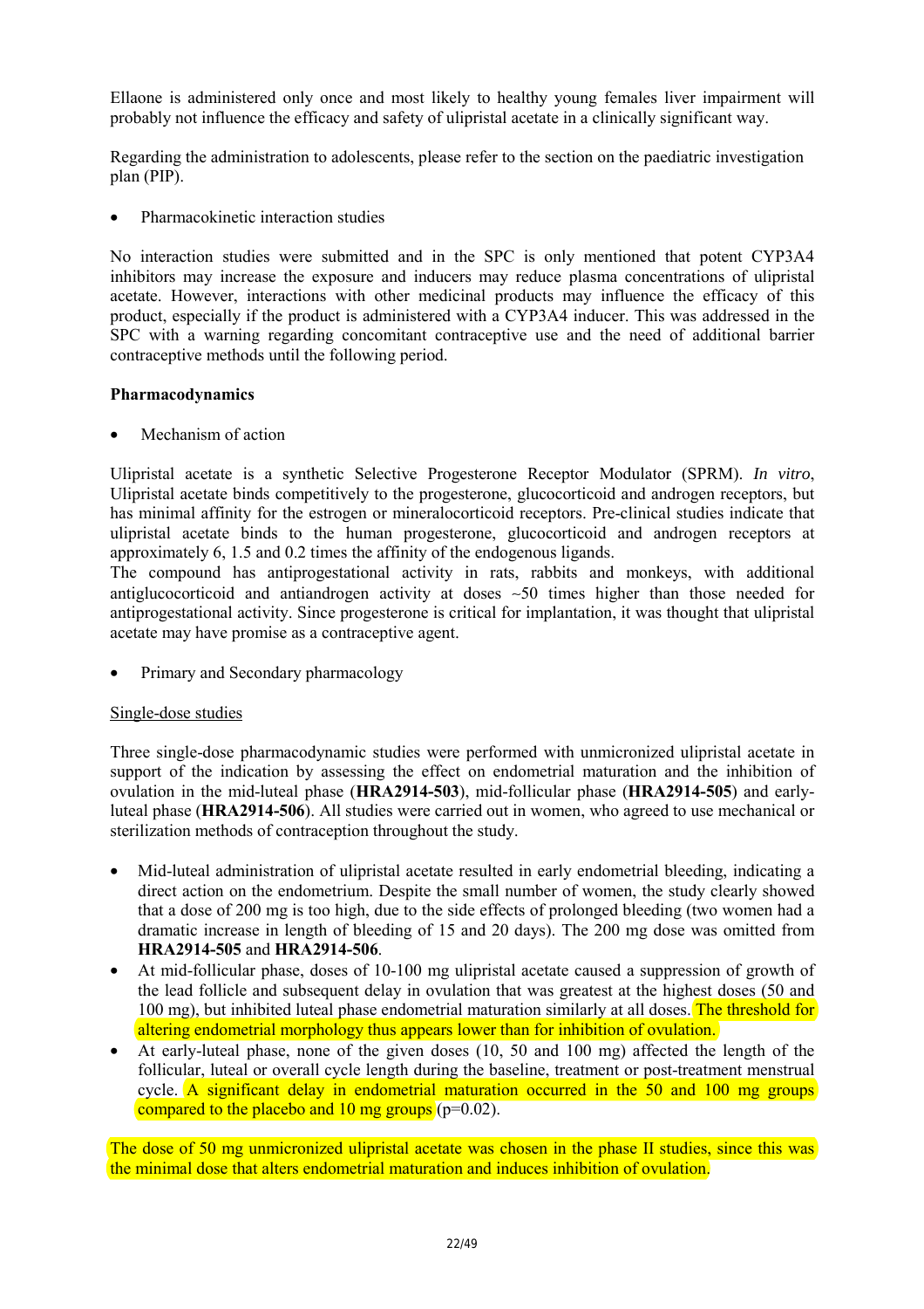Ellaone is administered only once and most likely to healthy young females liver impairment will probably not influence the efficacy and safety of ulipristal acetate in a clinically significant way.

Regarding the administration to adolescents, please refer to the section on the paediatric investigation plan (PIP).

- Pharmacokinetic interaction studies

No interaction studies were submitted and in the SPC is only mentioned that potent CYP3A4 inhibitors may increase the exposure and inducers may reduce plasma concentrations of ulipristal acetate. However, interactions with other medicinal products may influence the efficacy of this product, especially if the product is administered with a CYP3A4 inducer. This was addressed in the SPC with a warning regarding concomitant contraceptive use and the need of additional barrier contraceptive methods until the following period.

**Pharmacodynamics**

- Mechanism of action

Ulipristal acetate is a synthetic Selective Progesterone Receptor Modulator (SPRM). *In vitro*, Ulipristal acetate binds competitively to the progesterone, glucocorticoid and androgen receptors, but has minimal affinity for the estrogen or mineralocorticoid receptors. Pre-clinical studies indicate that ulipristal acetate binds to the human progesterone, glucocorticoid and androgen receptors at approximately 6, 1.5 and 0.2 times the affinity of the endogenous ligands.
The compound has antiprogestational activity in rats, rabbits and monkeys, with additional antiglucocorticoid and antiandrogen activity at doses ~50 times higher than those needed for antiprogestational activity. Since progesterone is critical for implantation, it was thought that ulipristal acetate may have promise as a contraceptive agent.

- Primary and Secondary pharmacology

Single-dose studies

Three single-dose pharmacodynamic studies were performed with unmicronized ulipristal acetate in support of the indication by assessing the effect on endometrial maturation and the inhibition of ovulation in the mid-luteal phase (**HRA2914-503**), mid-follicular phase (**HRA2914-505**) and early-luteal phase (**HRA2914-506**). All studies were carried out in women, who agreed to use mechanical or sterilization methods of contraception throughout the study.

- Mid-luteal administration of ulipristal acetate resulted in early endometrial bleeding, indicating a direct action on the endometrium. Despite the small number of women, the study clearly showed that a dose of 200 mg is too high, due to the side effects of prolonged bleeding (two women had a dramatic increase in length of bleeding of 15 and 20 days). The 200 mg dose was omitted from **HRA2914-505** and **HRA2914-506**.
- At mid-follicular phase, doses of 10-100 mg ulipristal acetate caused a suppression of growth of the lead follicle and subsequent delay in ovulation that was greatest at the highest doses (50 and 100 mg), but inhibited luteal phase endometrial maturation similarly at all doses. The threshold for altering endometrial morphology thus appears lower than for inhibition of ovulation.
- At early-luteal phase, none of the given doses (10, 50 and 100 mg) affected the length of the follicular, luteal or overall cycle length during the baseline, treatment or post-treatment menstrual cycle. A significant delay in endometrial maturation occurred in the 50 and 100 mg groups compared to the placebo and 10 mg groups ($p=0.02$).

The dose of 50 mg unmicronized ulipristal acetate was chosen in the phase II studies, since this was the minimal dose that alters endometrial maturation and induces inhibition of ovulation.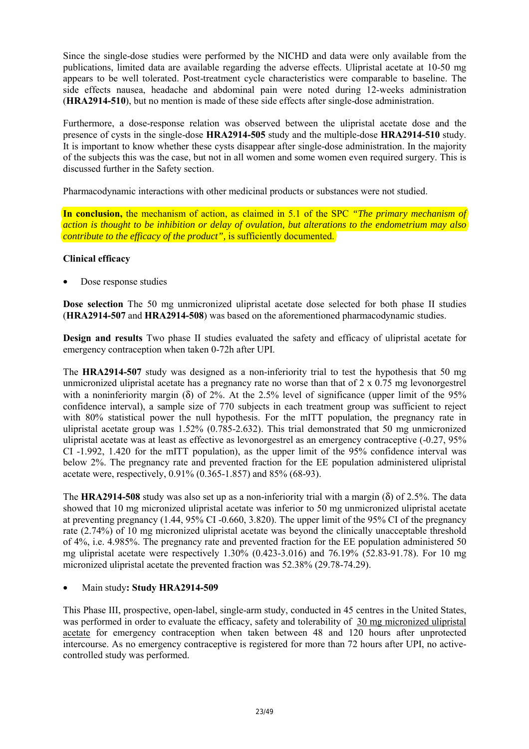Since the single-dose studies were performed by the NICHD and data were only available from the publications, limited data are available regarding the adverse effects. Ulipristal acetate at 10-50 mg appears to be well tolerated. Post-treatment cycle characteristics were comparable to baseline. The side effects nausea, headache and abdominal pain were noted during 12-weeks administration (**HRA2914-510**), but no mention is made of these side effects after single-dose administration.

Furthermore, a dose-response relation was observed between the ulipristal acetate dose and the presence of cysts in the single-dose **HRA2914-505** study and the multiple-dose **HRA2914-510** study. It is important to know whether these cysts disappear after single-dose administration. In the majority of the subjects this was the case, but not in all women and some women even required surgery. This is discussed further in the Safety section.

Pharmacodynamic interactions with other medicinal products or substances were not studied.

**In conclusion,** the mechanism of action, as claimed in 5.1 of the SPC *"The primary mechanism of action is thought to be inhibition or delay of ovulation, but alterations to the endometrium may also contribute to the efficacy of the product"*, is sufficiently documented.

**Clinical efficacy**

- Dose response studies

**Dose selection** The 50 mg unmicronized ulipristal acetate dose selected for both phase II studies (**HRA2914-507** and **HRA2914-508**) was based on the aforementioned pharmacodynamic studies.

**Design and results** Two phase II studies evaluated the safety and efficacy of ulipristal acetate for emergency contraception when taken 0-72h after UPI.

The **HRA2914-507** study was designed as a non-inferiority trial to test the hypothesis that 50 mg unmicronized ulipristal acetate has a pregnancy rate no worse than that of 2 x 0.75 mg levonorgestrel with a noninferiority margin (δ) of 2%. At the 2.5% level of significance (upper limit of the 95% confidence interval), a sample size of 770 subjects in each treatment group was sufficient to reject with 80% statistical power the null hypothesis. For the mITT population, the pregnancy rate in ulipristal acetate group was 1.52% (0.785-2.632). This trial demonstrated that 50 mg unmicronized ulipristal acetate was at least as effective as levonorgestrel as an emergency contraceptive (-0.27, 95% CI -1.992, 1.420 for the mITT population), as the upper limit of the 95% confidence interval was below 2%. The pregnancy rate and prevented fraction for the EE population administered ulipristal acetate were, respectively, 0.91% (0.365-1.857) and 85% (68-93).

The **HRA2914-508** study was also set up as a non-inferiority trial with a margin (δ) of 2.5%. The data showed that 10 mg micronized ulipristal acetate was inferior to 50 mg unmicronized ulipristal acetate at preventing pregnancy (1.44, 95% CI -0.660, 3.820). The upper limit of the 95% CI of the pregnancy rate (2.74%) of 10 mg micronized ulipristal acetate was beyond the clinically unacceptable threshold of 4%, i.e. 4.985%. The pregnancy rate and prevented fraction for the EE population administered 50 mg ulipristal acetate were respectively 1.30% (0.423-3.016) and 76.19% (52.83-91.78). For 10 mg micronized ulipristal acetate the prevented fraction was 52.38% (29.78-74.29).

- Main study**: Study HRA2914-509**

This Phase III, prospective, open-label, single-arm study, conducted in 45 centres in the United States, was performed in order to evaluate the efficacy, safety and tolerability of 30 mg micronized ulipristal acetate for emergency contraception when taken between 48 and 120 hours after unprotected intercourse. As no emergency contraceptive is registered for more than 72 hours after UPI, no active-controlled study was performed.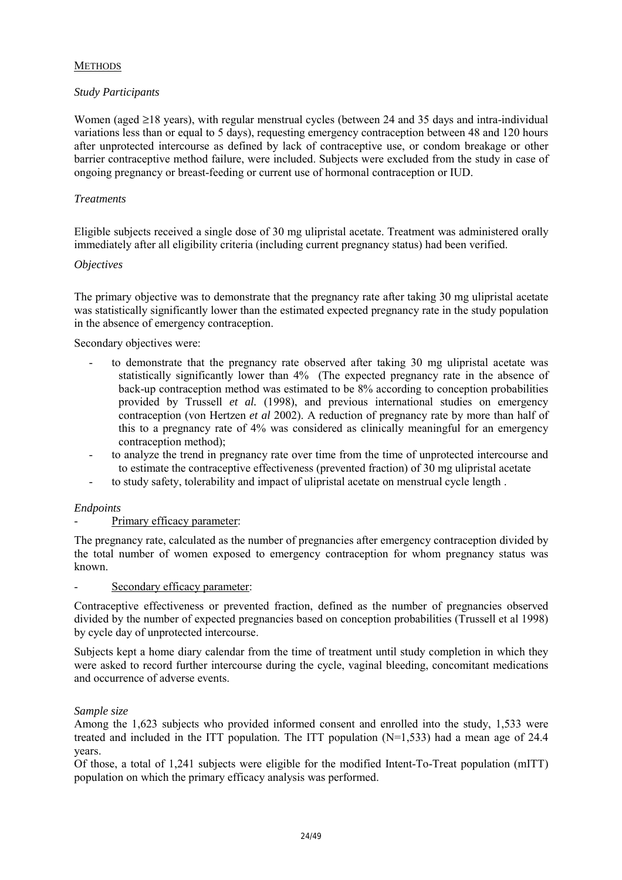METHODS

*Study Participants*

Women (aged ≥18 years), with regular menstrual cycles (between 24 and 35 days and intra-individual variations less than or equal to 5 days), requesting emergency contraception between 48 and 120 hours after unprotected intercourse as defined by lack of contraceptive use, or condom breakage or other barrier contraceptive method failure, were included. Subjects were excluded from the study in case of ongoing pregnancy or breast-feeding or current use of hormonal contraception or IUD.

*Treatments*

Eligible subjects received a single dose of 30 mg ulipristal acetate. Treatment was administered orally immediately after all eligibility criteria (including current pregnancy status) had been verified.

*Objectives*

The primary objective was to demonstrate that the pregnancy rate after taking 30 mg ulipristal acetate was statistically significantly lower than the estimated expected pregnancy rate in the study population in the absence of emergency contraception.

Secondary objectives were:

- to demonstrate that the pregnancy rate observed after taking 30 mg ulipristal acetate was statistically significantly lower than 4% (The expected pregnancy rate in the absence of back-up contraception method was estimated to be 8% according to conception probabilities provided by Trussell *et al.* (1998), and previous international studies on emergency contraception (von Hertzen *et al* 2002). A reduction of pregnancy rate by more than half of this to a pregnancy rate of 4% was considered as clinically meaningful for an emergency contraception method);
- to analyze the trend in pregnancy rate over time from the time of unprotected intercourse and to estimate the contraceptive effectiveness (prevented fraction) of 30 mg ulipristal acetate
- to study safety, tolerability and impact of ulipristal acetate on menstrual cycle length .

*Endpoints*

- Primary efficacy parameter:

The pregnancy rate, calculated as the number of pregnancies after emergency contraception divided by the total number of women exposed to emergency contraception for whom pregnancy status was known.

- Secondary efficacy parameter:

Contraceptive effectiveness or prevented fraction, defined as the number of pregnancies observed divided by the number of expected pregnancies based on conception probabilities (Trussell et al 1998) by cycle day of unprotected intercourse.

Subjects kept a home diary calendar from the time of treatment until study completion in which they were asked to record further intercourse during the cycle, vaginal bleeding, concomitant medications and occurrence of adverse events.

*Sample size*

Among the 1,623 subjects who provided informed consent and enrolled into the study, 1,533 were treated and included in the ITT population. The ITT population (N=1,533) had a mean age of 24.4 years.

Of those, a total of 1,241 subjects were eligible for the modified Intent-To-Treat population (mITT) population on which the primary efficacy analysis was performed.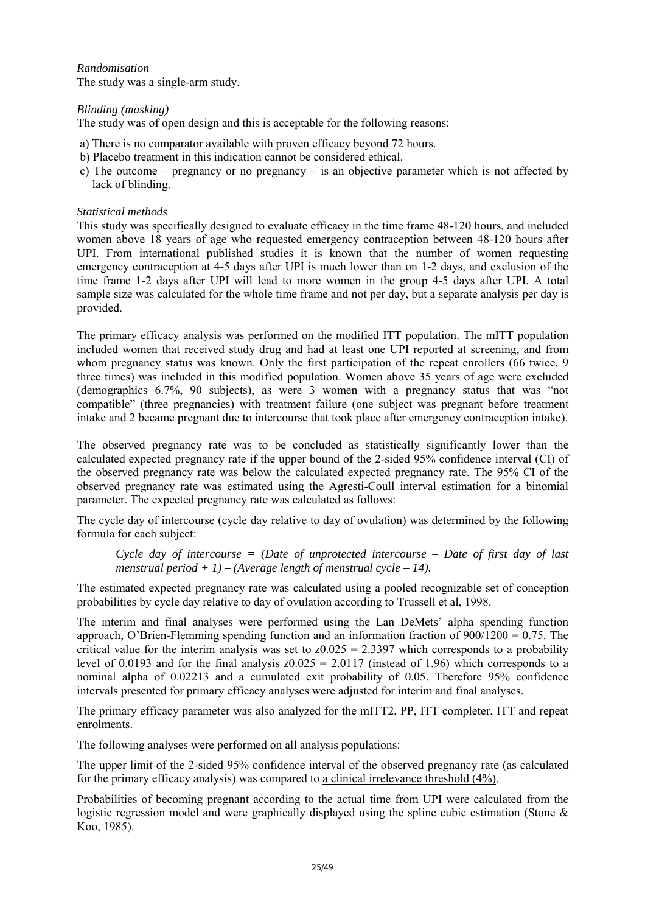*Randomisation*

The study was a single-arm study.

*Blinding (masking)*

The study was of open design and this is acceptable for the following reasons:

a) There is no comparator available with proven efficacy beyond 72 hours.
b) Placebo treatment in this indication cannot be considered ethical.
c) The outcome – pregnancy or no pregnancy – is an objective parameter which is not affected by lack of blinding.

*Statistical methods*

This study was specifically designed to evaluate efficacy in the time frame 48-120 hours, and included women above 18 years of age who requested emergency contraception between 48-120 hours after UPI. From international published studies it is known that the number of women requesting emergency contraception at 4-5 days after UPI is much lower than on 1-2 days, and exclusion of the time frame 1-2 days after UPI will lead to more women in the group 4-5 days after UPI. A total sample size was calculated for the whole time frame and not per day, but a separate analysis per day is provided.

The primary efficacy analysis was performed on the modified ITT population. The mITT population included women that received study drug and had at least one UPI reported at screening, and from whom pregnancy status was known. Only the first participation of the repeat enrollers (66 twice, 9 three times) was included in this modified population. Women above 35 years of age were excluded (demographics 6.7%, 90 subjects), as were 3 women with a pregnancy status that was "not compatible" (three pregnancies) with treatment failure (one subject was pregnant before treatment intake and 2 became pregnant due to intercourse that took place after emergency contraception intake).

The observed pregnancy rate was to be concluded as statistically significantly lower than the calculated expected pregnancy rate if the upper bound of the 2-sided 95% confidence interval (CI) of the observed pregnancy rate was below the calculated expected pregnancy rate. The 95% CI of the observed pregnancy rate was estimated using the Agresti-Coull interval estimation for a binomial parameter. The expected pregnancy rate was calculated as follows:

The cycle day of intercourse (cycle day relative to day of ovulation) was determined by the following formula for each subject:

> *Cycle day of intercourse = (Date of unprotected intercourse – Date of first day of last menstrual period + 1) – (Average length of menstrual cycle – 14).*

The estimated expected pregnancy rate was calculated using a pooled recognizable set of conception probabilities by cycle day relative to day of ovulation according to Trussell et al, 1998.

The interim and final analyses were performed using the Lan DeMets' alpha spending function approach, O'Brien-Flemming spending function and an information fraction of $900/1200 = 0.75$. The critical value for the interim analysis was set to $z0.025 = 2.3397$ which corresponds to a probability level of 0.0193 and for the final analysis $z0.025 = 2.0117$ (instead of 1.96) which corresponds to a nominal alpha of 0.02213 and a cumulated exit probability of 0.05. Therefore 95% confidence intervals presented for primary efficacy analyses were adjusted for interim and final analyses.

The primary efficacy parameter was also analyzed for the mITT2, PP, ITT completer, ITT and repeat enrolments.

The following analyses were performed on all analysis populations:

The upper limit of the 2-sided 95% confidence interval of the observed pregnancy rate (as calculated for the primary efficacy analysis) was compared to <u>a clinical irrelevance threshold (4%)</u>.

Probabilities of becoming pregnant according to the actual time from UPI were calculated from the logistic regression model and were graphically displayed using the spline cubic estimation (Stone & Koo, 1985).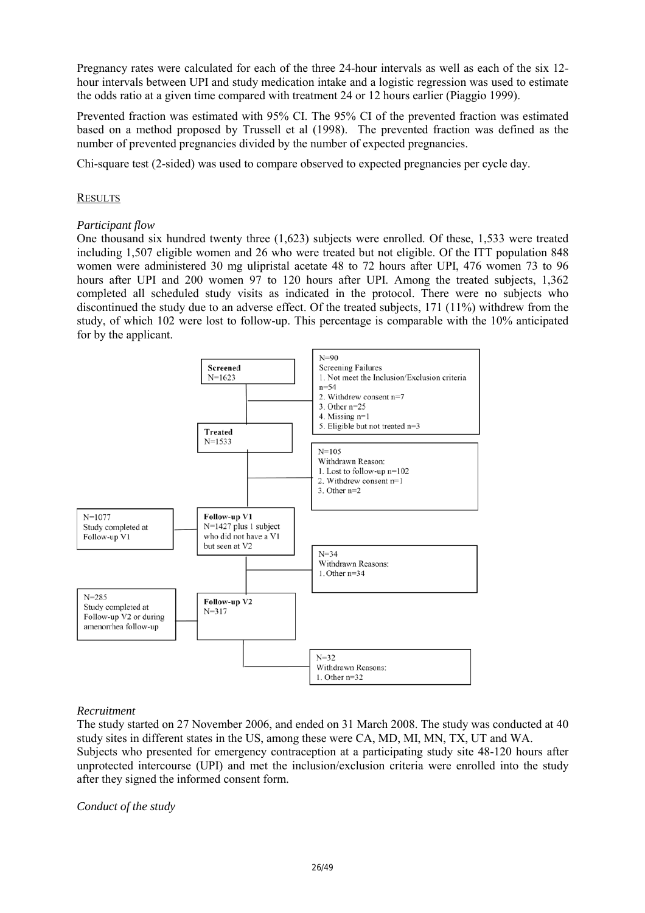Pregnancy rates were calculated for each of the three 24-hour intervals as well as each of the six 12-hour intervals between UPI and study medication intake and a logistic regression was used to estimate the odds ratio at a given time compared with treatment 24 or 12 hours earlier (Piaggio 1999).

Prevented fraction was estimated with 95% CI. The 95% CI of the prevented fraction was estimated based on a method proposed by Trussell et al (1998). The prevented fraction was defined as the number of prevented pregnancies divided by the number of expected pregnancies.

Chi-square test (2-sided) was used to compare observed to expected pregnancies per cycle day.

RESULTS

*Participant flow*

One thousand six hundred twenty three (1,623) subjects were enrolled. Of these, 1,533 were treated including 1,507 eligible women and 26 who were treated but not eligible. Of the ITT population 848 women were administered 30 mg ulipristal acetate 48 to 72 hours after UPI, 476 women 73 to 96 hours after UPI and 200 women 97 to 120 hours after UPI. Among the treated subjects, 1,362 completed all scheduled study visits as indicated in the protocol. There were no subjects who discontinued the study due to an adverse effect. Of the treated subjects, 171 (11%) withdrew from the study, of which 102 were lost to follow-up. This percentage is comparable with the 10% anticipated for by the applicant.

**Screened**
N=1623

N=90
Screening Failures
1. Not meet the Inclusion/Exclusion criteria n=54
2. Withdrew consent n=7
3. Other n=25
4. Missing n=1
5. Eligible but not treated n=3

**Treated**
N=1533

N=105
Withdrawn Reason:
1. Lost to follow-up n=102
2. Withdrew consent n=1
3. Other n=2

**Follow-up V1**
N=1427 plus 1 subject who did not have a V1 but seen at V2

N=1077
Study completed at Follow-up V1

N=34
Withdrawn Reasons:
1. Other n=34

**Follow-up V2**
N=317

N=285
Study completed at Follow-up V2 or during amenorrhea follow-up

N=32
Withdrawn Reasons:
1. Other n=32

*Recruitment*

The study started on 27 November 2006, and ended on 31 March 2008. The study was conducted at 40 study sites in different states in the US, among these were CA, MD, MI, MN, TX, UT and WA.
Subjects who presented for emergency contraception at a participating study site 48-120 hours after unprotected intercourse (UPI) and met the inclusion/exclusion criteria were enrolled into the study after they signed the informed consent form.

*Conduct of the study*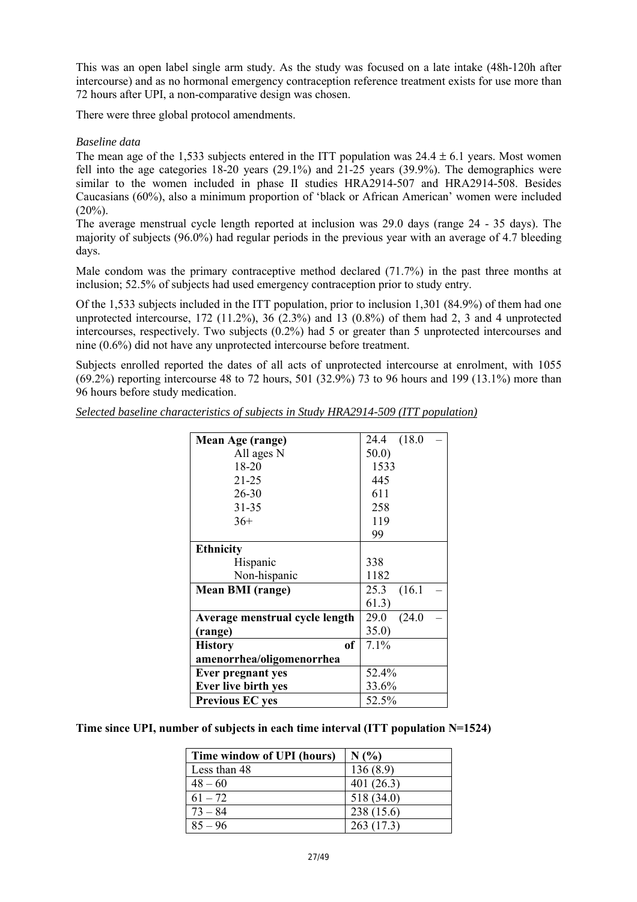This was an open label single arm study. As the study was focused on a late intake (48h-120h after intercourse) and as no hormonal emergency contraception reference treatment exists for use more than 72 hours after UPI, a non-comparative design was chosen.

There were three global protocol amendments.

*Baseline data*

The mean age of the 1,533 subjects entered in the ITT population was 24.4 ± 6.1 years. Most women fell into the age categories 18-20 years (29.1%) and 21-25 years (39.9%). The demographics were similar to the women included in phase II studies HRA2914-507 and HRA2914-508. Besides Caucasians (60%), also a minimum proportion of 'black or African American' women were included (20%).

The average menstrual cycle length reported at inclusion was 29.0 days (range 24 - 35 days). The majority of subjects (96.0%) had regular periods in the previous year with an average of 4.7 bleeding days.

Male condom was the primary contraceptive method declared (71.7%) in the past three months at inclusion; 52.5% of subjects had used emergency contraception prior to study entry.

Of the 1,533 subjects included in the ITT population, prior to inclusion 1,301 (84.9%) of them had one unprotected intercourse, 172 (11.2%), 36 (2.3%) and 13 (0.8%) of them had 2, 3 and 4 unprotected intercourses, respectively. Two subjects (0.2%) had 5 or greater than 5 unprotected intercourses and nine (0.6%) did not have any unprotected intercourse before treatment.

Subjects enrolled reported the dates of all acts of unprotected intercourse at enrolment, with 1055 (69.2%) reporting intercourse 48 to 72 hours, 501 (32.9%) 73 to 96 hours and 199 (13.1%) more than 96 hours before study medication.

*Selected baseline characteristics of subjects in Study HRA2914-509 (ITT population)*

| | |
|---|---|
| **Mean Age (range)** | 24.4 (18.0 – 50.0) |
| All ages N | 1533 |
| 18-20 | 445 |
| 21-25 | 611 |
| 26-30 | 258 |
| 31-35 | 119 |
| 36+ | 99 |
| **Ethnicity** | |
| Hispanic | 338 |
| Non-hispanic | 1182 |
| **Mean BMI (range)** | 25.3 (16.1 – 61.3) |
| **Average menstrual cycle length (range)** | 29.0 (24.0 – 35.0) |
| **History of amenorrhea/oligomenorrhea** | 7.1% |
| **Ever pregnant yes** | 52.4% |
| **Ever live birth yes** | 33.6% |
| **Previous EC yes** | 52.5% |

**Time since UPI, number of subjects in each time interval (ITT population N=1524)**

| Time window of UPI (hours) | N (%) |
|---|---|
| Less than 48 | 136 (8.9) |
| 48 – 60 | 401 (26.3) |
| 61 – 72 | 518 (34.0) |
| 73 – 84 | 238 (15.6) |
| 85 – 96 | 263 (17.3) |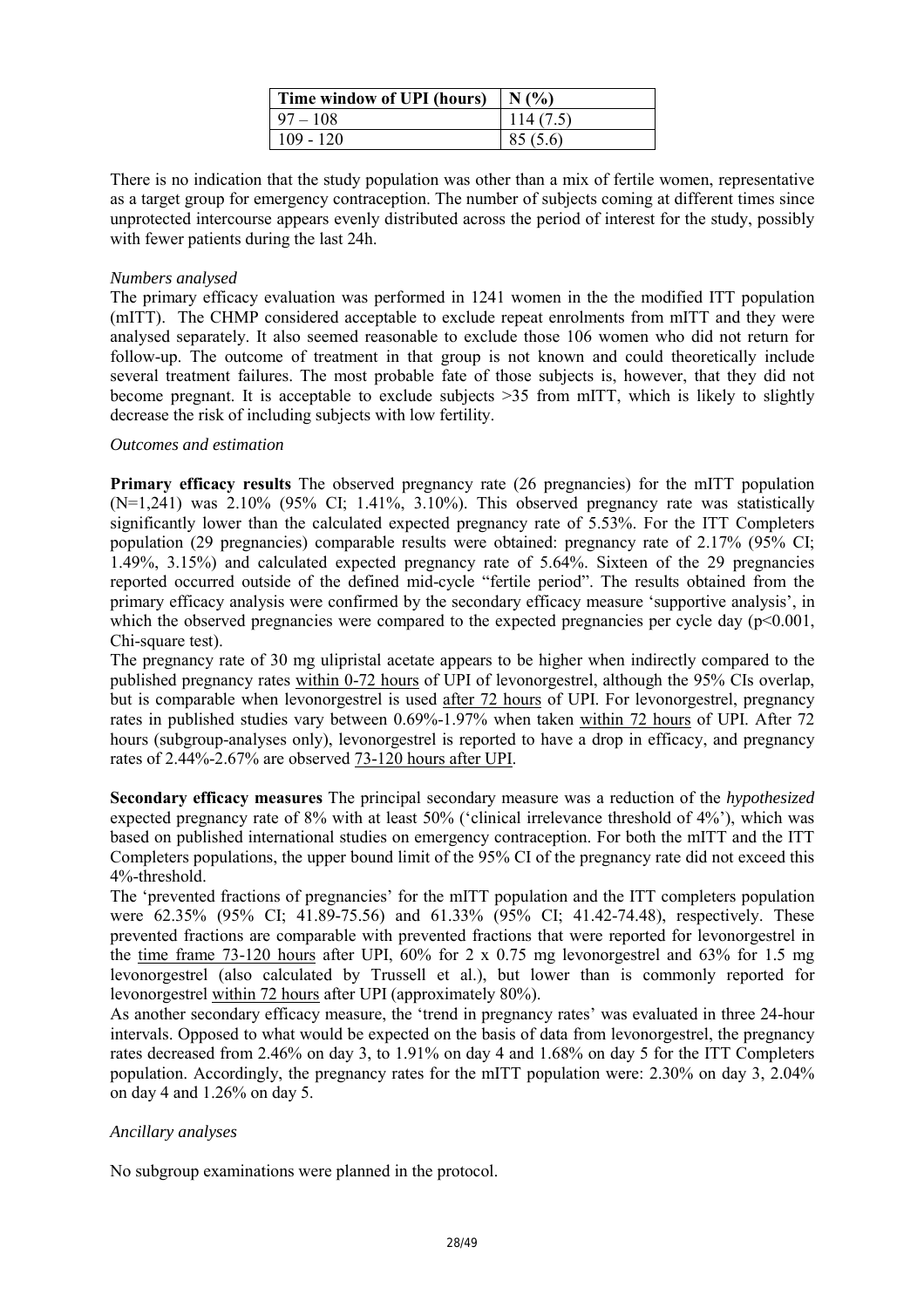| Time window of UPI (hours) | N (%) |
|---|---|
| 97 – 108 | 114 (7.5) |
| 109 - 120 | 85 (5.6) |

There is no indication that the study population was other than a mix of fertile women, representative as a target group for emergency contraception. The number of subjects coming at different times since unprotected intercourse appears evenly distributed across the period of interest for the study, possibly with fewer patients during the last 24h.

*Numbers analysed*

The primary efficacy evaluation was performed in 1241 women in the the modified ITT population (mITT). The CHMP considered acceptable to exclude repeat enrolments from mITT and they were analysed separately. It also seemed reasonable to exclude those 106 women who did not return for follow-up. The outcome of treatment in that group is not known and could theoretically include several treatment failures. The most probable fate of those subjects is, however, that they did not become pregnant. It is acceptable to exclude subjects >35 from mITT, which is likely to slightly decrease the risk of including subjects with low fertility.

*Outcomes and estimation*

**Primary efficacy results** The observed pregnancy rate (26 pregnancies) for the mITT population (N=1,241) was 2.10% (95% CI; 1.41%, 3.10%). This observed pregnancy rate was statistically significantly lower than the calculated expected pregnancy rate of 5.53%. For the ITT Completers population (29 pregnancies) comparable results were obtained: pregnancy rate of 2.17% (95% CI; 1.49%, 3.15%) and calculated expected pregnancy rate of 5.64%. Sixteen of the 29 pregnancies reported occurred outside of the defined mid-cycle "fertile period". The results obtained from the primary efficacy analysis were confirmed by the secondary efficacy measure 'supportive analysis', in which the observed pregnancies were compared to the expected pregnancies per cycle day ($p<0.001$, Chi-square test).

The pregnancy rate of 30 mg ulipristal acetate appears to be higher when indirectly compared to the published pregnancy rates within 0-72 hours of UPI of levonorgestrel, although the 95% CIs overlap, but is comparable when levonorgestrel is used after 72 hours of UPI. For levonorgestrel, pregnancy rates in published studies vary between 0.69%-1.97% when taken within 72 hours of UPI. After 72 hours (subgroup-analyses only), levonorgestrel is reported to have a drop in efficacy, and pregnancy rates of 2.44%-2.67% are observed 73-120 hours after UPI.

**Secondary efficacy measures** The principal secondary measure was a reduction of the *hypothesized* expected pregnancy rate of 8% with at least 50% ('clinical irrelevance threshold of 4%'), which was based on published international studies on emergency contraception. For both the mITT and the ITT Completers populations, the upper bound limit of the 95% CI of the pregnancy rate did not exceed this 4%-threshold.

The 'prevented fractions of pregnancies' for the mITT population and the ITT completers population were 62.35% (95% CI; 41.89-75.56) and 61.33% (95% CI; 41.42-74.48), respectively. These prevented fractions are comparable with prevented fractions that were reported for levonorgestrel in the time frame 73-120 hours after UPI, 60% for 2 x 0.75 mg levonorgestrel and 63% for 1.5 mg levonorgestrel (also calculated by Trussell et al.), but lower than is commonly reported for levonorgestrel within 72 hours after UPI (approximately 80%).

As another secondary efficacy measure, the 'trend in pregnancy rates' was evaluated in three 24-hour intervals. Opposed to what would be expected on the basis of data from levonorgestrel, the pregnancy rates decreased from 2.46% on day 3, to 1.91% on day 4 and 1.68% on day 5 for the ITT Completers population. Accordingly, the pregnancy rates for the mITT population were: 2.30% on day 3, 2.04% on day 4 and 1.26% on day 5.

*Ancillary analyses*

No subgroup examinations were planned in the protocol.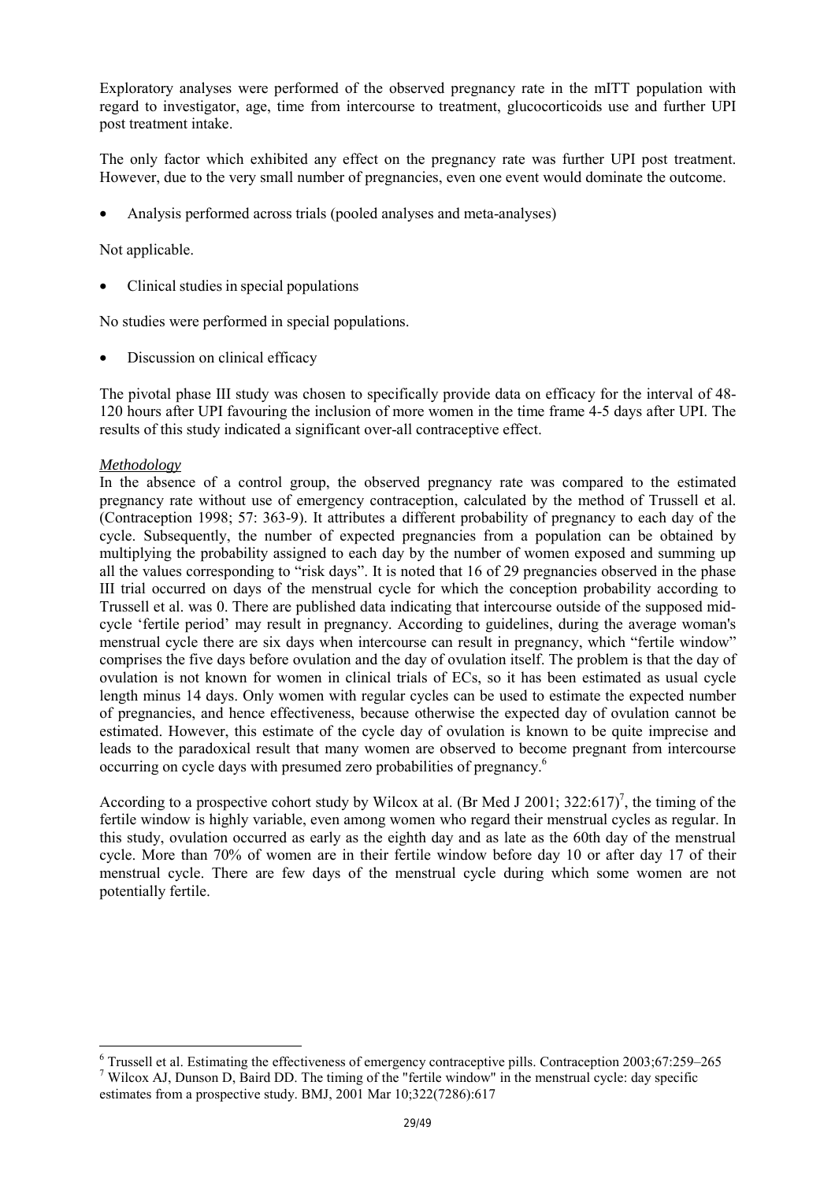Exploratory analyses were performed of the observed pregnancy rate in the mITT population with regard to investigator, age, time from intercourse to treatment, glucocorticoids use and further UPI post treatment intake.

The only factor which exhibited any effect on the pregnancy rate was further UPI post treatment. However, due to the very small number of pregnancies, even one event would dominate the outcome.

- Analysis performed across trials (pooled analyses and meta-analyses)

Not applicable.

- Clinical studies in special populations

No studies were performed in special populations.

- Discussion on clinical efficacy

The pivotal phase III study was chosen to specifically provide data on efficacy for the interval of 48-120 hours after UPI favouring the inclusion of more women in the time frame 4-5 days after UPI. The results of this study indicated a significant over-all contraceptive effect.

*Methodology*

In the absence of a control group, the observed pregnancy rate was compared to the estimated pregnancy rate without use of emergency contraception, calculated by the method of Trussell et al. (Contraception 1998; 57: 363-9). It attributes a different probability of pregnancy to each day of the cycle. Subsequently, the number of expected pregnancies from a population can be obtained by multiplying the probability assigned to each day by the number of women exposed and summing up all the values corresponding to "risk days". It is noted that 16 of 29 pregnancies observed in the phase III trial occurred on days of the menstrual cycle for which the conception probability according to Trussell et al. was 0. There are published data indicating that intercourse outside of the supposed mid-cycle 'fertile period' may result in pregnancy. According to guidelines, during the average woman's menstrual cycle there are six days when intercourse can result in pregnancy, which "fertile window" comprises the five days before ovulation and the day of ovulation itself. The problem is that the day of ovulation is not known for women in clinical trials of ECs, so it has been estimated as usual cycle length minus 14 days. Only women with regular cycles can be used to estimate the expected number of pregnancies, and hence effectiveness, because otherwise the expected day of ovulation cannot be estimated. However, this estimate of the cycle day of ovulation is known to be quite imprecise and leads to the paradoxical result that many women are observed to become pregnant from intercourse occurring on cycle days with presumed zero probabilities of pregnancy.[6]

According to a prospective cohort study by Wilcox at al. (Br Med J 2001; 322:617)[7], the timing of the fertile window is highly variable, even among women who regard their menstrual cycles as regular. In this study, ovulation occurred as early as the eighth day and as late as the 60th day of the menstrual cycle. More than 70% of women are in their fertile window before day 10 or after day 17 of their menstrual cycle. There are few days of the menstrual cycle during which some women are not potentially fertile.

---

[6] Trussell et al. Estimating the effectiveness of emergency contraceptive pills. Contraception 2003;67:259–265

[7] Wilcox AJ, Dunson D, Baird DD. The timing of the "fertile window" in the menstrual cycle: day specific estimates from a prospective study. BMJ, 2001 Mar 10;322(7286):617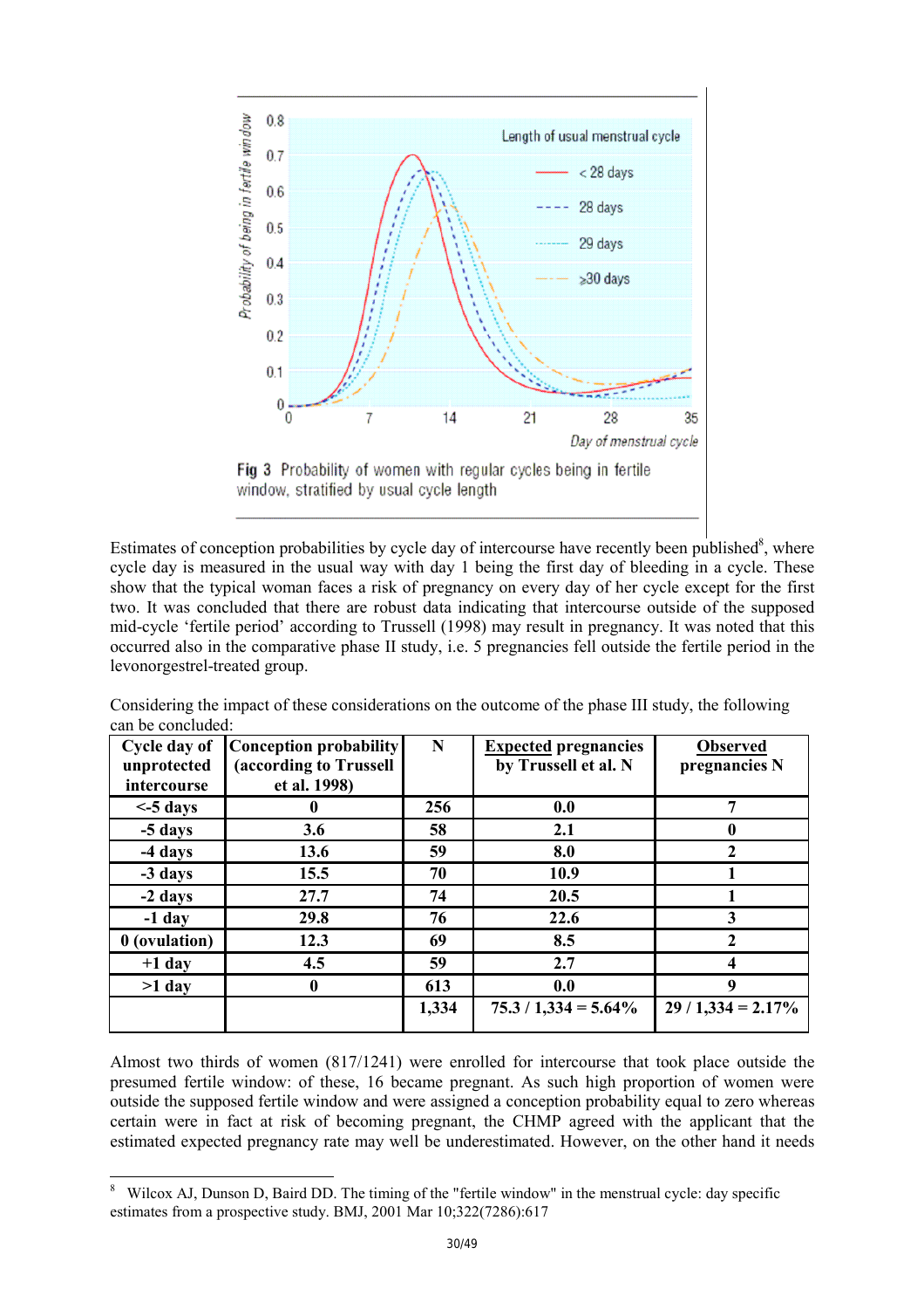Fig 3 Probability of women with regular cycles being in fertile window, stratified by usual cycle length

Estimates of conception probabilities by cycle day of intercourse have recently been published[8], where cycle day is measured in the usual way with day 1 being the first day of bleeding in a cycle. These show that the typical woman faces a risk of pregnancy on every day of her cycle except for the first two. It was concluded that there are robust data indicating that intercourse outside of the supposed mid-cycle 'fertile period' according to Trussell (1998) may result in pregnancy. It was noted that this occurred also in the comparative phase II study, i.e. 5 pregnancies fell outside the fertile period in the levonorgestrel-treated group.

Considering the impact of these considerations on the outcome of the phase III study, the following can be concluded:

| Cycle day of unprotected intercourse | Conception probability (according to Trussell et al. 1998) | N | Expected pregnancies by Trussell et al. N | Observed pregnancies N |
|---|---|---|---|---|
| <-5 days | 0 | 256 | 0.0 | 7 |
| -5 days | 3.6 | 58 | 2.1 | 0 |
| -4 days | 13.6 | 59 | 8.0 | 2 |
| -3 days | 15.5 | 70 | 10.9 | 1 |
| -2 days | 27.7 | 74 | 20.5 | 1 |
| -1 day | 29.8 | 76 | 22.6 | 3 |
| 0 (ovulation) | 12.3 | 69 | 8.5 | 2 |
| +1 day | 4.5 | 59 | 2.7 | 4 |
| >1 day | 0 | 613 | 0.0 | 9 |
| | | 1,334 | 75.3 / 1,334 = 5.64% | 29 / 1,334 = 2.17% |

Almost two thirds of women (817/1241) were enrolled for intercourse that took place outside the presumed fertile window: of these, 16 became pregnant. As such high proportion of women were outside the supposed fertile window and were assigned a conception probability equal to zero whereas certain were in fact at risk of becoming pregnant, the CHMP agreed with the applicant that the estimated expected pregnancy rate may well be underestimated. However, on the other hand it needs

[8] Wilcox AJ, Dunson D, Baird DD. The timing of the "fertile window" in the menstrual cycle: day specific estimates from a prospective study. BMJ, 2001 Mar 10;322(7286):617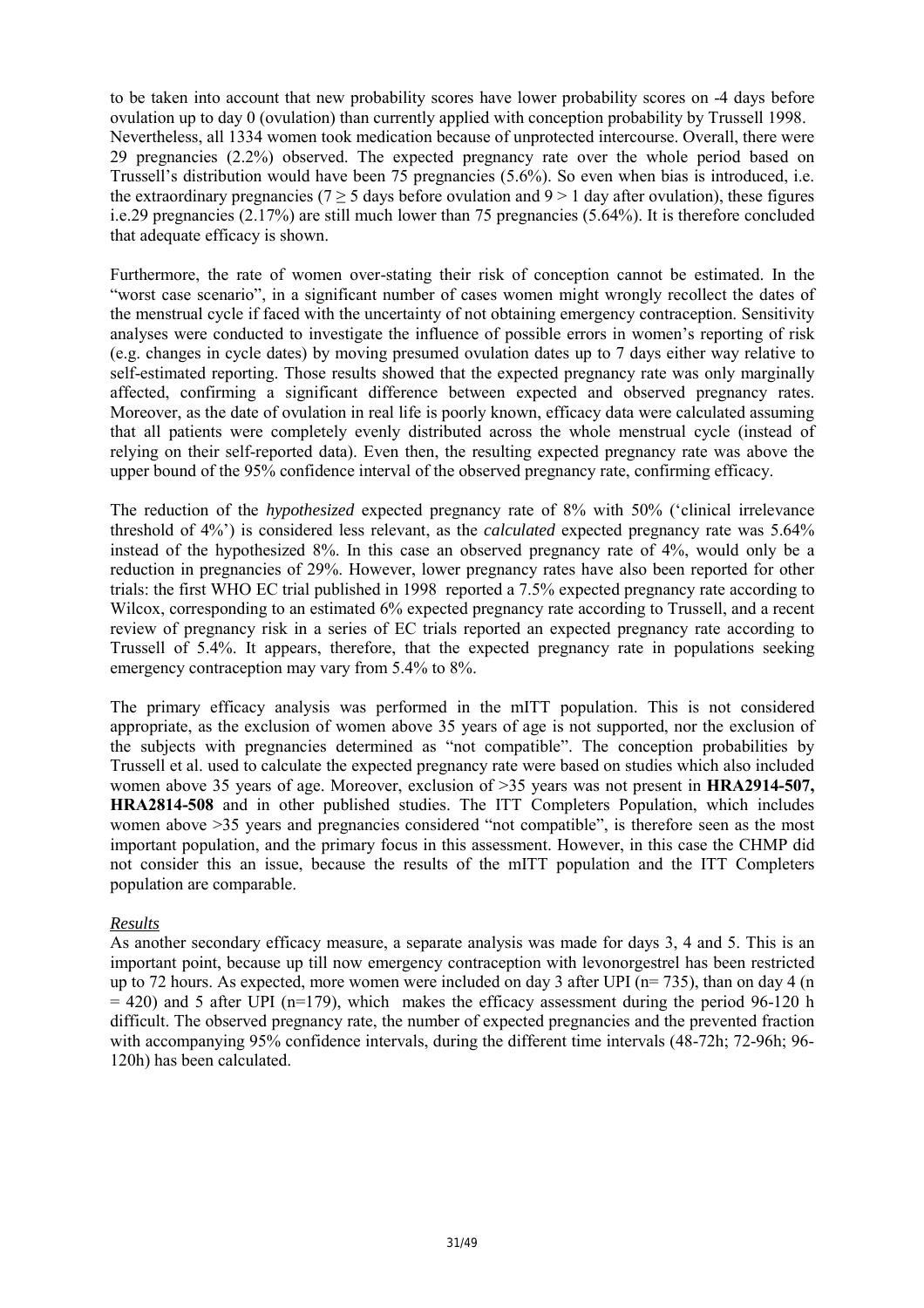to be taken into account that new probability scores have lower probability scores on -4 days before ovulation up to day 0 (ovulation) than currently applied with conception probability by Trussell 1998. Nevertheless, all 1334 women took medication because of unprotected intercourse. Overall, there were 29 pregnancies (2.2%) observed. The expected pregnancy rate over the whole period based on Trussell's distribution would have been 75 pregnancies (5.6%). So even when bias is introduced, i.e. the extraordinary pregnancies ($7 \geq 5$ days before ovulation and $9 > 1$ day after ovulation), these figures i.e.29 pregnancies (2.17%) are still much lower than 75 pregnancies (5.64%). It is therefore concluded that adequate efficacy is shown.

Furthermore, the rate of women over-stating their risk of conception cannot be estimated. In the "worst case scenario", in a significant number of cases women might wrongly recollect the dates of the menstrual cycle if faced with the uncertainty of not obtaining emergency contraception. Sensitivity analyses were conducted to investigate the influence of possible errors in women's reporting of risk (e.g. changes in cycle dates) by moving presumed ovulation dates up to 7 days either way relative to self-estimated reporting. Those results showed that the expected pregnancy rate was only marginally affected, confirming a significant difference between expected and observed pregnancy rates. Moreover, as the date of ovulation in real life is poorly known, efficacy data were calculated assuming that all patients were completely evenly distributed across the whole menstrual cycle (instead of relying on their self-reported data). Even then, the resulting expected pregnancy rate was above the upper bound of the 95% confidence interval of the observed pregnancy rate, confirming efficacy.

The reduction of the *hypothesized* expected pregnancy rate of 8% with 50% ('clinical irrelevance threshold of 4%') is considered less relevant, as the *calculated* expected pregnancy rate was 5.64% instead of the hypothesized 8%. In this case an observed pregnancy rate of 4%, would only be a reduction in pregnancies of 29%. However, lower pregnancy rates have also been reported for other trials: the first WHO EC trial published in 1998 reported a 7.5% expected pregnancy rate according to Wilcox, corresponding to an estimated 6% expected pregnancy rate according to Trussell, and a recent review of pregnancy risk in a series of EC trials reported an expected pregnancy rate according to Trussell of 5.4%. It appears, therefore, that the expected pregnancy rate in populations seeking emergency contraception may vary from 5.4% to 8%.

The primary efficacy analysis was performed in the mITT population. This is not considered appropriate, as the exclusion of women above 35 years of age is not supported, nor the exclusion of the subjects with pregnancies determined as "not compatible". The conception probabilities by Trussell et al. used to calculate the expected pregnancy rate were based on studies which also included women above 35 years of age. Moreover, exclusion of >35 years was not present in **HRA2914-507, HRA2814-508** and in other published studies. The ITT Completers Population, which includes women above >35 years and pregnancies considered "not compatible", is therefore seen as the most important population, and the primary focus in this assessment. However, in this case the CHMP did not consider this an issue, because the results of the mITT population and the ITT Completers population are comparable.

*Results*

As another secondary efficacy measure, a separate analysis was made for days 3, 4 and 5. This is an important point, because up till now emergency contraception with levonorgestrel has been restricted up to 72 hours. As expected, more women were included on day 3 after UPI (n= 735), than on day 4 (n = 420) and 5 after UPI (n=179), which makes the efficacy assessment during the period 96-120 h difficult. The observed pregnancy rate, the number of expected pregnancies and the prevented fraction with accompanying 95% confidence intervals, during the different time intervals (48-72h; 72-96h; 96-120h) has been calculated.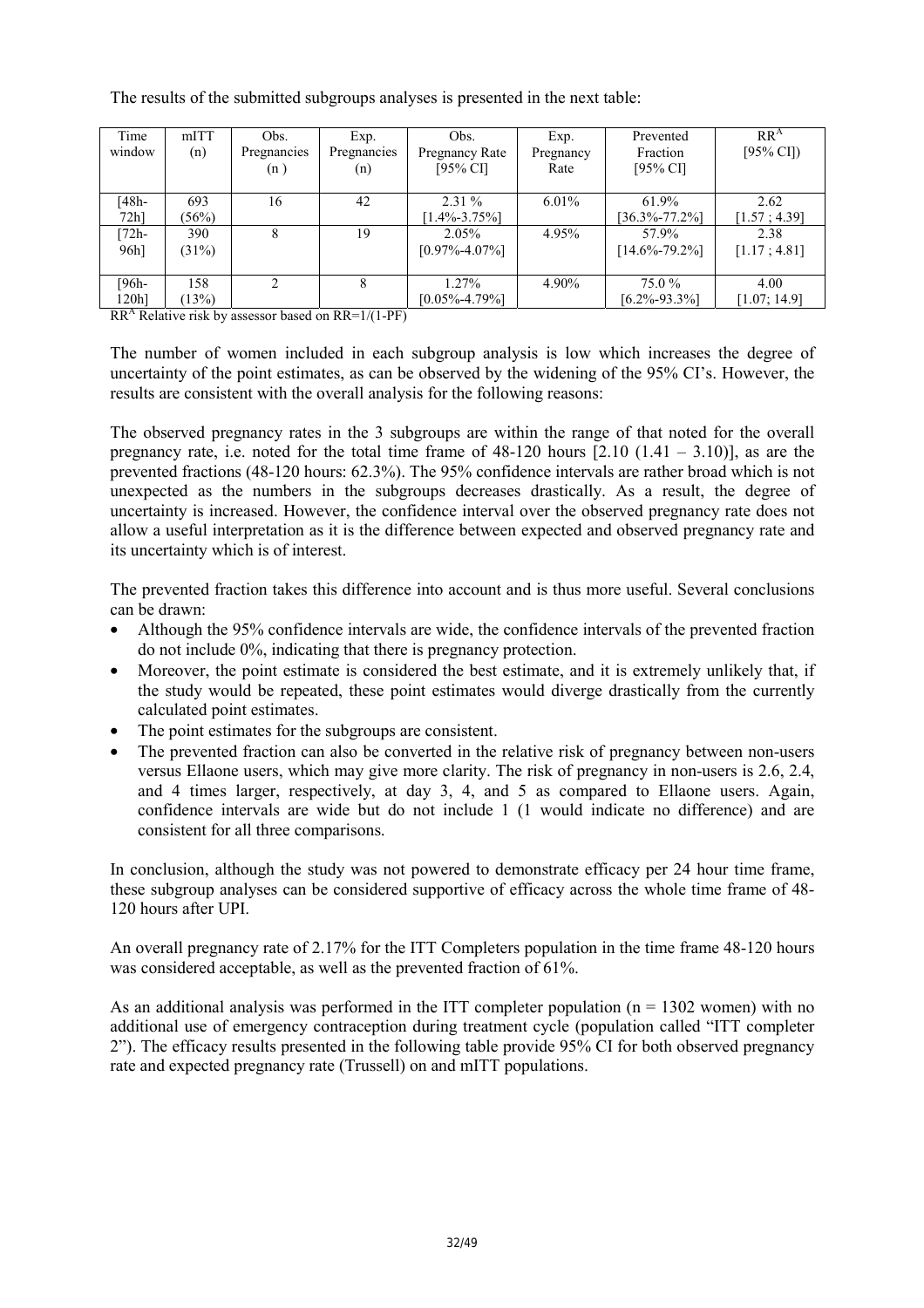The results of the submitted subgroups analyses is presented in the next table:

| Time window | mITT (n) | Obs. Pregnancies (n ) | Exp. Pregnancies (n) | Obs. Pregnancy Rate [95% CI] | Exp. Pregnancy Rate | Prevented Fraction [95% CI] | RR[A] [95% CI]) |
|---|---|---|---|---|---|---|---|
| [48h-72h] | 693 (56%) | 16 | 42 | 2.31 % [1.4%-3.75%] | 6.01% | 61.9% [36.3%-77.2%] | 2.62 [1.57 ; 4.39] |
| [72h-96h] | 390 (31%) | 8 | 19 | 2.05% [0.97%-4.07%] | 4.95% | 57.9% [14.6%-79.2%] | 2.38 [1.17 ; 4.81] |
| [96h-120h] | 158 (13%) | 2 | 8 | 1.27% [0.05%-4.79%] | 4.90% | 75.0 % [6.2%-93.3%] | 4.00 [1.07; 14.9] |

RR[A] Relative risk by assessor based on RR=1/(1-PF)

The number of women included in each subgroup analysis is low which increases the degree of uncertainty of the point estimates, as can be observed by the widening of the 95% CI's. However, the results are consistent with the overall analysis for the following reasons:

The observed pregnancy rates in the 3 subgroups are within the range of that noted for the overall pregnancy rate, i.e. noted for the total time frame of 48-120 hours [2.10 (1.41 – 3.10)], as are the prevented fractions (48-120 hours: 62.3%). The 95% confidence intervals are rather broad which is not unexpected as the numbers in the subgroups decreases drastically. As a result, the degree of uncertainty is increased. However, the confidence interval over the observed pregnancy rate does not allow a useful interpretation as it is the difference between expected and observed pregnancy rate and its uncertainty which is of interest.

The prevented fraction takes this difference into account and is thus more useful. Several conclusions can be drawn:

- Although the 95% confidence intervals are wide, the confidence intervals of the prevented fraction do not include 0%, indicating that there is pregnancy protection.
- Moreover, the point estimate is considered the best estimate, and it is extremely unlikely that, if the study would be repeated, these point estimates would diverge drastically from the currently calculated point estimates.
- The point estimates for the subgroups are consistent.
- The prevented fraction can also be converted in the relative risk of pregnancy between non-users versus Ellaone users, which may give more clarity. The risk of pregnancy in non-users is 2.6, 2.4, and 4 times larger, respectively, at day 3, 4, and 5 as compared to Ellaone users. Again, confidence intervals are wide but do not include 1 (1 would indicate no difference) and are consistent for all three comparisons.

In conclusion, although the study was not powered to demonstrate efficacy per 24 hour time frame, these subgroup analyses can be considered supportive of efficacy across the whole time frame of 48-120 hours after UPI.

An overall pregnancy rate of 2.17% for the ITT Completers population in the time frame 48-120 hours was considered acceptable, as well as the prevented fraction of 61%.

As an additional analysis was performed in the ITT completer population (n = 1302 women) with no additional use of emergency contraception during treatment cycle (population called "ITT completer 2"). The efficacy results presented in the following table provide 95% CI for both observed pregnancy rate and expected pregnancy rate (Trussell) on and mITT populations.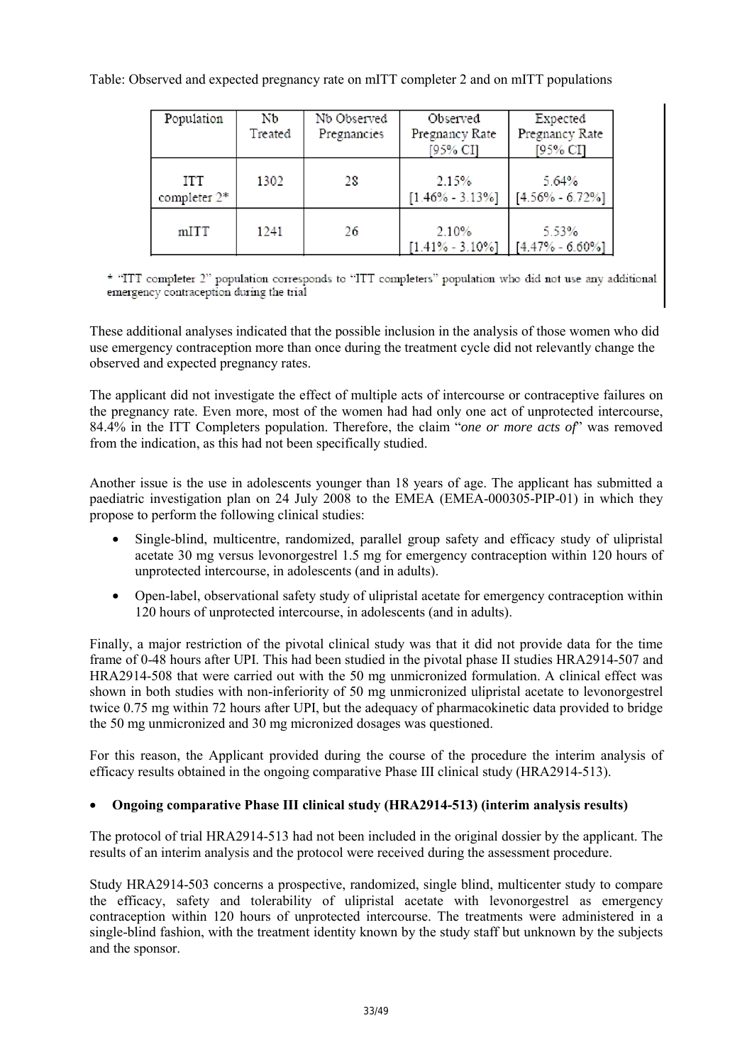Table: Observed and expected pregnancy rate on mITT completer 2 and on mITT populations

| Population | Nb Treated | Nb Observed Pregnancies | Observed Pregnancy Rate [95% CI] | Expected Pregnancy Rate [95% CI] |
|---|---|---|---|---|
| ITT completer 2* | 1302 | 28 | 2.15% [1.46% - 3.13%] | 5.64% [4.56% - 6.72%] |
| mITT | 1241 | 26 | 2.10% [1.41% - 3.10%] | 5.53% [4.47% - 6.60%] |

* "ITT completer 2" population corresponds to "ITT completers" population who did not use any additional emergency contraception during the trial

These additional analyses indicated that the possible inclusion in the analysis of those women who did use emergency contraception more than once during the treatment cycle did not relevantly change the observed and expected pregnancy rates.

The applicant did not investigate the effect of multiple acts of intercourse or contraceptive failures on the pregnancy rate. Even more, most of the women had had only one act of unprotected intercourse, 84.4% in the ITT Completers population. Therefore, the claim "*one or more acts of*" was removed from the indication, as this had not been specifically studied.

Another issue is the use in adolescents younger than 18 years of age. The applicant has submitted a paediatric investigation plan on 24 July 2008 to the EMEA (EMEA-000305-PIP-01) in which they propose to perform the following clinical studies:

- Single-blind, multicentre, randomized, parallel group safety and efficacy study of ulipristal acetate 30 mg versus levonorgestrel 1.5 mg for emergency contraception within 120 hours of unprotected intercourse, in adolescents (and in adults).
- Open-label, observational safety study of ulipristal acetate for emergency contraception within 120 hours of unprotected intercourse, in adolescents (and in adults).

Finally, a major restriction of the pivotal clinical study was that it did not provide data for the time frame of 0-48 hours after UPI. This had been studied in the pivotal phase II studies HRA2914-507 and HRA2914-508 that were carried out with the 50 mg unmicronized formulation. A clinical effect was shown in both studies with non-inferiority of 50 mg unmicronized ulipristal acetate to levonorgestrel twice 0.75 mg within 72 hours after UPI, but the adequacy of pharmacokinetic data provided to bridge the 50 mg unmicronized and 30 mg micronized dosages was questioned.

For this reason, the Applicant provided during the course of the procedure the interim analysis of efficacy results obtained in the ongoing comparative Phase III clinical study (HRA2914-513).

- **Ongoing comparative Phase III clinical study (HRA2914-513) (interim analysis results)**

The protocol of trial HRA2914-513 had not been included in the original dossier by the applicant. The results of an interim analysis and the protocol were received during the assessment procedure.

Study HRA2914-503 concerns a prospective, randomized, single blind, multicenter study to compare the efficacy, safety and tolerability of ulipristal acetate with levonorgestrel as emergency contraception within 120 hours of unprotected intercourse. The treatments were administered in a single-blind fashion, with the treatment identity known by the study staff but unknown by the subjects and the sponsor.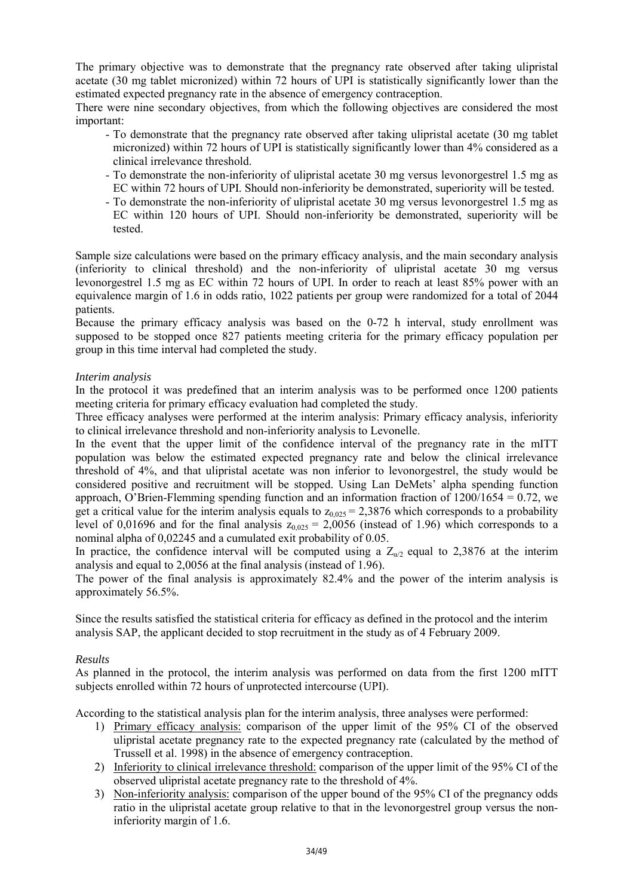The primary objective was to demonstrate that the pregnancy rate observed after taking ulipristal acetate (30 mg tablet micronized) within 72 hours of UPI is statistically significantly lower than the estimated expected pregnancy rate in the absence of emergency contraception.

There were nine secondary objectives, from which the following objectives are considered the most important:

- To demonstrate that the pregnancy rate observed after taking ulipristal acetate (30 mg tablet micronized) within 72 hours of UPI is statistically significantly lower than 4% considered as a clinical irrelevance threshold.
- To demonstrate the non-inferiority of ulipristal acetate 30 mg versus levonorgestrel 1.5 mg as EC within 72 hours of UPI. Should non-inferiority be demonstrated, superiority will be tested.
- To demonstrate the non-inferiority of ulipristal acetate 30 mg versus levonorgestrel 1.5 mg as EC within 120 hours of UPI. Should non-inferiority be demonstrated, superiority will be tested.

Sample size calculations were based on the primary efficacy analysis, and the main secondary analysis (inferiority to clinical threshold) and the non-inferiority of ulipristal acetate 30 mg versus levonorgestrel 1.5 mg as EC within 72 hours of UPI. In order to reach at least 85% power with an equivalence margin of 1.6 in odds ratio, 1022 patients per group were randomized for a total of 2044 patients.

Because the primary efficacy analysis was based on the 0-72 h interval, study enrollment was supposed to be stopped once 827 patients meeting criteria for the primary efficacy population per group in this time interval had completed the study.

*Interim analysis*

In the protocol it was predefined that an interim analysis was to be performed once 1200 patients meeting criteria for primary efficacy evaluation had completed the study.

Three efficacy analyses were performed at the interim analysis: Primary efficacy analysis, inferiority to clinical irrelevance threshold and non-inferiority analysis to Levonelle.

In the event that the upper limit of the confidence interval of the pregnancy rate in the mITT population was below the estimated expected pregnancy rate and below the clinical irrelevance threshold of 4%, and that ulipristal acetate was non inferior to levonorgestrel, the study would be considered positive and recruitment will be stopped. Using Lan DeMets' alpha spending function approach, O'Brien-Flemming spending function and an information fraction of 1200/1654 = 0.72, we get a critical value for the interim analysis equals to $z_{0,025} = 2{,}3876$ which corresponds to a probability level of 0,01696 and for the final analysis $z_{0,025} = 2{,}0056$ (instead of 1.96) which corresponds to a nominal alpha of 0,02245 and a cumulated exit probability of 0.05.

In practice, the confidence interval will be computed using a $Z_{\alpha/2}$ equal to 2,3876 at the interim analysis and equal to 2,0056 at the final analysis (instead of 1.96).

The power of the final analysis is approximately 82.4% and the power of the interim analysis is approximately 56.5%.

Since the results satisfied the statistical criteria for efficacy as defined in the protocol and the interim analysis SAP, the applicant decided to stop recruitment in the study as of 4 February 2009.

*Results*

As planned in the protocol, the interim analysis was performed on data from the first 1200 mITT subjects enrolled within 72 hours of unprotected intercourse (UPI).

According to the statistical analysis plan for the interim analysis, three analyses were performed:

1) Primary efficacy analysis: comparison of the upper limit of the 95% CI of the observed ulipristal acetate pregnancy rate to the expected pregnancy rate (calculated by the method of Trussell et al. 1998) in the absence of emergency contraception.
2) Inferiority to clinical irrelevance threshold: comparison of the upper limit of the 95% CI of the observed ulipristal acetate pregnancy rate to the threshold of 4%.
3) Non-inferiority analysis: comparison of the upper bound of the 95% CI of the pregnancy odds ratio in the ulipristal acetate group relative to that in the levonorgestrel group versus the non-inferiority margin of 1.6.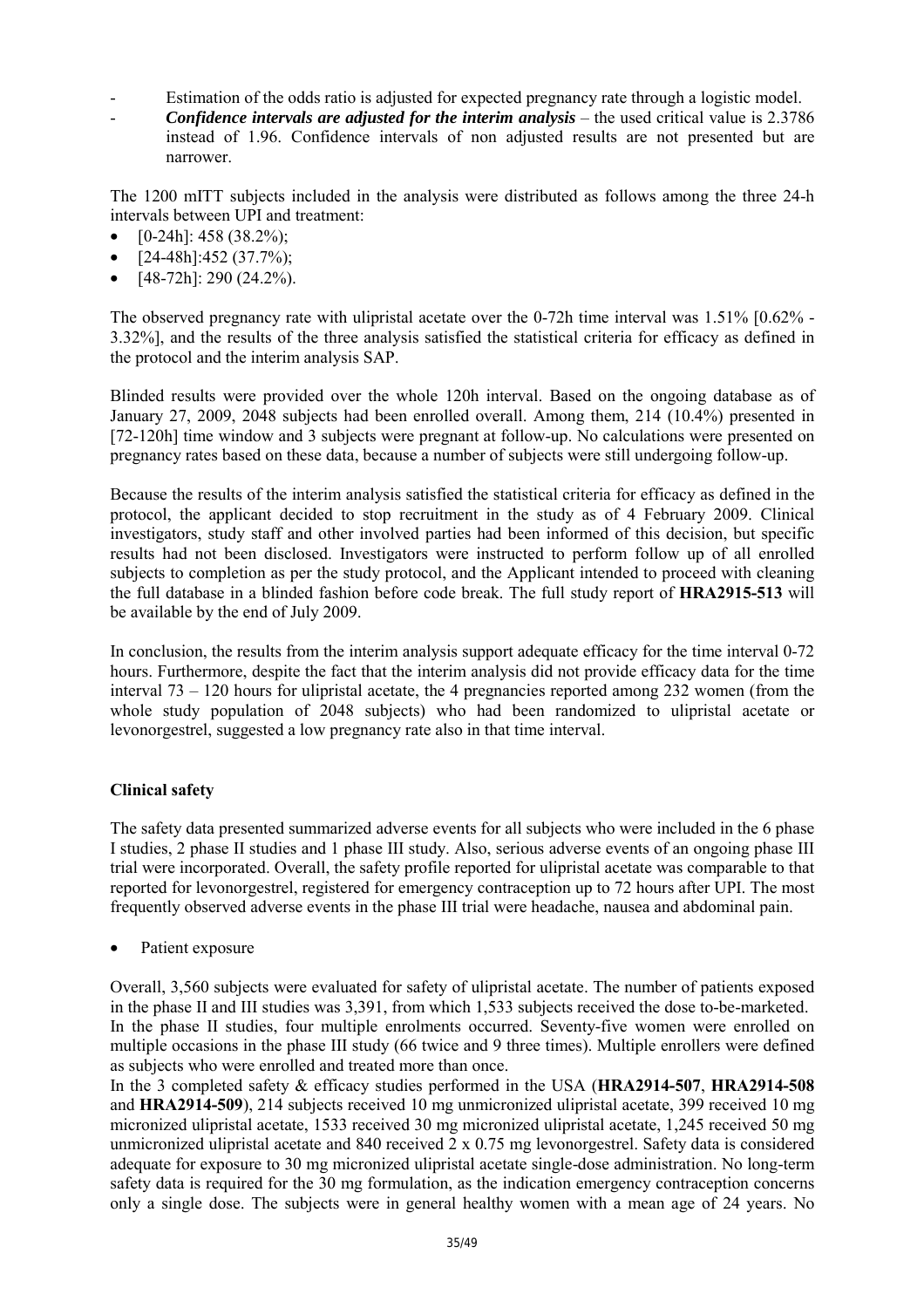- Estimation of the odds ratio is adjusted for expected pregnancy rate through a logistic model.
- ***Confidence intervals are adjusted for the interim analysis*** – the used critical value is 2.3786 instead of 1.96. Confidence intervals of non adjusted results are not presented but are narrower.

The 1200 mITT subjects included in the analysis were distributed as follows among the three 24-h intervals between UPI and treatment:

- [0-24h]: 458 (38.2%);
- [24-48h]:452 (37.7%);
- [48-72h]: 290 (24.2%).

The observed pregnancy rate with ulipristal acetate over the 0-72h time interval was 1.51% [0.62% - 3.32%], and the results of the three analysis satisfied the statistical criteria for efficacy as defined in the protocol and the interim analysis SAP.

Blinded results were provided over the whole 120h interval. Based on the ongoing database as of January 27, 2009, 2048 subjects had been enrolled overall. Among them, 214 (10.4%) presented in [72-120h] time window and 3 subjects were pregnant at follow-up. No calculations were presented on pregnancy rates based on these data, because a number of subjects were still undergoing follow-up.

Because the results of the interim analysis satisfied the statistical criteria for efficacy as defined in the protocol, the applicant decided to stop recruitment in the study as of 4 February 2009. Clinical investigators, study staff and other involved parties had been informed of this decision, but specific results had not been disclosed. Investigators were instructed to perform follow up of all enrolled subjects to completion as per the study protocol, and the Applicant intended to proceed with cleaning the full database in a blinded fashion before code break. The full study report of **HRA2915-513** will be available by the end of July 2009.

In conclusion, the results from the interim analysis support adequate efficacy for the time interval 0-72 hours. Furthermore, despite the fact that the interim analysis did not provide efficacy data for the time interval 73 – 120 hours for ulipristal acetate, the 4 pregnancies reported among 232 women (from the whole study population of 2048 subjects) who had been randomized to ulipristal acetate or levonorgestrel, suggested a low pregnancy rate also in that time interval.

**Clinical safety**

The safety data presented summarized adverse events for all subjects who were included in the 6 phase I studies, 2 phase II studies and 1 phase III study. Also, serious adverse events of an ongoing phase III trial were incorporated. Overall, the safety profile reported for ulipristal acetate was comparable to that reported for levonorgestrel, registered for emergency contraception up to 72 hours after UPI. The most frequently observed adverse events in the phase III trial were headache, nausea and abdominal pain.

- Patient exposure

Overall, 3,560 subjects were evaluated for safety of ulipristal acetate. The number of patients exposed in the phase II and III studies was 3,391, from which 1,533 subjects received the dose to-be-marketed. In the phase II studies, four multiple enrolments occurred. Seventy-five women were enrolled on multiple occasions in the phase III study (66 twice and 9 three times). Multiple enrollers were defined as subjects who were enrolled and treated more than once.

In the 3 completed safety & efficacy studies performed in the USA (**HRA2914-507**, **HRA2914-508** and **HRA2914-509**), 214 subjects received 10 mg unmicronized ulipristal acetate, 399 received 10 mg micronized ulipristal acetate, 1533 received 30 mg micronized ulipristal acetate, 1,245 received 50 mg unmicronized ulipristal acetate and 840 received 2 x 0.75 mg levonorgestrel. Safety data is considered adequate for exposure to 30 mg micronized ulipristal acetate single-dose administration. No long-term safety data is required for the 30 mg formulation, as the indication emergency contraception concerns only a single dose. The subjects were in general healthy women with a mean age of 24 years. No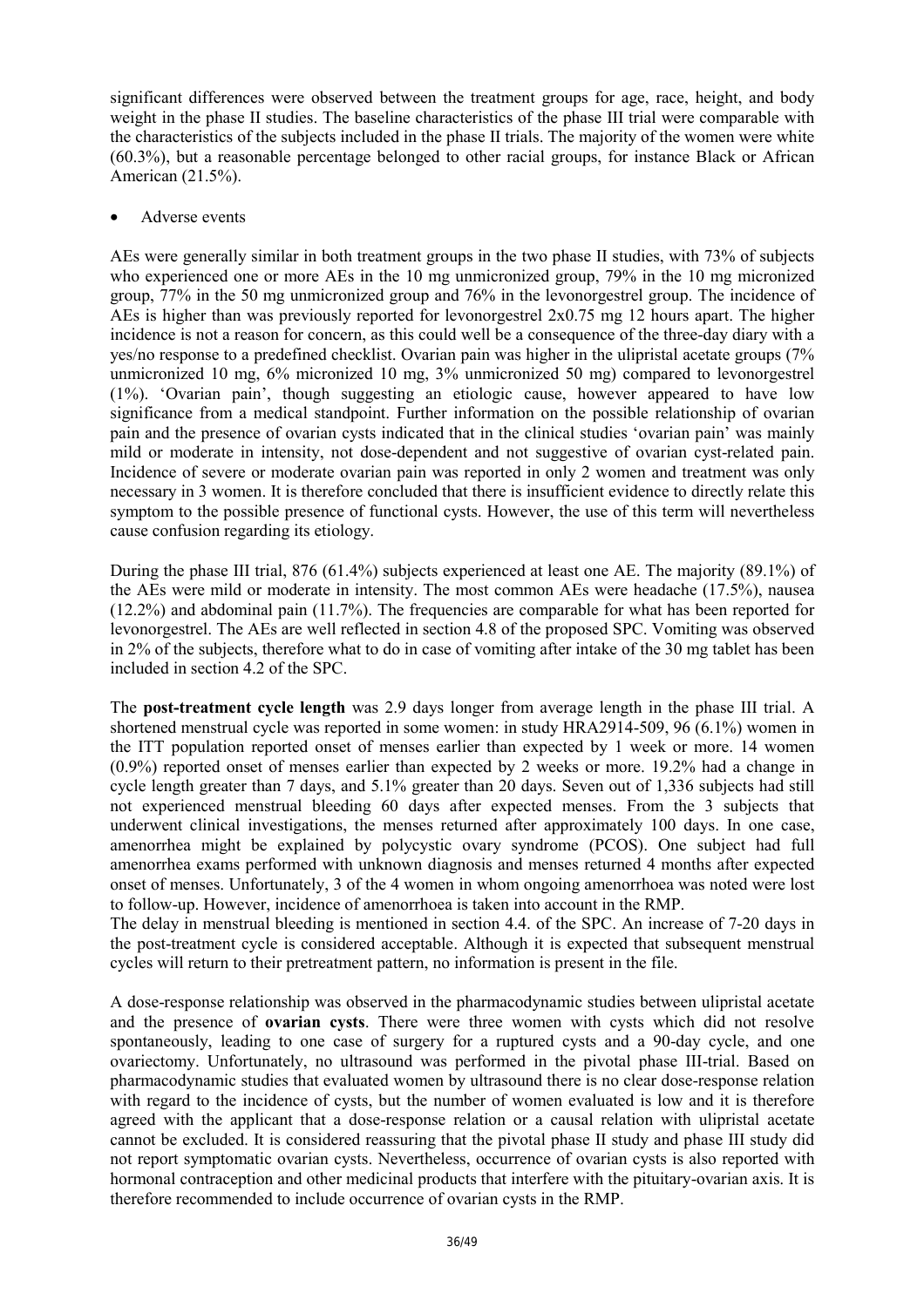significant differences were observed between the treatment groups for age, race, height, and body weight in the phase II studies. The baseline characteristics of the phase III trial were comparable with the characteristics of the subjects included in the phase II trials. The majority of the women were white (60.3%), but a reasonable percentage belonged to other racial groups, for instance Black or African American (21.5%).

- Adverse events

AEs were generally similar in both treatment groups in the two phase II studies, with 73% of subjects who experienced one or more AEs in the 10 mg unmicronized group, 79% in the 10 mg micronized group, 77% in the 50 mg unmicronized group and 76% in the levonorgestrel group. The incidence of AEs is higher than was previously reported for levonorgestrel 2x0.75 mg 12 hours apart. The higher incidence is not a reason for concern, as this could well be a consequence of the three-day diary with a yes/no response to a predefined checklist. Ovarian pain was higher in the ulipristal acetate groups (7% unmicronized 10 mg, 6% micronized 10 mg, 3% unmicronized 50 mg) compared to levonorgestrel (1%). 'Ovarian pain', though suggesting an etiologic cause, however appeared to have low significance from a medical standpoint. Further information on the possible relationship of ovarian pain and the presence of ovarian cysts indicated that in the clinical studies 'ovarian pain' was mainly mild or moderate in intensity, not dose-dependent and not suggestive of ovarian cyst-related pain. Incidence of severe or moderate ovarian pain was reported in only 2 women and treatment was only necessary in 3 women. It is therefore concluded that there is insufficient evidence to directly relate this symptom to the possible presence of functional cysts. However, the use of this term will nevertheless cause confusion regarding its etiology.

During the phase III trial, 876 (61.4%) subjects experienced at least one AE. The majority (89.1%) of the AEs were mild or moderate in intensity. The most common AEs were headache (17.5%), nausea (12.2%) and abdominal pain (11.7%). The frequencies are comparable for what has been reported for levonorgestrel. The AEs are well reflected in section 4.8 of the proposed SPC. Vomiting was observed in 2% of the subjects, therefore what to do in case of vomiting after intake of the 30 mg tablet has been included in section 4.2 of the SPC.

The **post-treatment cycle length** was 2.9 days longer from average length in the phase III trial. A shortened menstrual cycle was reported in some women: in study HRA2914-509, 96 (6.1%) women in the ITT population reported onset of menses earlier than expected by 1 week or more. 14 women (0.9%) reported onset of menses earlier than expected by 2 weeks or more. 19.2% had a change in cycle length greater than 7 days, and 5.1% greater than 20 days. Seven out of 1,336 subjects had still not experienced menstrual bleeding 60 days after expected menses. From the 3 subjects that underwent clinical investigations, the menses returned after approximately 100 days. In one case, amenorrhea might be explained by polycystic ovary syndrome (PCOS). One subject had full amenorrhea exams performed with unknown diagnosis and menses returned 4 months after expected onset of menses. Unfortunately, 3 of the 4 women in whom ongoing amenorrhoea was noted were lost to follow-up. However, incidence of amenorrhoea is taken into account in the RMP.
The delay in menstrual bleeding is mentioned in section 4.4. of the SPC. An increase of 7-20 days in the post-treatment cycle is considered acceptable. Although it is expected that subsequent menstrual cycles will return to their pretreatment pattern, no information is present in the file.

A dose-response relationship was observed in the pharmacodynamic studies between ulipristal acetate and the presence of **ovarian cysts**. There were three women with cysts which did not resolve spontaneously, leading to one case of surgery for a ruptured cysts and a 90-day cycle, and one ovariectomy. Unfortunately, no ultrasound was performed in the pivotal phase III-trial. Based on pharmacodynamic studies that evaluated women by ultrasound there is no clear dose-response relation with regard to the incidence of cysts, but the number of women evaluated is low and it is therefore agreed with the applicant that a dose-response relation or a causal relation with ulipristal acetate cannot be excluded. It is considered reassuring that the pivotal phase II study and phase III study did not report symptomatic ovarian cysts. Nevertheless, occurrence of ovarian cysts is also reported with hormonal contraception and other medicinal products that interfere with the pituitary-ovarian axis. It is therefore recommended to include occurrence of ovarian cysts in the RMP.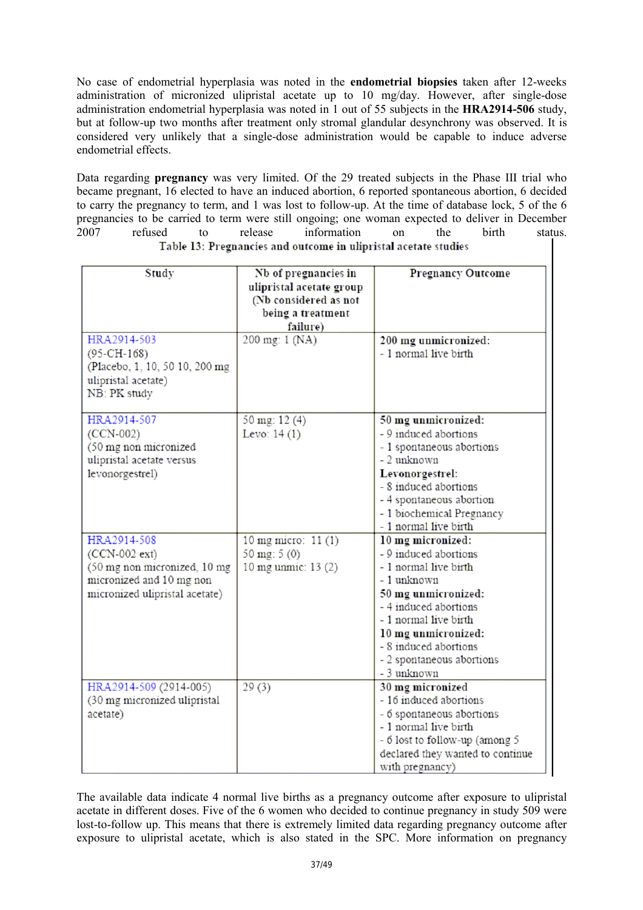No case of endometrial hyperplasia was noted in the **endometrial biopsies** taken after 12-weeks administration of micronized ulipristal acetate up to 10 mg/day. However, after single-dose administration endometrial hyperplasia was noted in 1 out of 55 subjects in the **HRA2914-506** study, but at follow-up two months after treatment only stromal glandular desynchrony was observed. It is considered very unlikely that a single-dose administration would be capable to induce adverse endometrial effects.

Data regarding **pregnancy** was very limited. Of the 29 treated subjects in the Phase III trial who became pregnant, 16 elected to have an induced abortion, 6 reported spontaneous abortion, 6 decided to carry the pregnancy to term, and 1 was lost to follow-up. At the time of database lock, 5 of the 6 pregnancies to be carried to term were still ongoing; one woman expected to deliver in December 2007 refused to release information on the birth status.

**Table 13: Pregnancies and outcome in ulipristal acetate studies**

| Study | Nb of pregnancies in ulipristal acetate group (Nb considered as not being a treatment failure) | Pregnancy Outcome |
|---|---|---|
| HRA2914-503<br>(95-CH-168)<br>(Placebo, 1, 10, 50 10, 200 mg ulipristal acetate)<br>NB: PK study | 200 mg: 1 (NA) | **200 mg unmicronized:**<br>- 1 normal live birth |
| HRA2914-507<br>(CCN-002)<br>(50 mg non micronized ulipristal acetate versus levonorgestrel) | 50 mg: 12 (4)<br>Levo: 14 (1) | **50 mg unmicronized:**<br>- 9 induced abortions<br>- 1 spontaneous abortions<br>- 2 unknown<br>**Levonorgestrel:**<br>- 8 induced abortions<br>- 4 spontaneous abortion<br>- 1 biochemical Pregnancy<br>- 1 normal live birth |
| HRA2914-508<br>(CCN-002 ext)<br>(50 mg non micronized, 10 mg micronized and 10 mg non micronized ulipristal acetate) | 10 mg micro: 11 (1)<br>50 mg: 5 (0)<br>10 mg unmic: 13 (2) | **10 mg micronized:**<br>- 9 induced abortions<br>- 1 normal live birth<br>- 1 unknown<br>**50 mg unmicronized:**<br>- 4 induced abortions<br>- 1 normal live birth<br>**10 mg unmicronized:**<br>- 8 induced abortions<br>- 2 spontaneous abortions<br>- 3 unknown |
| HRA2914-509 (2914-005)<br>(30 mg micronized ulipristal acetate) | 29 (3) | **30 mg micronized**<br>- 16 induced abortions<br>- 6 spontaneous abortions<br>- 1 normal live birth<br>- 6 lost to follow-up (among 5 declared they wanted to continue with pregnancy) |

The available data indicate 4 normal live births as a pregnancy outcome after exposure to ulipristal acetate in different doses. Five of the 6 women who decided to continue pregnancy in study 509 were lost-to-follow up. This means that there is extremely limited data regarding pregnancy outcome after exposure to ulipristal acetate, which is also stated in the SPC. More information on pregnancy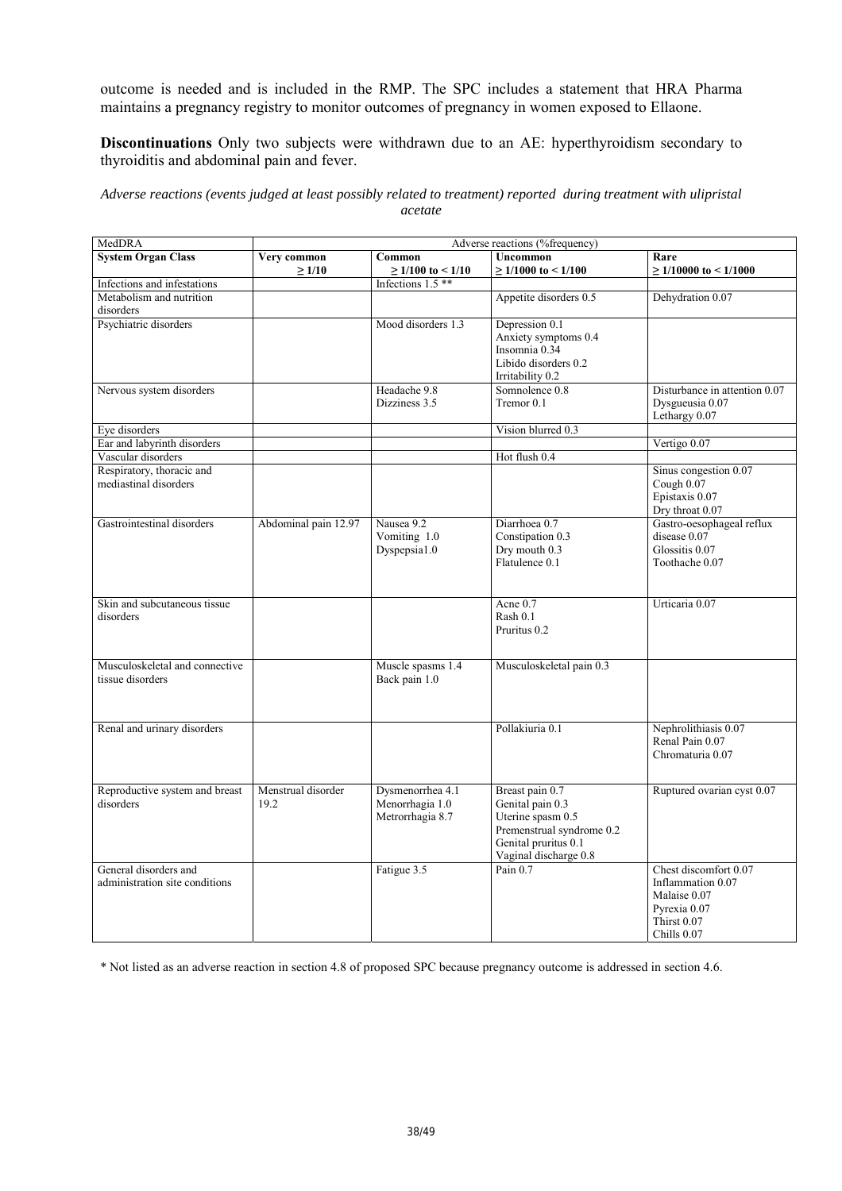outcome is needed and is included in the RMP. The SPC includes a statement that HRA Pharma maintains a pregnancy registry to monitor outcomes of pregnancy in women exposed to Ellaone.

**Discontinuations** Only two subjects were withdrawn due to an AE: hyperthyroidism secondary to thyroiditis and abdominal pain and fever.

*Adverse reactions (events judged at least possibly related to treatment) reported during treatment with ulipristal acetate*

| MedDRA | Adverse reactions (%frequency) | | | |
|---|---|---|---|---|
| **System Organ Class** | **Very common ≥ 1/10** | **Common ≥ 1/100 to < 1/10** | **Uncommon ≥ 1/1000 to < 1/100** | **Rare ≥ 1/10000 to < 1/1000** |
| Infections and infestations | | Infections 1.5 ** | | |
| Metabolism and nutrition disorders | | | Appetite disorders 0.5 | Dehydration 0.07 |
| Psychiatric disorders | | Mood disorders 1.3 | Depression 0.1<br>Anxiety symptoms 0.4<br>Insomnia 0.34<br>Libido disorders 0.2<br>Irritability 0.2 | |
| Nervous system disorders | | Headache 9.8<br>Dizziness 3.5 | Somnolence 0.8<br>Tremor 0.1 | Disturbance in attention 0.07<br>Dysgueusia 0.07<br>Lethargy 0.07 |
| Eye disorders | | | Vision blurred 0.3 | |
| Ear and labyrinth disorders | | | | Vertigo 0.07 |
| Vascular disorders | | | Hot flush 0.4 | |
| Respiratory, thoracic and mediastinal disorders | | | | Sinus congestion 0.07<br>Cough 0.07<br>Epistaxis 0.07<br>Dry throat 0.07 |
| Gastrointestinal disorders | Abdominal pain 12.97 | Nausea 9.2<br>Vomiting 1.0<br>Dyspepsia1.0 | Diarrhoea 0.7<br>Constipation 0.3<br>Dry mouth 0.3<br>Flatulence 0.1 | Gastro-oesophageal reflux disease 0.07<br>Glossitis 0.07<br>Toothache 0.07 |
| Skin and subcutaneous tissue disorders | | | Acne 0.7<br>Rash 0.1<br>Pruritus 0.2 | Urticaria 0.07 |
| Musculoskeletal and connective tissue disorders | | Muscle spasms 1.4<br>Back pain 1.0 | Musculoskeletal pain 0.3 | |
| Renal and urinary disorders | | | Pollakiuria 0.1 | Nephrolithiasis 0.07<br>Renal Pain 0.07<br>Chromaturia 0.07 |
| Reproductive system and breast disorders | Menstrual disorder 19.2 | Dysmenorrhea 4.1<br>Menorrhagia 1.0<br>Metrorrhagia 8.7 | Breast pain 0.7<br>Genital pain 0.3<br>Uterine spasm 0.5<br>Premenstrual syndrome 0.2<br>Genital pruritus 0.1<br>Vaginal discharge 0.8 | Ruptured ovarian cyst 0.07 |
| General disorders and administration site conditions | | Fatigue 3.5 | Pain 0.7 | Chest discomfort 0.07<br>Inflammation 0.07<br>Malaise 0.07<br>Pyrexia 0.07<br>Thirst 0.07<br>Chills 0.07 |

\* Not listed as an adverse reaction in section 4.8 of proposed SPC because pregnancy outcome is addressed in section 4.6.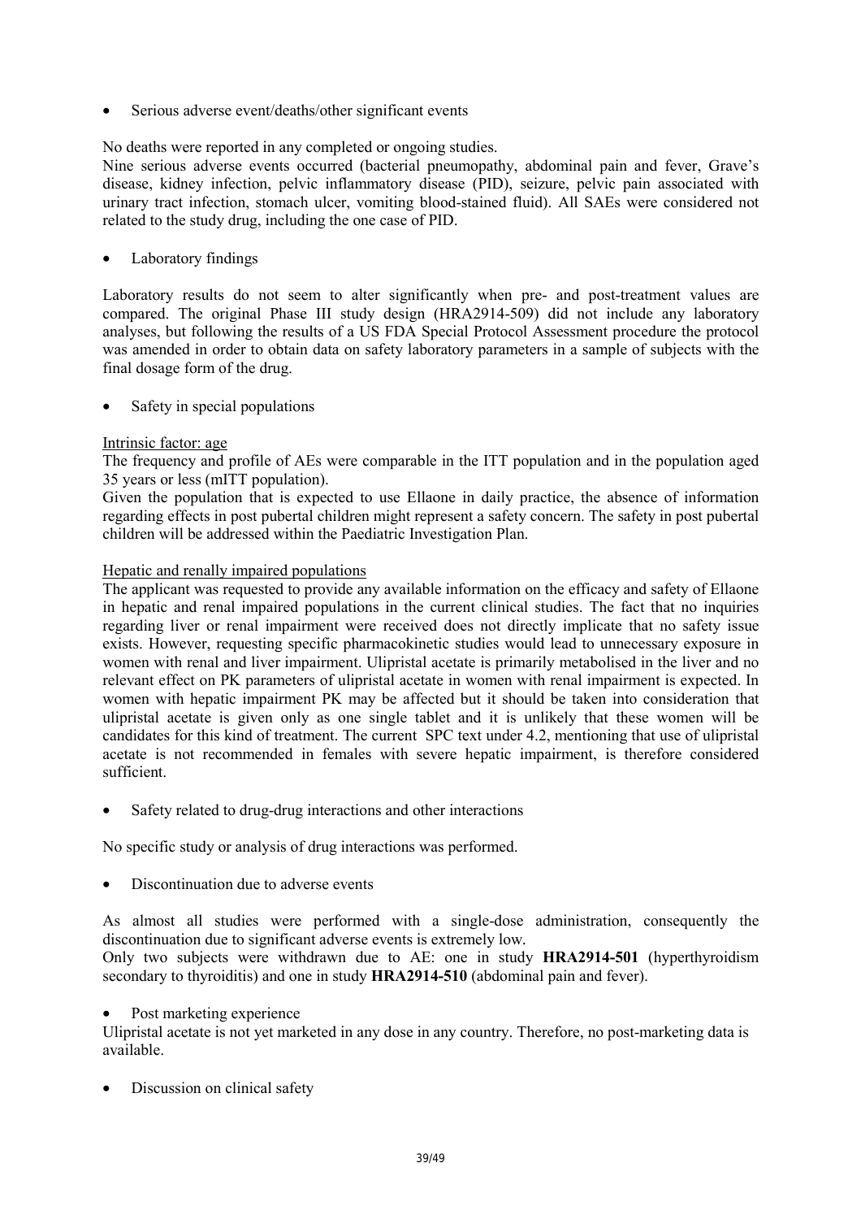- Serious adverse event/deaths/other significant events

No deaths were reported in any completed or ongoing studies.

Nine serious adverse events occurred (bacterial pneumopathy, abdominal pain and fever, Grave's disease, kidney infection, pelvic inflammatory disease (PID), seizure, pelvic pain associated with urinary tract infection, stomach ulcer, vomiting blood-stained fluid). All SAEs were considered not related to the study drug, including the one case of PID.

- Laboratory findings

Laboratory results do not seem to alter significantly when pre- and post-treatment values are compared. The original Phase III study design (HRA2914-509) did not include any laboratory analyses, but following the results of a US FDA Special Protocol Assessment procedure the protocol was amended in order to obtain data on safety laboratory parameters in a sample of subjects with the final dosage form of the drug.

- Safety in special populations

Intrinsic factor: age

The frequency and profile of AEs were comparable in the ITT population and in the population aged 35 years or less (mITT population).

Given the population that is expected to use Ellaone in daily practice, the absence of information regarding effects in post pubertal children might represent a safety concern. The safety in post pubertal children will be addressed within the Paediatric Investigation Plan.

Hepatic and renally impaired populations

The applicant was requested to provide any available information on the efficacy and safety of Ellaone in hepatic and renal impaired populations in the current clinical studies. The fact that no inquiries regarding liver or renal impairment were received does not directly implicate that no safety issue exists. However, requesting specific pharmacokinetic studies would lead to unnecessary exposure in women with renal and liver impairment. Ulipristal acetate is primarily metabolised in the liver and no relevant effect on PK parameters of ulipristal acetate in women with renal impairment is expected. In women with hepatic impairment PK may be affected but it should be taken into consideration that ulipristal acetate is given only as one single tablet and it is unlikely that these women will be candidates for this kind of treatment. The current SPC text under 4.2, mentioning that use of ulipristal acetate is not recommended in females with severe hepatic impairment, is therefore considered sufficient.

- Safety related to drug-drug interactions and other interactions

No specific study or analysis of drug interactions was performed.

- Discontinuation due to adverse events

As almost all studies were performed with a single-dose administration, consequently the discontinuation due to significant adverse events is extremely low.

Only two subjects were withdrawn due to AE: one in study **HRA2914-501** (hyperthyroidism secondary to thyroiditis) and one in study **HRA2914-510** (abdominal pain and fever).

- Post marketing experience

Ulipristal acetate is not yet marketed in any dose in any country. Therefore, no post-marketing data is available.

- Discussion on clinical safety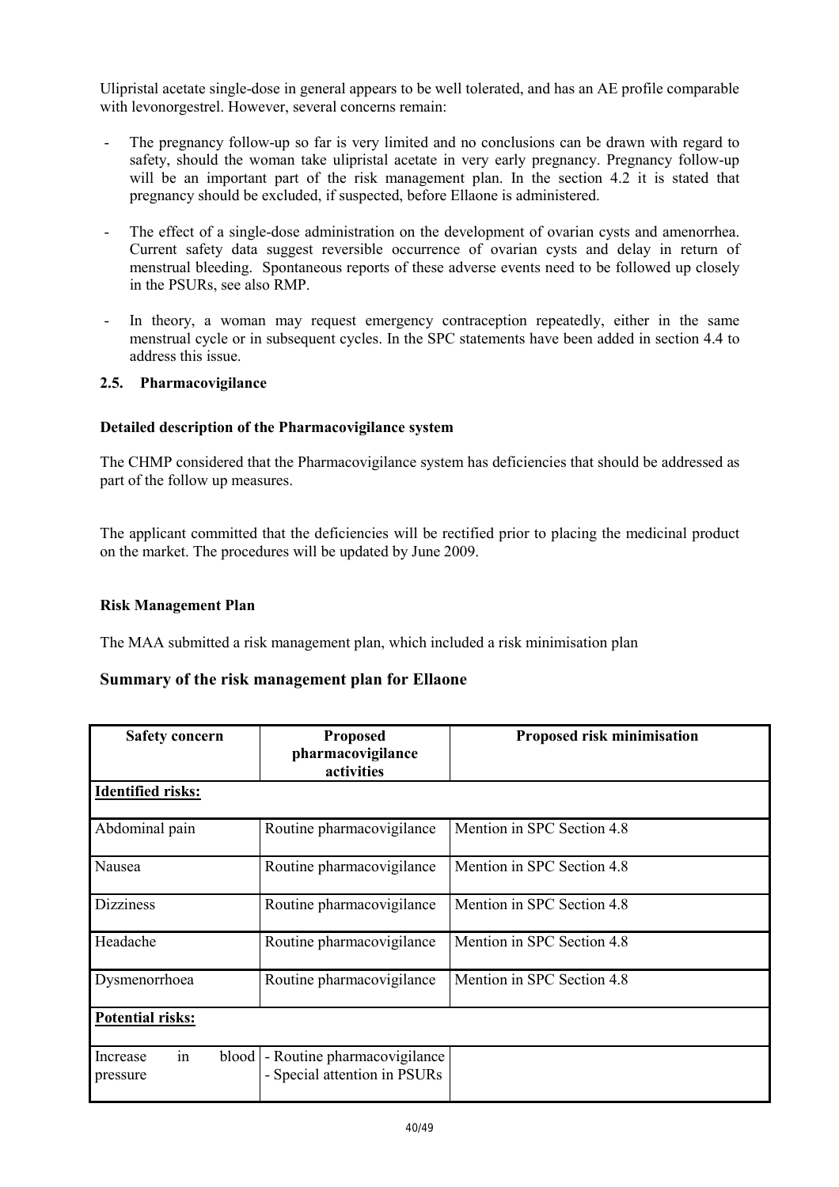Ulipristal acetate single-dose in general appears to be well tolerated, and has an AE profile comparable with levonorgestrel. However, several concerns remain:

- The pregnancy follow-up so far is very limited and no conclusions can be drawn with regard to safety, should the woman take ulipristal acetate in very early pregnancy. Pregnancy follow-up will be an important part of the risk management plan. In the section 4.2 it is stated that pregnancy should be excluded, if suspected, before Ellaone is administered.
- The effect of a single-dose administration on the development of ovarian cysts and amenorrhea. Current safety data suggest reversible occurrence of ovarian cysts and delay in return of menstrual bleeding. Spontaneous reports of these adverse events need to be followed up closely in the PSURs, see also RMP.
- In theory, a woman may request emergency contraception repeatedly, either in the same menstrual cycle or in subsequent cycles. In the SPC statements have been added in section 4.4 to address this issue.

## 2.5. Pharmacovigilance

**Detailed description of the Pharmacovigilance system**

The CHMP considered that the Pharmacovigilance system has deficiencies that should be addressed as part of the follow up measures.

The applicant committed that the deficiencies will be rectified prior to placing the medicinal product on the market. The procedures will be updated by June 2009.

**Risk Management Plan**

The MAA submitted a risk management plan, which included a risk minimisation plan

### Summary of the risk management plan for Ellaone

| Safety concern | Proposed pharmacovigilance activities | Proposed risk minimisation |
|---|---|---|
| **Identified risks:** | | |
| Abdominal pain | Routine pharmacovigilance | Mention in SPC Section 4.8 |
| Nausea | Routine pharmacovigilance | Mention in SPC Section 4.8 |
| Dizziness | Routine pharmacovigilance | Mention in SPC Section 4.8 |
| Headache | Routine pharmacovigilance | Mention in SPC Section 4.8 |
| Dysmenorrhoea | Routine pharmacovigilance | Mention in SPC Section 4.8 |
| **Potential risks:** | | |
| Increase in blood pressure | - Routine pharmacovigilance<br>- Special attention in PSURs | |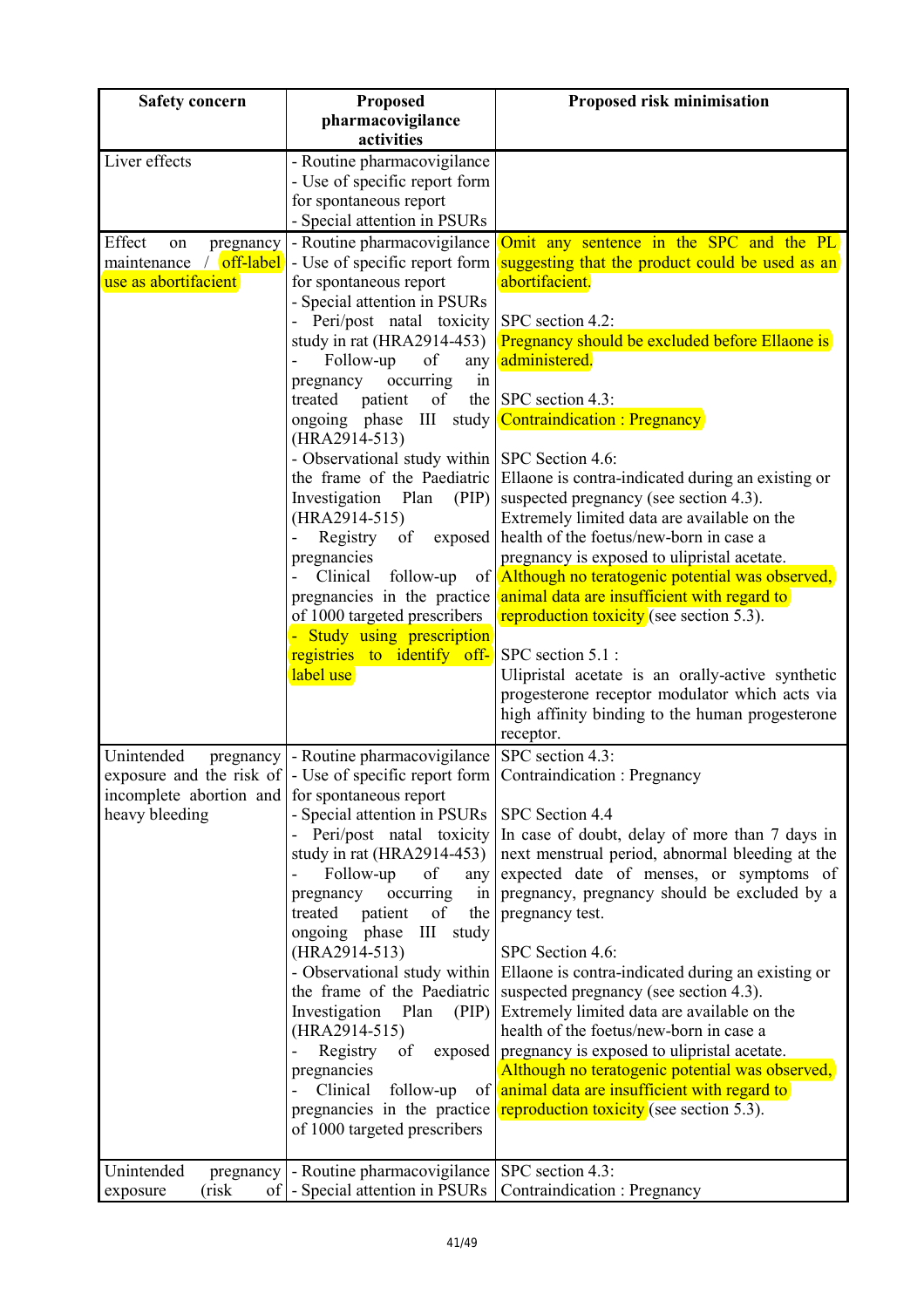| Safety concern | Proposed pharmacovigilance activities | Proposed risk minimisation |
|---|---|---|
| Liver effects | - Routine pharmacovigilance<br>- Use of specific report form for spontaneous report<br>- Special attention in PSURs | |
| Effect on pregnancy maintenance / off-label use as abortifacient | - Routine pharmacovigilance<br>- Use of specific report form for spontaneous report<br>- Special attention in PSURs<br>- Peri/post natal toxicity study in rat (HRA2914-453)<br>- Follow-up of any pregnancy occurring in treated patient of the ongoing phase III study (HRA2914-513)<br>- Observational study within the frame of the Paediatric Investigation Plan (PIP) (HRA2914-515)<br>- Registry of exposed pregnancies<br>- Clinical follow-up of pregnancies in the practice of 1000 targeted prescribers<br>- Study using prescription registries to identify off-label use | Omit any sentence in the SPC and the PL suggesting that the product could be used as an abortifacient.<br><br>SPC section 4.2:<br>Pregnancy should be excluded before Ellaone is administered.<br><br>SPC section 4.3:<br>Contraindication : Pregnancy<br><br>SPC Section 4.6:<br>Ellaone is contra-indicated during an existing or suspected pregnancy (see section 4.3).<br>Extremely limited data are available on the health of the foetus/new-born in case a pregnancy is exposed to ulipristal acetate.<br>Although no teratogenic potential was observed, animal data are insufficient with regard to reproduction toxicity (see section 5.3).<br><br>SPC section 5.1 :<br>Ulipristal acetate is an orally-active synthetic progesterone receptor modulator which acts via high affinity binding to the human progesterone receptor. |
| Unintended pregnancy exposure and the risk of incomplete abortion and heavy bleeding | - Routine pharmacovigilance<br>- Use of specific report form for spontaneous report<br>- Special attention in PSURs<br>- Peri/post natal toxicity study in rat (HRA2914-453)<br>- Follow-up of any pregnancy occurring in treated patient of the ongoing phase III study (HRA2914-513)<br>- Observational study within the frame of the Paediatric Investigation Plan (PIP) (HRA2914-515)<br>- Registry of exposed pregnancies<br>- Clinical follow-up of pregnancies in the practice of 1000 targeted prescribers | SPC section 4.3:<br>Contraindication : Pregnancy<br><br>SPC Section 4.4<br>In case of doubt, delay of more than 7 days in next menstrual period, abnormal bleeding at the expected date of menses, or symptoms of pregnancy, pregnancy should be excluded by a pregnancy test.<br><br>SPC Section 4.6:<br>Ellaone is contra-indicated during an existing or suspected pregnancy (see section 4.3).<br>Extremely limited data are available on the health of the foetus/new-born in case a pregnancy is exposed to ulipristal acetate.<br>Although no teratogenic potential was observed, animal data are insufficient with regard to reproduction toxicity (see section 5.3). |
| Unintended pregnancy exposure (risk of | - Routine pharmacovigilance<br>- Special attention in PSURs | SPC section 4.3:<br>Contraindication : Pregnancy |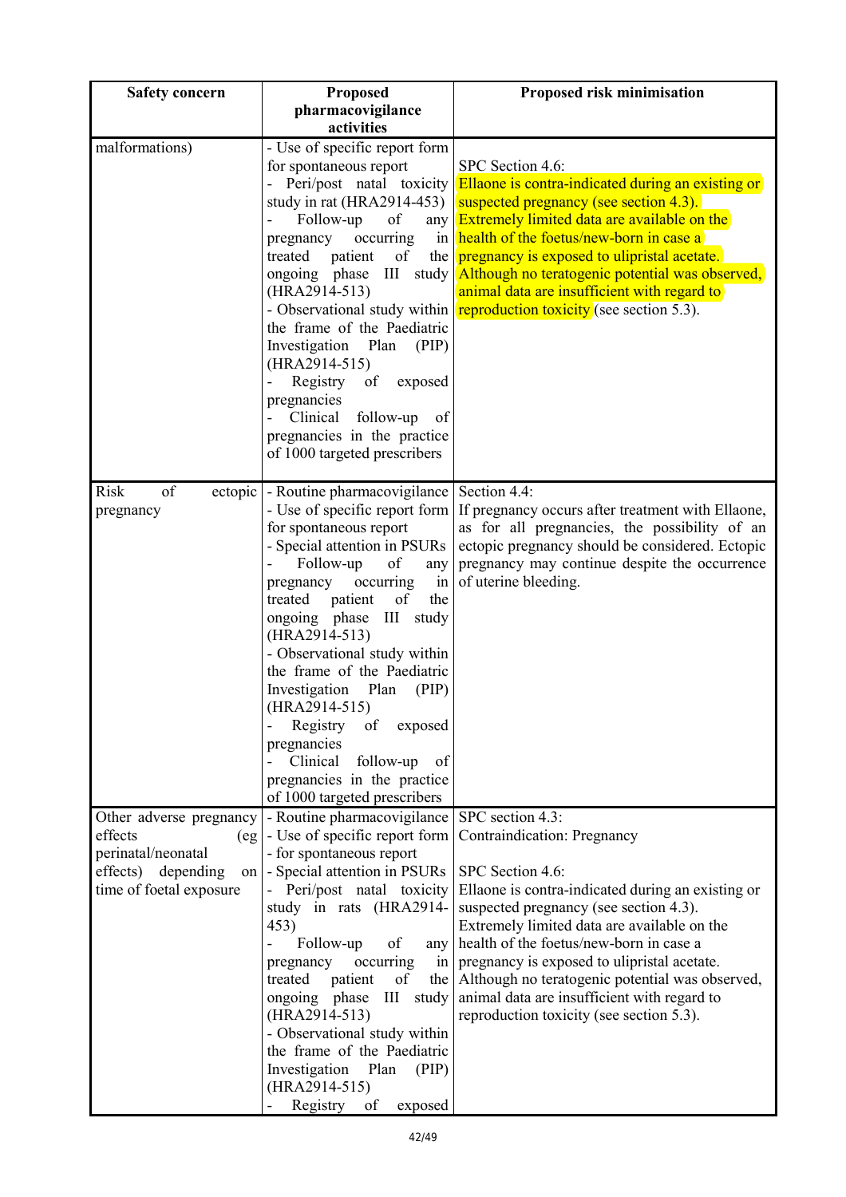| Safety concern | Proposed pharmacovigilance activities | Proposed risk minimisation |
|---|---|---|
| malformations) | - Use of specific report form for spontaneous report<br>- Peri/post natal toxicity study in rat (HRA2914-453)<br>- Follow-up of any pregnancy occurring in treated patient of the ongoing phase III study (HRA2914-513)<br>- Observational study within the frame of the Paediatric Investigation Plan (PIP) (HRA2914-515)<br>- Registry of exposed pregnancies<br>- Clinical follow-up of pregnancies in the practice of 1000 targeted prescribers | SPC Section 4.6:<br>Ellaone is contra-indicated during an existing or suspected pregnancy (see section 4.3).<br>Extremely limited data are available on the health of the foetus/new-born in case a pregnancy is exposed to ulipristal acetate.<br>Although no teratogenic potential was observed, animal data are insufficient with regard to reproduction toxicity (see section 5.3). |
| Risk of ectopic pregnancy | - Routine pharmacovigilance<br>- Use of specific report form for spontaneous report<br>- Special attention in PSURs<br>- Follow-up of any pregnancy occurring in treated patient of the ongoing phase III study (HRA2914-513)<br>- Observational study within the frame of the Paediatric Investigation Plan (PIP) (HRA2914-515)<br>- Registry of exposed pregnancies<br>- Clinical follow-up of pregnancies in the practice of 1000 targeted prescribers | Section 4.4:<br>If pregnancy occurs after treatment with Ellaone, as for all pregnancies, the possibility of an ectopic pregnancy should be considered. Ectopic pregnancy may continue despite the occurrence of uterine bleeding. |
| Other adverse pregnancy effects (eg perinatal/neonatal effects) depending on time of foetal exposure | - Routine pharmacovigilance<br>- Use of specific report form - for spontaneous report<br>- Special attention in PSURs<br>- Peri/post natal toxicity study in rats (HRA2914-453)<br>- Follow-up of any pregnancy occurring in treated patient of the ongoing phase III study (HRA2914-513)<br>- Observational study within the frame of the Paediatric Investigation Plan (PIP) (HRA2914-515)<br>- Registry of exposed | SPC section 4.3:<br>Contraindication: Pregnancy<br><br>SPC Section 4.6:<br>Ellaone is contra-indicated during an existing or suspected pregnancy (see section 4.3).<br>Extremely limited data are available on the health of the foetus/new-born in case a pregnancy is exposed to ulipristal acetate.<br>Although no teratogenic potential was observed, animal data are insufficient with regard to reproduction toxicity (see section 5.3). |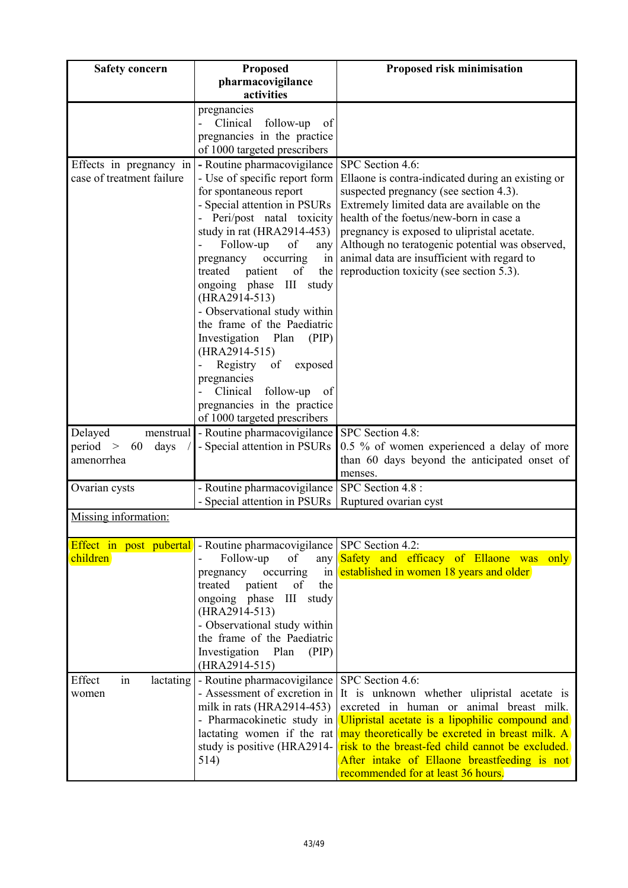| Safety concern | Proposed pharmacovigilance activities | Proposed risk minimisation |
|---|---|---|
| | pregnancies<br>- Clinical follow-up of pregnancies in the practice of 1000 targeted prescribers | |
| Effects in pregnancy in case of treatment failure | - Routine pharmacovigilance<br>- Use of specific report form for spontaneous report<br>- Special attention in PSURs<br>- Peri/post natal toxicity study in rat (HRA2914-453)<br>- Follow-up of any pregnancy occurring in treated patient of the ongoing phase III study (HRA2914-513)<br>- Observational study within the frame of the Paediatric Investigation Plan (PIP) (HRA2914-515)<br>- Registry of exposed pregnancies<br>- Clinical follow-up of pregnancies in the practice of 1000 targeted prescribers | SPC Section 4.6:<br>Ellaone is contra-indicated during an existing or suspected pregnancy (see section 4.3).<br>Extremely limited data are available on the health of the foetus/new-born in case a pregnancy is exposed to ulipristal acetate.<br>Although no teratogenic potential was observed, animal data are insufficient with regard to reproduction toxicity (see section 5.3). |
| Delayed menstrual period > 60 days / amenorrhea | - Routine pharmacovigilance<br>- Special attention in PSURs | SPC Section 4.8:<br>0.5 % of women experienced a delay of more than 60 days beyond the anticipated onset of menses. |
| Ovarian cysts | - Routine pharmacovigilance<br>- Special attention in PSURs | SPC Section 4.8 :<br>Ruptured ovarian cyst |
| Missing information: | | |
| Effect in post pubertal children | - Routine pharmacovigilance<br>- Follow-up of any pregnancy occurring in treated patient of the ongoing phase III study (HRA2914-513)<br>- Observational study within the frame of the Paediatric Investigation Plan (PIP) (HRA2914-515) | SPC Section 4.2:<br>Safety and efficacy of Ellaone was only established in women 18 years and older |
| Effect in lactating women | - Routine pharmacovigilance<br>- Assessment of excretion in milk in rats (HRA2914-453)<br>- Pharmacokinetic study in lactating women if the rat study is positive (HRA2914-514) | SPC Section 4.6:<br>It is unknown whether ulipristal acetate is excreted in human or animal breast milk. Ulipristal acetate is a lipophilic compound and may theoretically be excreted in breast milk. A risk to the breast-fed child cannot be excluded. After intake of Ellaone breastfeeding is not recommended for at least 36 hours. |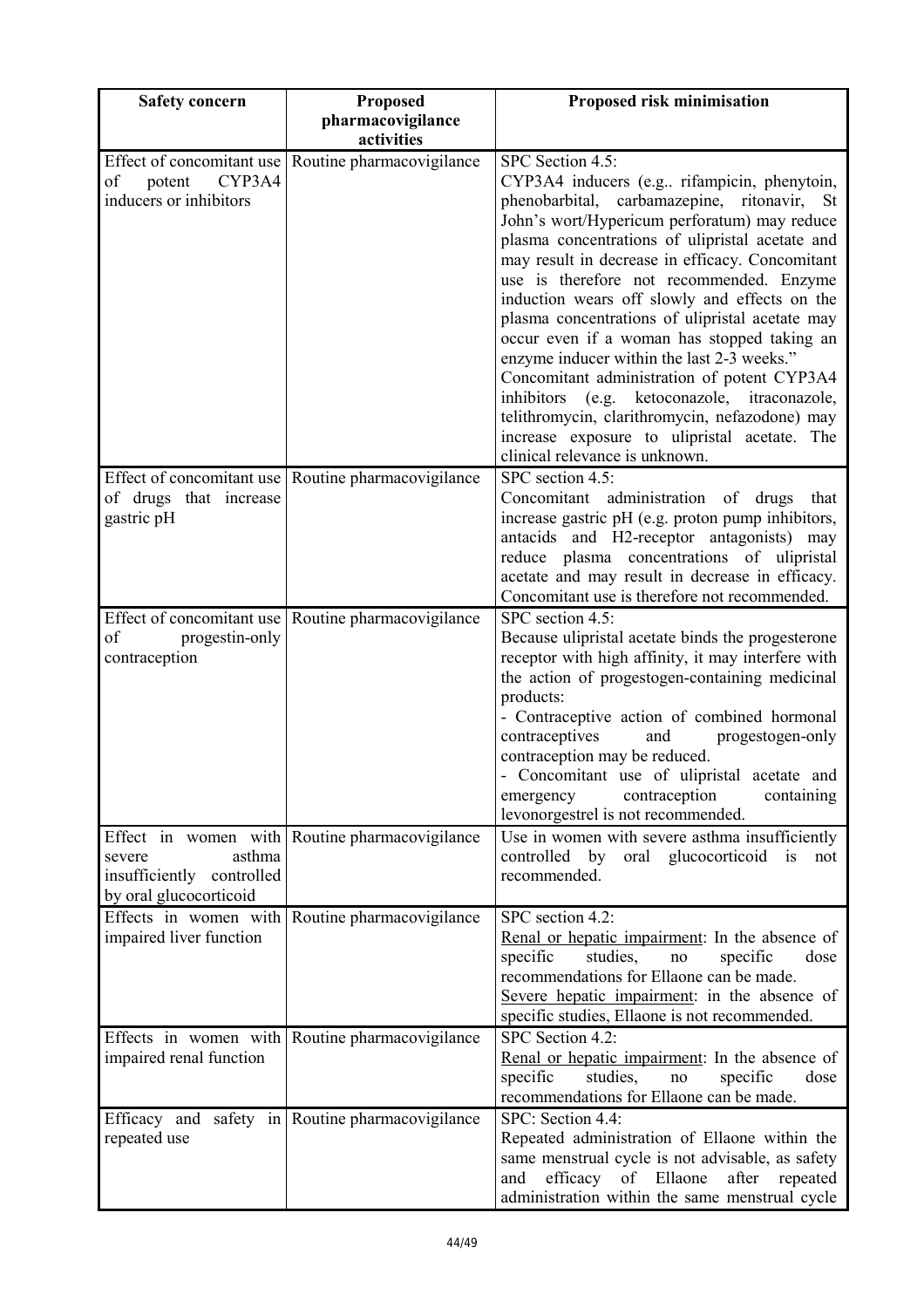| Safety concern | Proposed pharmacovigilance activities | Proposed risk minimisation |
|---|---|---|
| Effect of concomitant use of potent CYP3A4 inducers or inhibitors | Routine pharmacovigilance | SPC Section 4.5:<br>CYP3A4 inducers (e.g.. rifampicin, phenytoin, phenobarbital, carbamazepine, ritonavir, St John's wort/Hypericum perforatum) may reduce plasma concentrations of ulipristal acetate and may result in decrease in efficacy. Concomitant use is therefore not recommended. Enzyme induction wears off slowly and effects on the plasma concentrations of ulipristal acetate may occur even if a woman has stopped taking an enzyme inducer within the last 2-3 weeks."<br>Concomitant administration of potent CYP3A4 inhibitors (e.g. ketoconazole, itraconazole, telithromycin, clarithromycin, nefazodone) may increase exposure to ulipristal acetate. The clinical relevance is unknown. |
| Effect of concomitant use of drugs that increase gastric pH | Routine pharmacovigilance | SPC section 4.5:<br>Concomitant administration of drugs that increase gastric pH (e.g. proton pump inhibitors, antacids and H2-receptor antagonists) may reduce plasma concentrations of ulipristal acetate and may result in decrease in efficacy. Concomitant use is therefore not recommended. |
| Effect of concomitant use of progestin-only contraception | Routine pharmacovigilance | SPC section 4.5:<br>Because ulipristal acetate binds the progesterone receptor with high affinity, it may interfere with the action of progestogen-containing medicinal products:<br>- Contraceptive action of combined hormonal contraceptives and progestogen-only contraception may be reduced.<br>- Concomitant use of ulipristal acetate and emergency contraception containing levonorgestrel is not recommended. |
| Effect in women with severe asthma insufficiently controlled by oral glucocorticoid | Routine pharmacovigilance | Use in women with severe asthma insufficiently controlled by oral glucocorticoid is not recommended. |
| Effects in women with impaired liver function | Routine pharmacovigilance | SPC section 4.2:<br><u>Renal or hepatic impairment</u>: In the absence of specific studies, no specific dose recommendations for Ellaone can be made.<br><u>Severe hepatic impairment</u>: in the absence of specific studies, Ellaone is not recommended. |
| Effects in women with impaired renal function | Routine pharmacovigilance | SPC Section 4.2:<br><u>Renal or hepatic impairment</u>: In the absence of specific studies, no specific dose recommendations for Ellaone can be made. |
| Efficacy and safety in repeated use | Routine pharmacovigilance | SPC: Section 4.4:<br>Repeated administration of Ellaone within the same menstrual cycle is not advisable, as safety and efficacy of Ellaone after repeated administration within the same menstrual cycle |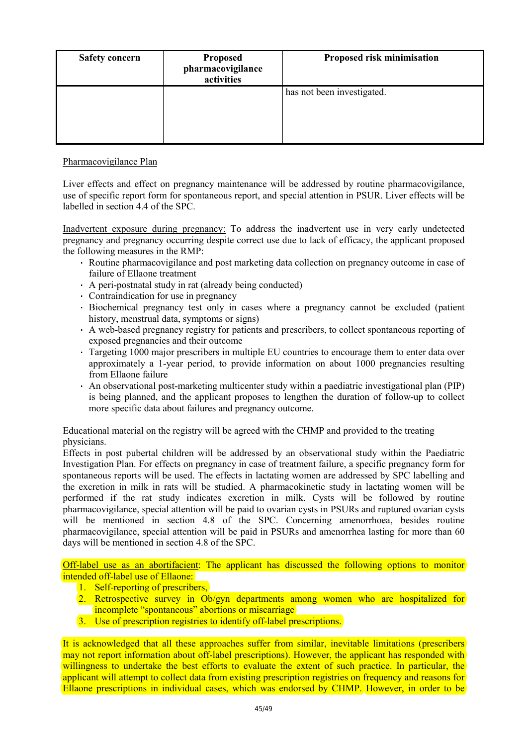| Safety concern | Proposed pharmacovigilance activities | Proposed risk minimisation |
|---|---|---|
| | | has not been investigated. |

Pharmacovigilance Plan

Liver effects and effect on pregnancy maintenance will be addressed by routine pharmacovigilance, use of specific report form for spontaneous report, and special attention in PSUR. Liver effects will be labelled in section 4.4 of the SPC.

Inadvertent exposure during pregnancy: To address the inadvertent use in very early undetected pregnancy and pregnancy occurring despite correct use due to lack of efficacy, the applicant proposed the following measures in the RMP:

- Routine pharmacovigilance and post marketing data collection on pregnancy outcome in case of failure of Ellaone treatment
- A peri-postnatal study in rat (already being conducted)
- Contraindication for use in pregnancy
- Biochemical pregnancy test only in cases where a pregnancy cannot be excluded (patient history, menstrual data, symptoms or signs)
- A web-based pregnancy registry for patients and prescribers, to collect spontaneous reporting of exposed pregnancies and their outcome
- Targeting 1000 major prescribers in multiple EU countries to encourage them to enter data over approximately a 1-year period, to provide information on about 1000 pregnancies resulting from Ellaone failure
- An observational post-marketing multicenter study within a paediatric investigational plan (PIP) is being planned, and the applicant proposes to lengthen the duration of follow-up to collect more specific data about failures and pregnancy outcome.

Educational material on the registry will be agreed with the CHMP and provided to the treating physicians.

Effects in post pubertal children will be addressed by an observational study within the Paediatric Investigation Plan. For effects on pregnancy in case of treatment failure, a specific pregnancy form for spontaneous reports will be used. The effects in lactating women are addressed by SPC labelling and the excretion in milk in rats will be studied. A pharmacokinetic study in lactating women will be performed if the rat study indicates excretion in milk. Cysts will be followed by routine pharmacovigilance, special attention will be paid to ovarian cysts in PSURs and ruptured ovarian cysts will be mentioned in section 4.8 of the SPC. Concerning amenorrhoea, besides routine pharmacovigilance, special attention will be paid in PSURs and amenorrhea lasting for more than 60 days will be mentioned in section 4.8 of the SPC.

Off-label use as an abortifacient: The applicant has discussed the following options to monitor intended off-label use of Ellaone:

1. Self-reporting of prescribers,
2. Retrospective survey in Ob/gyn departments among women who are hospitalized for incomplete "spontaneous" abortions or miscarriage
3. Use of prescription registries to identify off-label prescriptions.

It is acknowledged that all these approaches suffer from similar, inevitable limitations (prescribers may not report information about off-label prescriptions). However, the applicant has responded with willingness to undertake the best efforts to evaluate the extent of such practice. In particular, the applicant will attempt to collect data from existing prescription registries on frequency and reasons for Ellaone prescriptions in individual cases, which was endorsed by CHMP. However, in order to be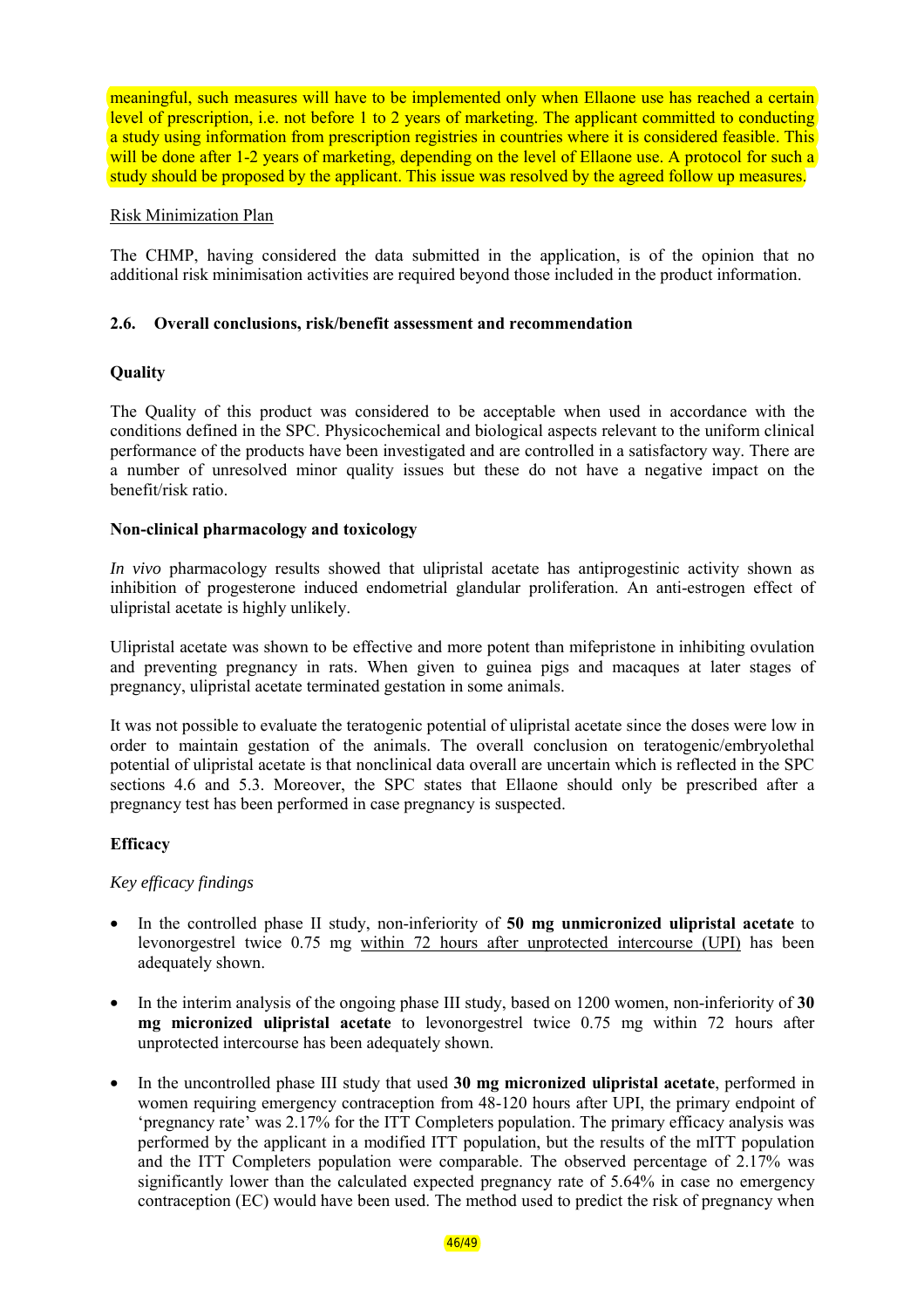meaningful, such measures will have to be implemented only when Ellaone use has reached a certain level of prescription, i.e. not before 1 to 2 years of marketing. The applicant committed to conducting a study using information from prescription registries in countries where it is considered feasible. This will be done after 1-2 years of marketing, depending on the level of Ellaone use. A protocol for such a study should be proposed by the applicant. This issue was resolved by the agreed follow up measures.

Risk Minimization Plan

The CHMP, having considered the data submitted in the application, is of the opinion that no additional risk minimisation activities are required beyond those included in the product information.

### 2.6. Overall conclusions, risk/benefit assessment and recommendation

**Quality**

The Quality of this product was considered to be acceptable when used in accordance with the conditions defined in the SPC. Physicochemical and biological aspects relevant to the uniform clinical performance of the products have been investigated and are controlled in a satisfactory way. There are a number of unresolved minor quality issues but these do not have a negative impact on the benefit/risk ratio.

**Non-clinical pharmacology and toxicology**

*In vivo* pharmacology results showed that ulipristal acetate has antiprogestinic activity shown as inhibition of progesterone induced endometrial glandular proliferation. An anti-estrogen effect of ulipristal acetate is highly unlikely.

Ulipristal acetate was shown to be effective and more potent than mifepristone in inhibiting ovulation and preventing pregnancy in rats. When given to guinea pigs and macaques at later stages of pregnancy, ulipristal acetate terminated gestation in some animals.

It was not possible to evaluate the teratogenic potential of ulipristal acetate since the doses were low in order to maintain gestation of the animals. The overall conclusion on teratogenic/embryolethal potential of ulipristal acetate is that nonclinical data overall are uncertain which is reflected in the SPC sections 4.6 and 5.3. Moreover, the SPC states that Ellaone should only be prescribed after a pregnancy test has been performed in case pregnancy is suspected.

**Efficacy**

*Key efficacy findings*

- In the controlled phase II study, non-inferiority of **50 mg unmicronized ulipristal acetate** to levonorgestrel twice 0.75 mg within 72 hours after unprotected intercourse (UPI) has been adequately shown.
- In the interim analysis of the ongoing phase III study, based on 1200 women, non-inferiority of **30 mg micronized ulipristal acetate** to levonorgestrel twice 0.75 mg within 72 hours after unprotected intercourse has been adequately shown.
- In the uncontrolled phase III study that used **30 mg micronized ulipristal acetate**, performed in women requiring emergency contraception from 48-120 hours after UPI, the primary endpoint of 'pregnancy rate' was 2.17% for the ITT Completers population. The primary efficacy analysis was performed by the applicant in a modified ITT population, but the results of the mITT population and the ITT Completers population were comparable. The observed percentage of 2.17% was significantly lower than the calculated expected pregnancy rate of 5.64% in case no emergency contraception (EC) would have been used. The method used to predict the risk of pregnancy when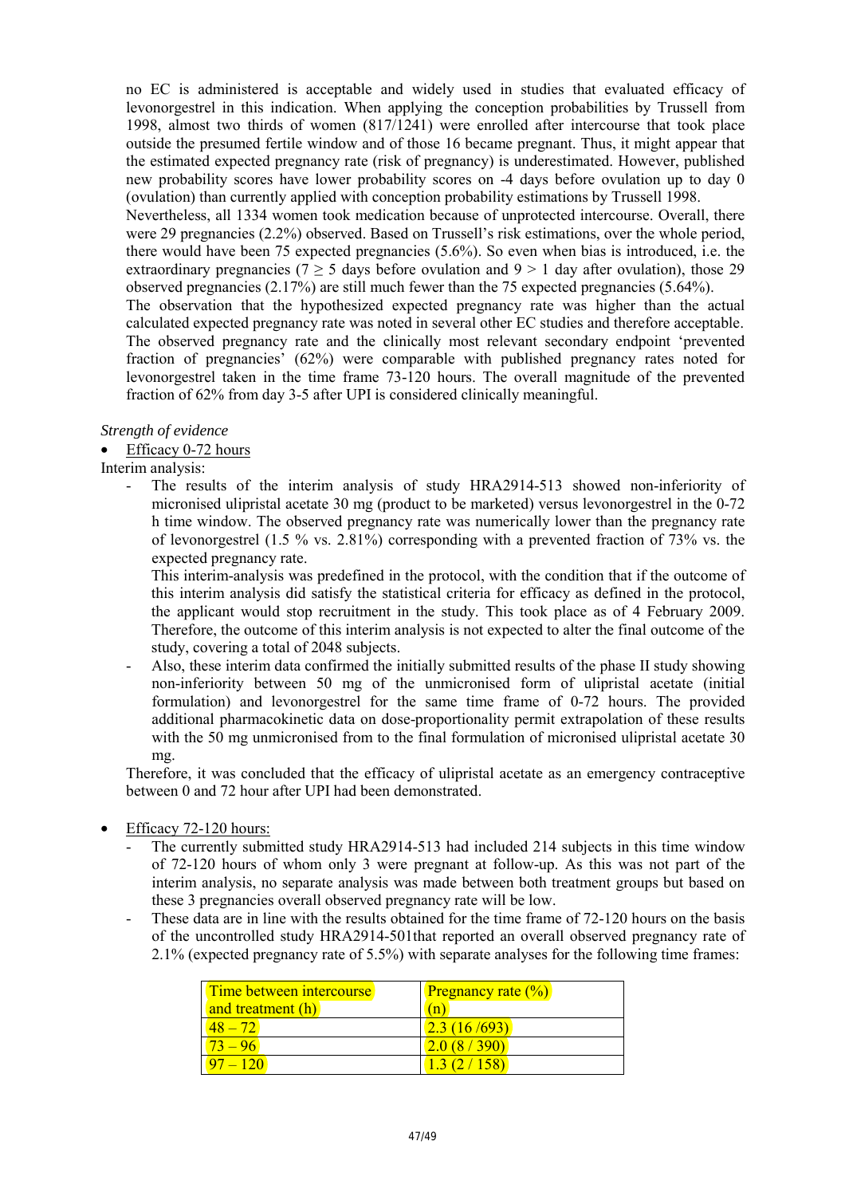no EC is administered is acceptable and widely used in studies that evaluated efficacy of levonorgestrel in this indication. When applying the conception probabilities by Trussell from 1998, almost two thirds of women (817/1241) were enrolled after intercourse that took place outside the presumed fertile window and of those 16 became pregnant. Thus, it might appear that the estimated expected pregnancy rate (risk of pregnancy) is underestimated. However, published new probability scores have lower probability scores on -4 days before ovulation up to day 0 (ovulation) than currently applied with conception probability estimations by Trussell 1998.

Nevertheless, all 1334 women took medication because of unprotected intercourse. Overall, there were 29 pregnancies (2.2%) observed. Based on Trussell's risk estimations, over the whole period, there would have been 75 expected pregnancies (5.6%). So even when bias is introduced, i.e. the extraordinary pregnancies ($7 \geq 5$ days before ovulation and $9 > 1$ day after ovulation), those 29 observed pregnancies (2.17%) are still much fewer than the 75 expected pregnancies (5.64%).

The observation that the hypothesized expected pregnancy rate was higher than the actual calculated expected pregnancy rate was noted in several other EC studies and therefore acceptable. The observed pregnancy rate and the clinically most relevant secondary endpoint 'prevented fraction of pregnancies' (62%) were comparable with published pregnancy rates noted for levonorgestrel taken in the time frame 73-120 hours. The overall magnitude of the prevented fraction of 62% from day 3-5 after UPI is considered clinically meaningful.

*Strength of evidence*

- Efficacy 0-72 hours

Interim analysis:

- The results of the interim analysis of study HRA2914-513 showed non-inferiority of micronised ulipristal acetate 30 mg (product to be marketed) versus levonorgestrel in the 0-72 h time window. The observed pregnancy rate was numerically lower than the pregnancy rate of levonorgestrel (1.5 % vs. 2.81%) corresponding with a prevented fraction of 73% vs. the expected pregnancy rate.

  This interim-analysis was predefined in the protocol, with the condition that if the outcome of this interim analysis did satisfy the statistical criteria for efficacy as defined in the protocol, the applicant would stop recruitment in the study. This took place as of 4 February 2009. Therefore, the outcome of this interim analysis is not expected to alter the final outcome of the study, covering a total of 2048 subjects.

- Also, these interim data confirmed the initially submitted results of the phase II study showing non-inferiority between 50 mg of the unmicronised form of ulipristal acetate (initial formulation) and levonorgestrel for the same time frame of 0-72 hours. The provided additional pharmacokinetic data on dose-proportionality permit extrapolation of these results with the 50 mg unmicronised from to the final formulation of micronised ulipristal acetate 30 mg.

Therefore, it was concluded that the efficacy of ulipristal acetate as an emergency contraceptive between 0 and 72 hour after UPI had been demonstrated.

- Efficacy 72-120 hours:
  - The currently submitted study HRA2914-513 had included 214 subjects in this time window of 72-120 hours of whom only 3 were pregnant at follow-up. As this was not part of the interim analysis, no separate analysis was made between both treatment groups but based on these 3 pregnancies overall observed pregnancy rate will be low.
  - These data are in line with the results obtained for the time frame of 72-120 hours on the basis of the uncontrolled study HRA2914-501that reported an overall observed pregnancy rate of 2.1% (expected pregnancy rate of 5.5%) with separate analyses for the following time frames:

| Time between intercourse and treatment (h) | Pregnancy rate (%) (n) |
|---|---|
| 48 – 72 | 2.3 (16 /693) |
| 73 – 96 | 2.0 (8 / 390) |
| 97 – 120 | 1.3 (2 / 158) |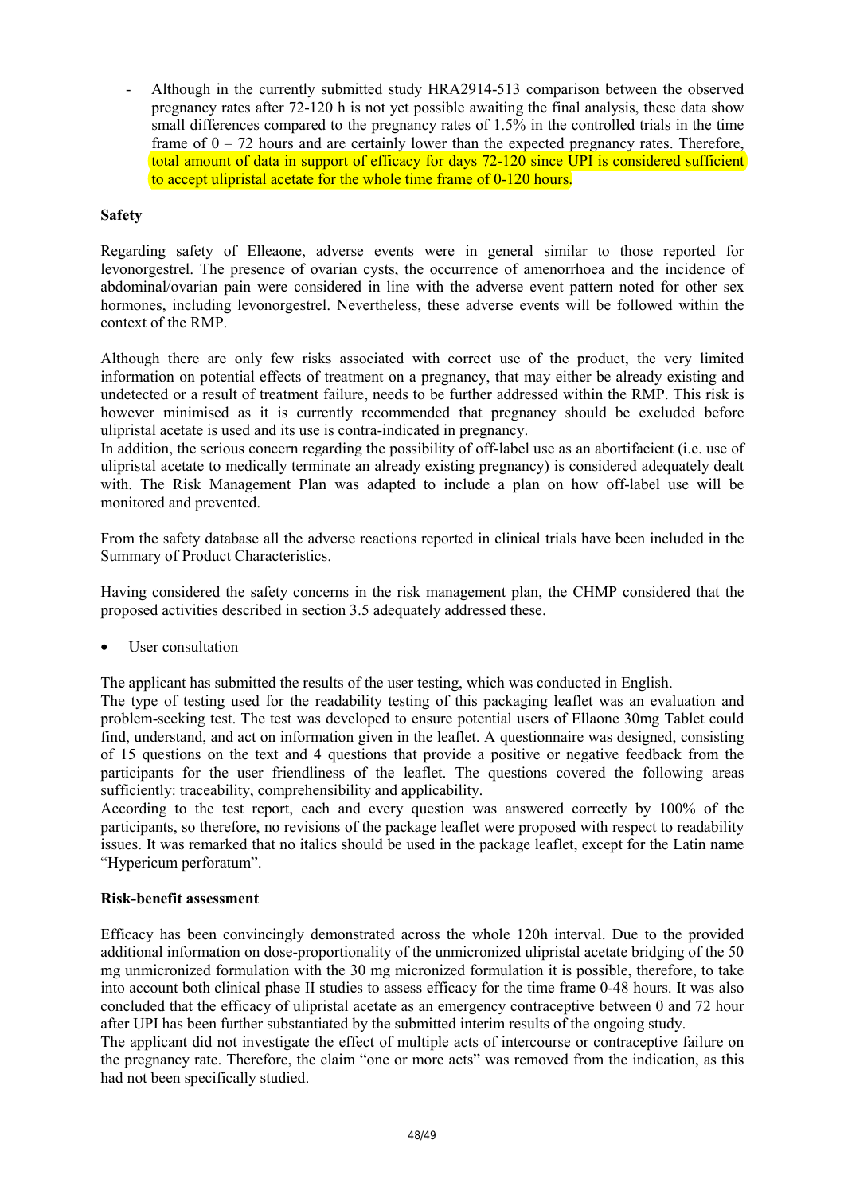- Although in the currently submitted study HRA2914-513 comparison between the observed pregnancy rates after 72-120 h is not yet possible awaiting the final analysis, these data show small differences compared to the pregnancy rates of 1.5% in the controlled trials in the time frame of 0 – 72 hours and are certainly lower than the expected pregnancy rates. Therefore, total amount of data in support of efficacy for days 72-120 since UPI is considered sufficient to accept ulipristal acetate for the whole time frame of 0-120 hours.

**Safety**

Regarding safety of Elleaone, adverse events were in general similar to those reported for levonorgestrel. The presence of ovarian cysts, the occurrence of amenorrhoea and the incidence of abdominal/ovarian pain were considered in line with the adverse event pattern noted for other sex hormones, including levonorgestrel. Nevertheless, these adverse events will be followed within the context of the RMP.

Although there are only few risks associated with correct use of the product, the very limited information on potential effects of treatment on a pregnancy, that may either be already existing and undetected or a result of treatment failure, needs to be further addressed within the RMP. This risk is however minimised as it is currently recommended that pregnancy should be excluded before ulipristal acetate is used and its use is contra-indicated in pregnancy.
In addition, the serious concern regarding the possibility of off-label use as an abortifacient (i.e. use of ulipristal acetate to medically terminate an already existing pregnancy) is considered adequately dealt with. The Risk Management Plan was adapted to include a plan on how off-label use will be monitored and prevented.

From the safety database all the adverse reactions reported in clinical trials have been included in the Summary of Product Characteristics.

Having considered the safety concerns in the risk management plan, the CHMP considered that the proposed activities described in section 3.5 adequately addressed these.

- User consultation

The applicant has submitted the results of the user testing, which was conducted in English.
The type of testing used for the readability testing of this packaging leaflet was an evaluation and problem-seeking test. The test was developed to ensure potential users of Ellaone 30mg Tablet could find, understand, and act on information given in the leaflet. A questionnaire was designed, consisting of 15 questions on the text and 4 questions that provide a positive or negative feedback from the participants for the user friendliness of the leaflet. The questions covered the following areas sufficiently: traceability, comprehensibility and applicability.
According to the test report, each and every question was answered correctly by 100% of the participants, so therefore, no revisions of the package leaflet were proposed with respect to readability issues. It was remarked that no italics should be used in the package leaflet, except for the Latin name "Hypericum perforatum".

**Risk-benefit assessment**

Efficacy has been convincingly demonstrated across the whole 120h interval. Due to the provided additional information on dose-proportionality of the unmicronized ulipristal acetate bridging of the 50 mg unmicronized formulation with the 30 mg micronized formulation it is possible, therefore, to take into account both clinical phase II studies to assess efficacy for the time frame 0-48 hours. It was also concluded that the efficacy of ulipristal acetate as an emergency contraceptive between 0 and 72 hour after UPI has been further substantiated by the submitted interim results of the ongoing study.
The applicant did not investigate the effect of multiple acts of intercourse or contraceptive failure on the pregnancy rate. Therefore, the claim "one or more acts" was removed from the indication, as this had not been specifically studied.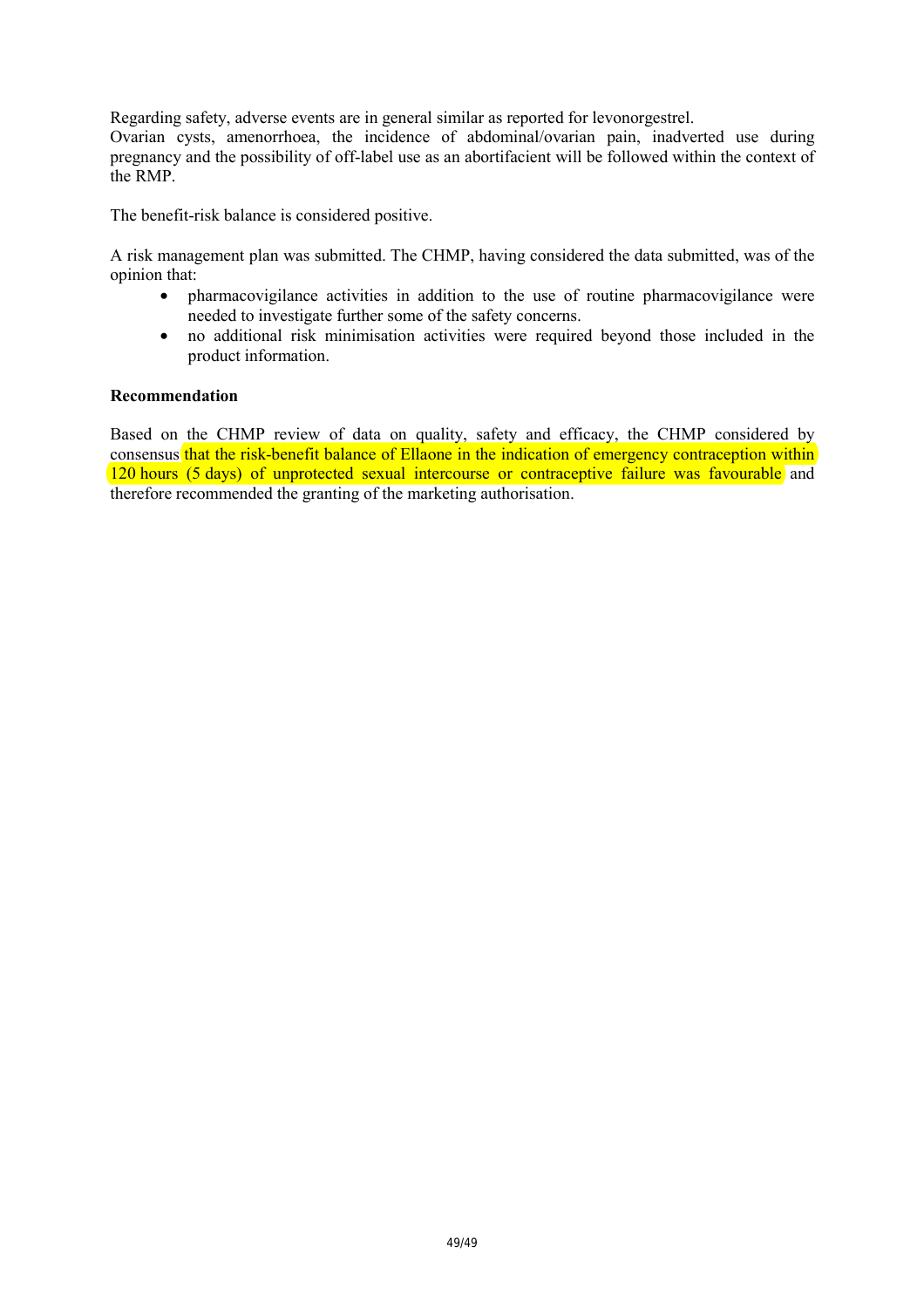Regarding safety, adverse events are in general similar as reported for levonorgestrel.
Ovarian cysts, amenorrhoea, the incidence of abdominal/ovarian pain, inadverted use during pregnancy and the possibility of off-label use as an abortifacient will be followed within the context of the RMP.

The benefit-risk balance is considered positive.

A risk management plan was submitted. The CHMP, having considered the data submitted, was of the opinion that:

- pharmacovigilance activities in addition to the use of routine pharmacovigilance were needed to investigate further some of the safety concerns.
- no additional risk minimisation activities were required beyond those included in the product information.

**Recommendation**

Based on the CHMP review of data on quality, safety and efficacy, the CHMP considered by consensus that the risk-benefit balance of Ellaone in the indication of emergency contraception within 120 hours (5 days) of unprotected sexual intercourse or contraceptive failure was favourable and therefore recommended the granting of the marketing authorisation.